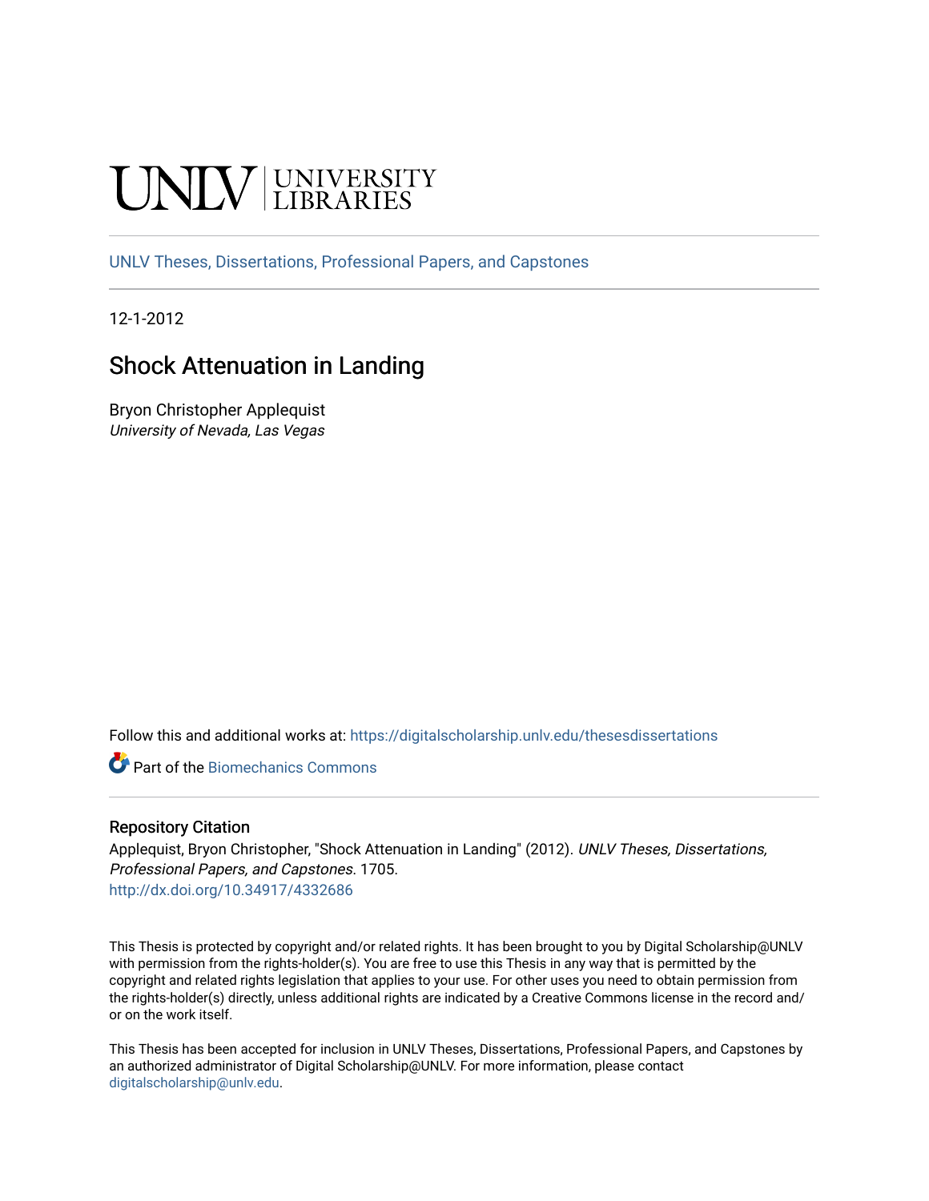UNLV | UNIVERSITY LIBRARIES

UNLV Theses, Dissertations, Professional Papers, and Capstones

12-1-2012

# Shock Attenuation in Landing

Bryon Christopher Applequist
*University of Nevada, Las Vegas*

Follow this and additional works at: https://digitalscholarship.unlv.edu/thesesdissertations

Part of the Biomechanics Commons

## Repository Citation

Applequist, Bryon Christopher, "Shock Attenuation in Landing" (2012). *UNLV Theses, Dissertations, Professional Papers, and Capstones*. 1705.
http://dx.doi.org/10.34917/4332686

This Thesis is protected by copyright and/or related rights. It has been brought to you by Digital Scholarship@UNLV with permission from the rights-holder(s). You are free to use this Thesis in any way that is permitted by the copyright and related rights legislation that applies to your use. For other uses you need to obtain permission from the rights-holder(s) directly, unless additional rights are indicated by a Creative Commons license in the record and/or on the work itself.

This Thesis has been accepted for inclusion in UNLV Theses, Dissertations, Professional Papers, and Capstones by an authorized administrator of Digital Scholarship@UNLV. For more information, please contact digitalscholarship@unlv.edu.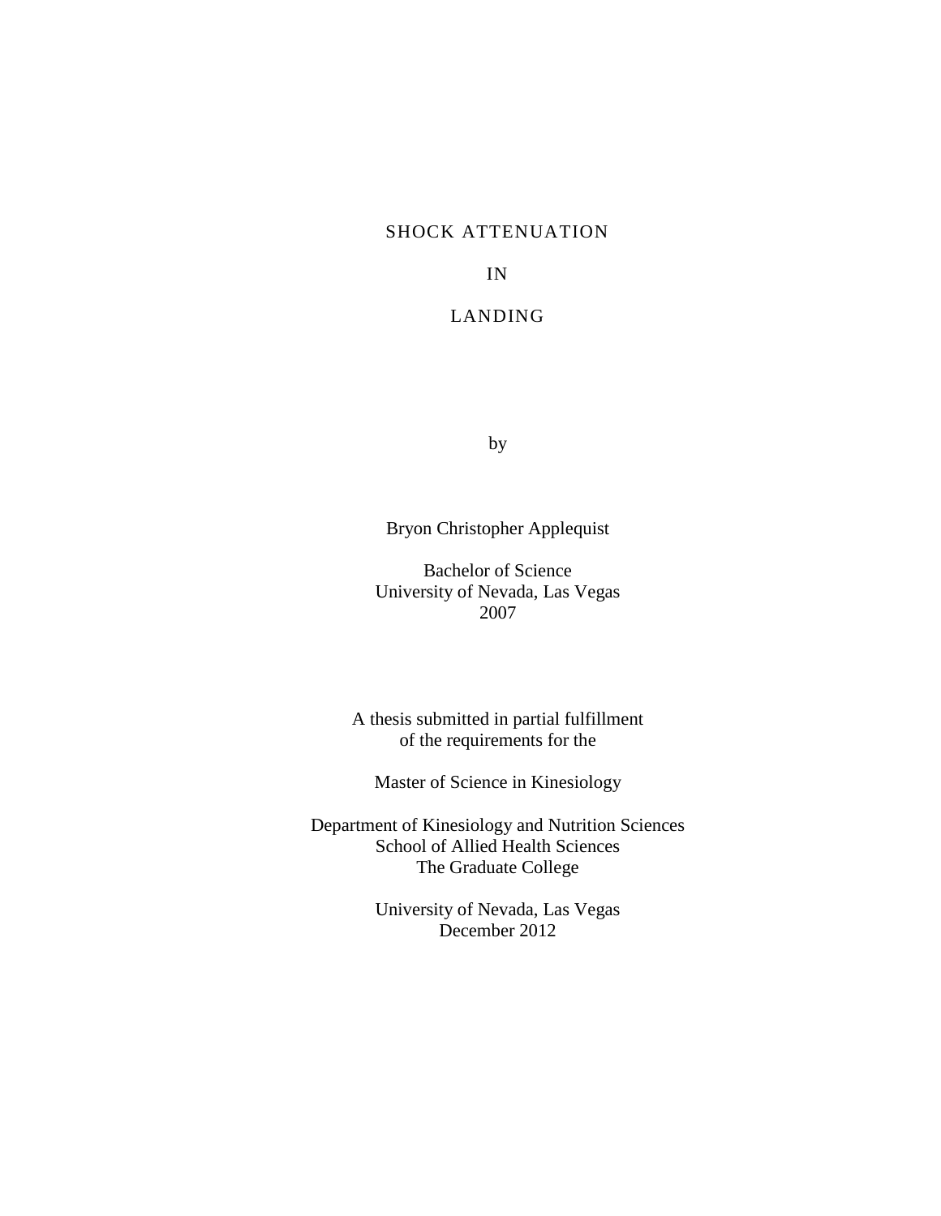# SHOCK ATTENUATION

# IN

# LANDING

by

Bryon Christopher Applequist

Bachelor of Science
University of Nevada, Las Vegas
2007

A thesis submitted in partial fulfillment
of the requirements for the

Master of Science in Kinesiology

Department of Kinesiology and Nutrition Sciences
School of Allied Health Sciences
The Graduate College

University of Nevada, Las Vegas
December 2012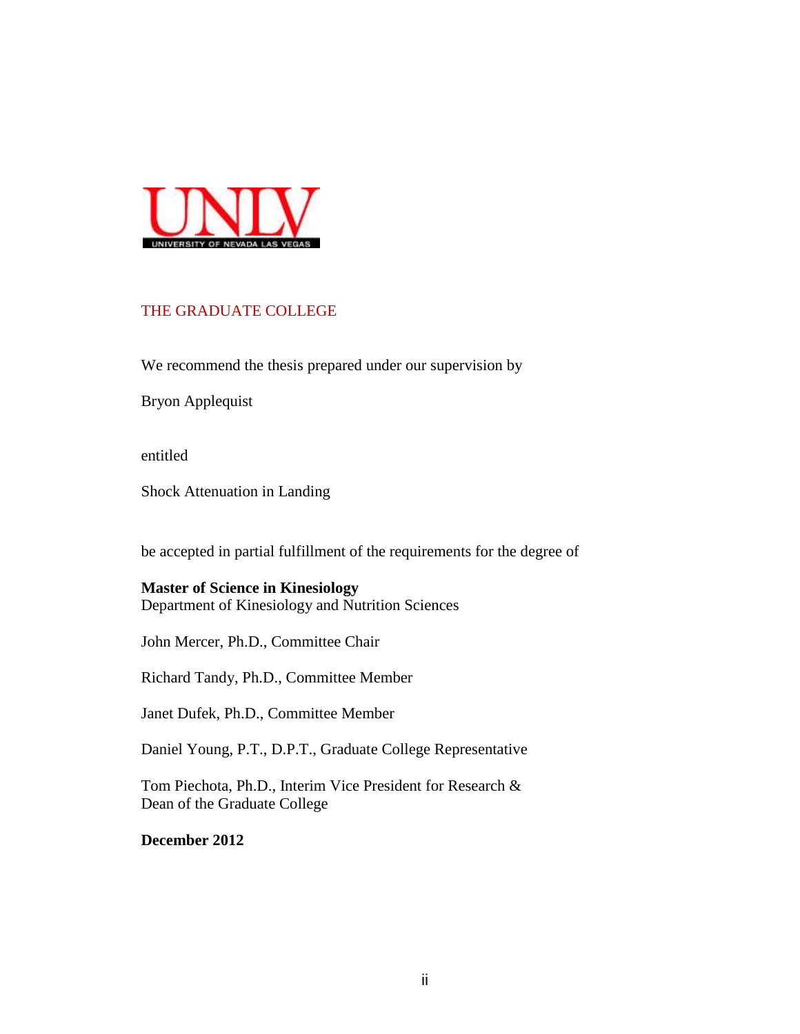UNLV
UNIVERSITY OF NEVADA LAS VEGAS

THE GRADUATE COLLEGE

We recommend the thesis prepared under our supervision by

Bryon Applequist

entitled

Shock Attenuation in Landing

be accepted in partial fulfillment of the requirements for the degree of

**Master of Science in Kinesiology**
Department of Kinesiology and Nutrition Sciences

John Mercer, Ph.D., Committee Chair

Richard Tandy, Ph.D., Committee Member

Janet Dufek, Ph.D., Committee Member

Daniel Young, P.T., D.P.T., Graduate College Representative

Tom Piechota, Ph.D., Interim Vice President for Research &
Dean of the Graduate College

**December 2012**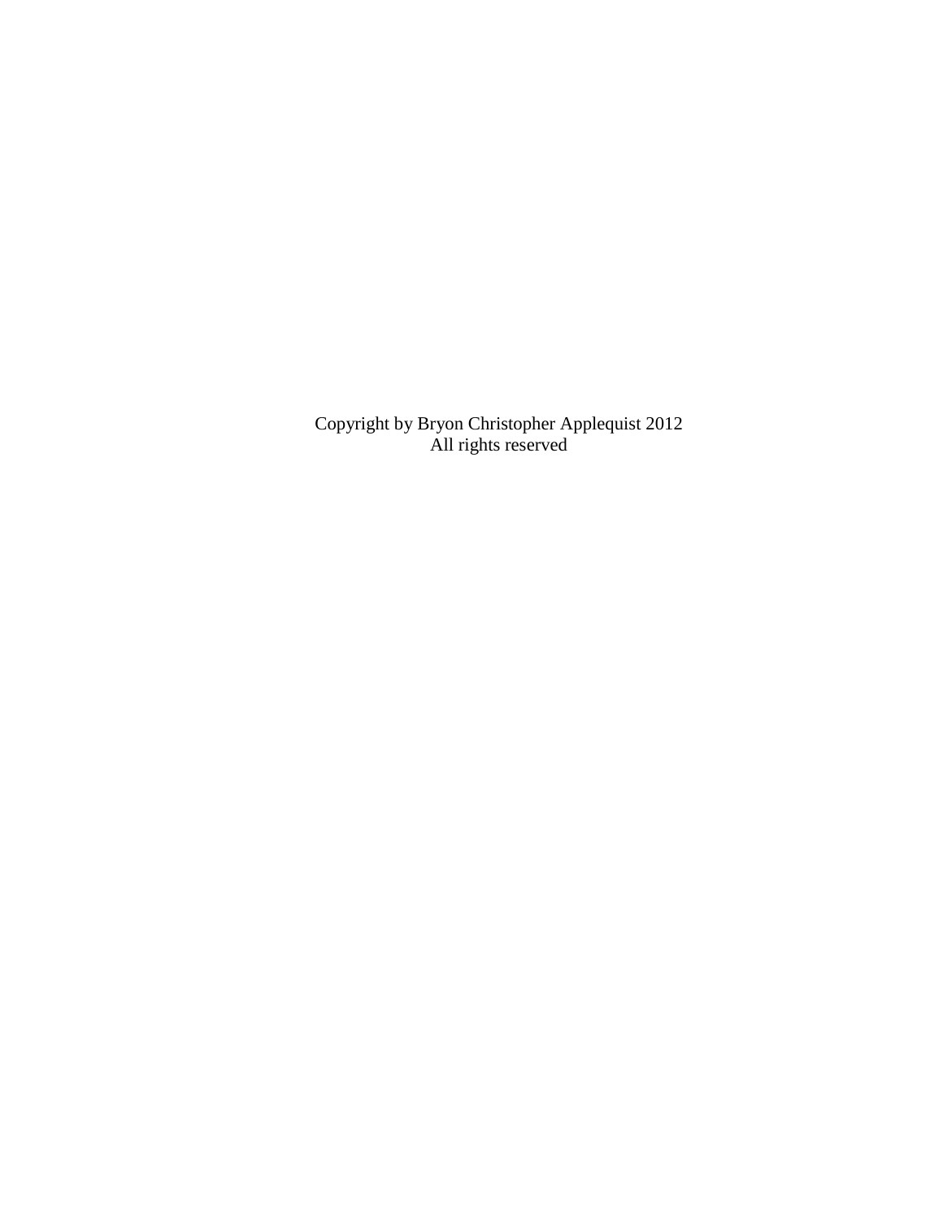Copyright by Bryon Christopher Applequist 2012
All rights reserved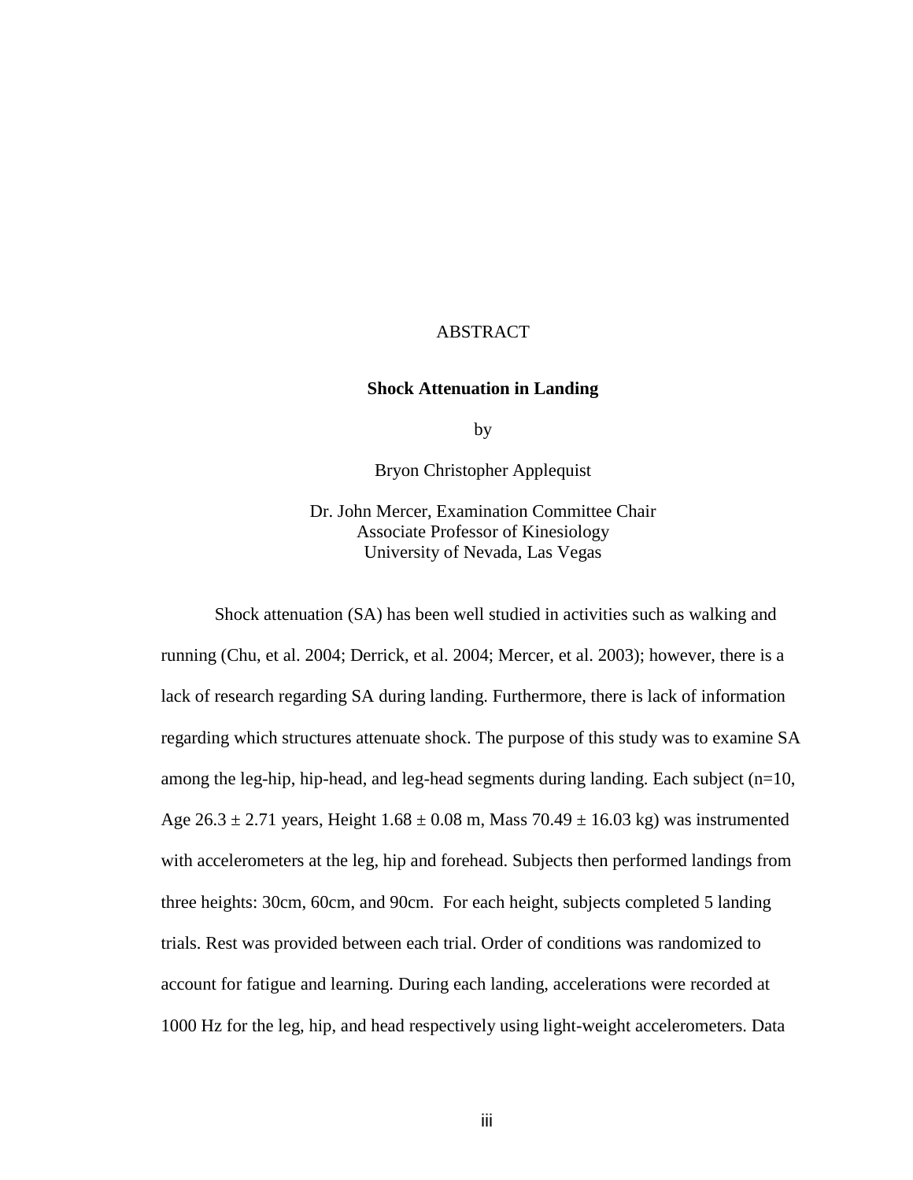# ABSTRACT

## Shock Attenuation in Landing

by

Bryon Christopher Applequist

Dr. John Mercer, Examination Committee Chair
Associate Professor of Kinesiology
University of Nevada, Las Vegas

Shock attenuation (SA) has been well studied in activities such as walking and running (Chu, et al. 2004; Derrick, et al. 2004; Mercer, et al. 2003); however, there is a lack of research regarding SA during landing. Furthermore, there is lack of information regarding which structures attenuate shock. The purpose of this study was to examine SA among the leg-hip, hip-head, and leg-head segments during landing. Each subject (n=10, Age 26.3 ± 2.71 years, Height 1.68 ± 0.08 m, Mass 70.49 ± 16.03 kg) was instrumented with accelerometers at the leg, hip and forehead. Subjects then performed landings from three heights: 30cm, 60cm, and 90cm. For each height, subjects completed 5 landing trials. Rest was provided between each trial. Order of conditions was randomized to account for fatigue and learning. During each landing, accelerations were recorded at 1000 Hz for the leg, hip, and head respectively using light-weight accelerometers. Data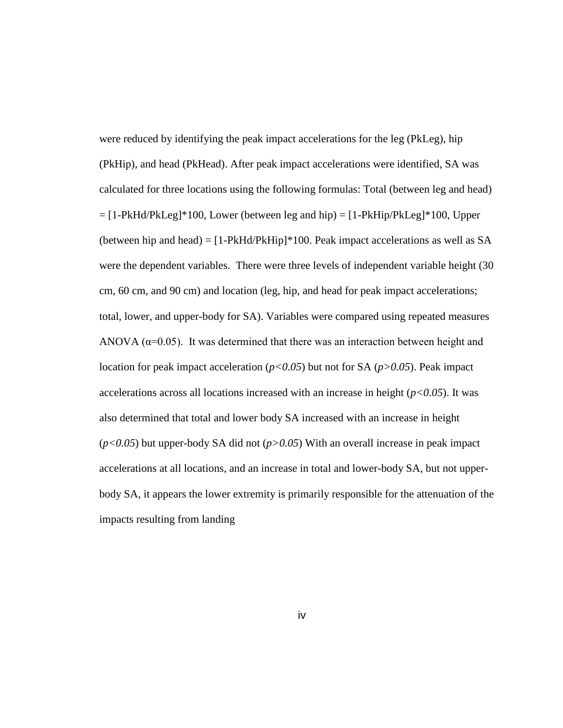were reduced by identifying the peak impact accelerations for the leg (PkLeg), hip (PkHip), and head (PkHead). After peak impact accelerations were identified, SA was calculated for three locations using the following formulas: Total (between leg and head) = [1-PkHd/PkLeg]*100, Lower (between leg and hip) = [1-PkHip/PkLeg]*100, Upper (between hip and head) = [1-PkHd/PkHip]*100. Peak impact accelerations as well as SA were the dependent variables. There were three levels of independent variable height (30 cm, 60 cm, and 90 cm) and location (leg, hip, and head for peak impact accelerations; total, lower, and upper-body for SA). Variables were compared using repeated measures ANOVA ($\alpha$=0.05). It was determined that there was an interaction between height and location for peak impact acceleration ($p<0.05$) but not for SA ($p>0.05$). Peak impact accelerations across all locations increased with an increase in height ($p<0.05$). It was also determined that total and lower body SA increased with an increase in height ($p<0.05$) but upper-body SA did not ($p>0.05$) With an overall increase in peak impact accelerations at all locations, and an increase in total and lower-body SA, but not upper-body SA, it appears the lower extremity is primarily responsible for the attenuation of the impacts resulting from landing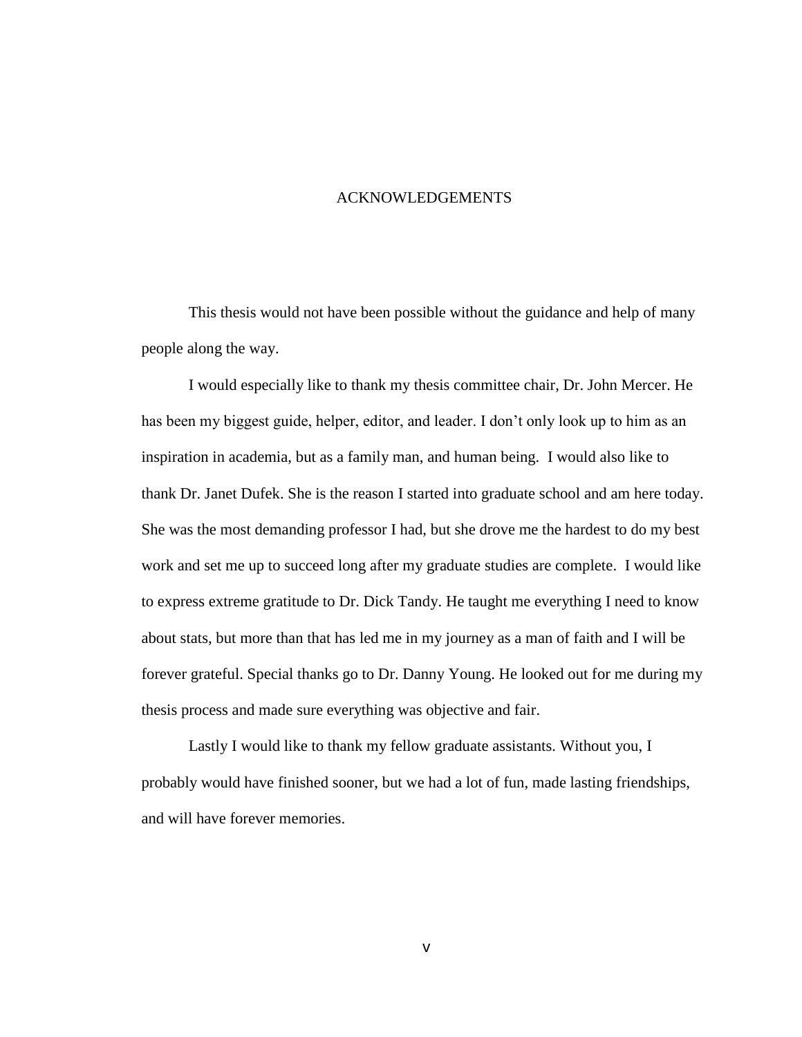# ACKNOWLEDGEMENTS

This thesis would not have been possible without the guidance and help of many people along the way.

I would especially like to thank my thesis committee chair, Dr. John Mercer. He has been my biggest guide, helper, editor, and leader. I don't only look up to him as an inspiration in academia, but as a family man, and human being. I would also like to thank Dr. Janet Dufek. She is the reason I started into graduate school and am here today. She was the most demanding professor I had, but she drove me the hardest to do my best work and set me up to succeed long after my graduate studies are complete. I would like to express extreme gratitude to Dr. Dick Tandy. He taught me everything I need to know about stats, but more than that has led me in my journey as a man of faith and I will be forever grateful. Special thanks go to Dr. Danny Young. He looked out for me during my thesis process and made sure everything was objective and fair.

Lastly I would like to thank my fellow graduate assistants. Without you, I probably would have finished sooner, but we had a lot of fun, made lasting friendships, and will have forever memories.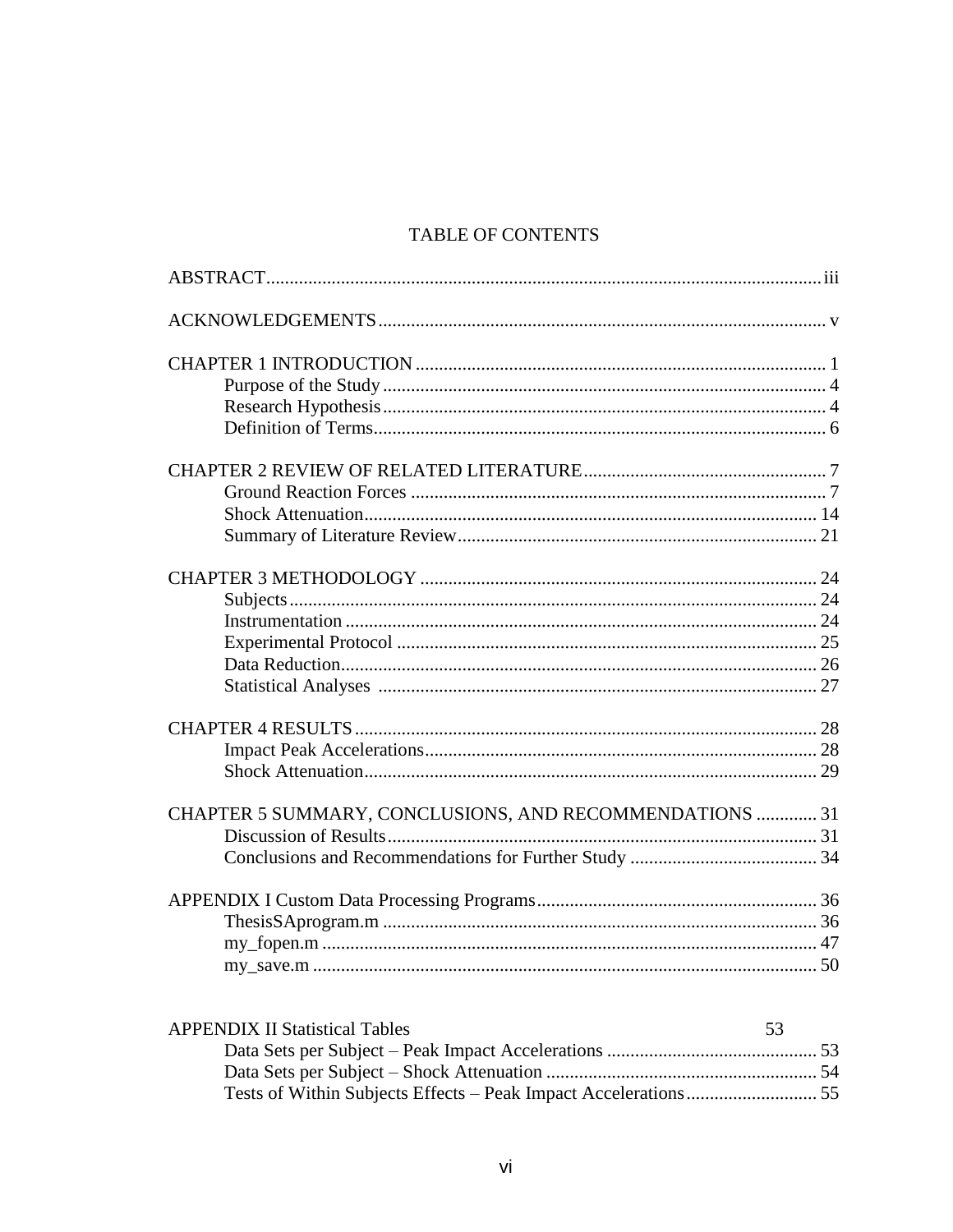# TABLE OF CONTENTS

ABSTRACT .......... iii

ACKNOWLEDGEMENTS .......... v

CHAPTER 1 INTRODUCTION .......... 1
- Purpose of the Study .......... 4
- Research Hypothesis .......... 4
- Definition of Terms .......... 6

CHAPTER 2 REVIEW OF RELATED LITERATURE .......... 7
- Ground Reaction Forces .......... 7
- Shock Attenuation .......... 14
- Summary of Literature Review .......... 21

CHAPTER 3 METHODOLOGY .......... 24
- Subjects .......... 24
- Instrumentation .......... 24
- Experimental Protocol .......... 25
- Data Reduction .......... 26
- Statistical Analyses .......... 27

CHAPTER 4 RESULTS .......... 28
- Impact Peak Accelerations .......... 28
- Shock Attenuation .......... 29

CHAPTER 5 SUMMARY, CONCLUSIONS, AND RECOMMENDATIONS .......... 31
- Discussion of Results .......... 31
- Conclusions and Recommendations for Further Study .......... 34

APPENDIX I Custom Data Processing Programs .......... 36
- ThesisSAprogram.m .......... 36
- my_fopen.m .......... 47
- my_save.m .......... 50

APPENDIX II Statistical Tables 53
- Data Sets per Subject – Peak Impact Accelerations .......... 53
- Data Sets per Subject – Shock Attenuation .......... 54
- Tests of Within Subjects Effects – Peak Impact Accelerations .......... 55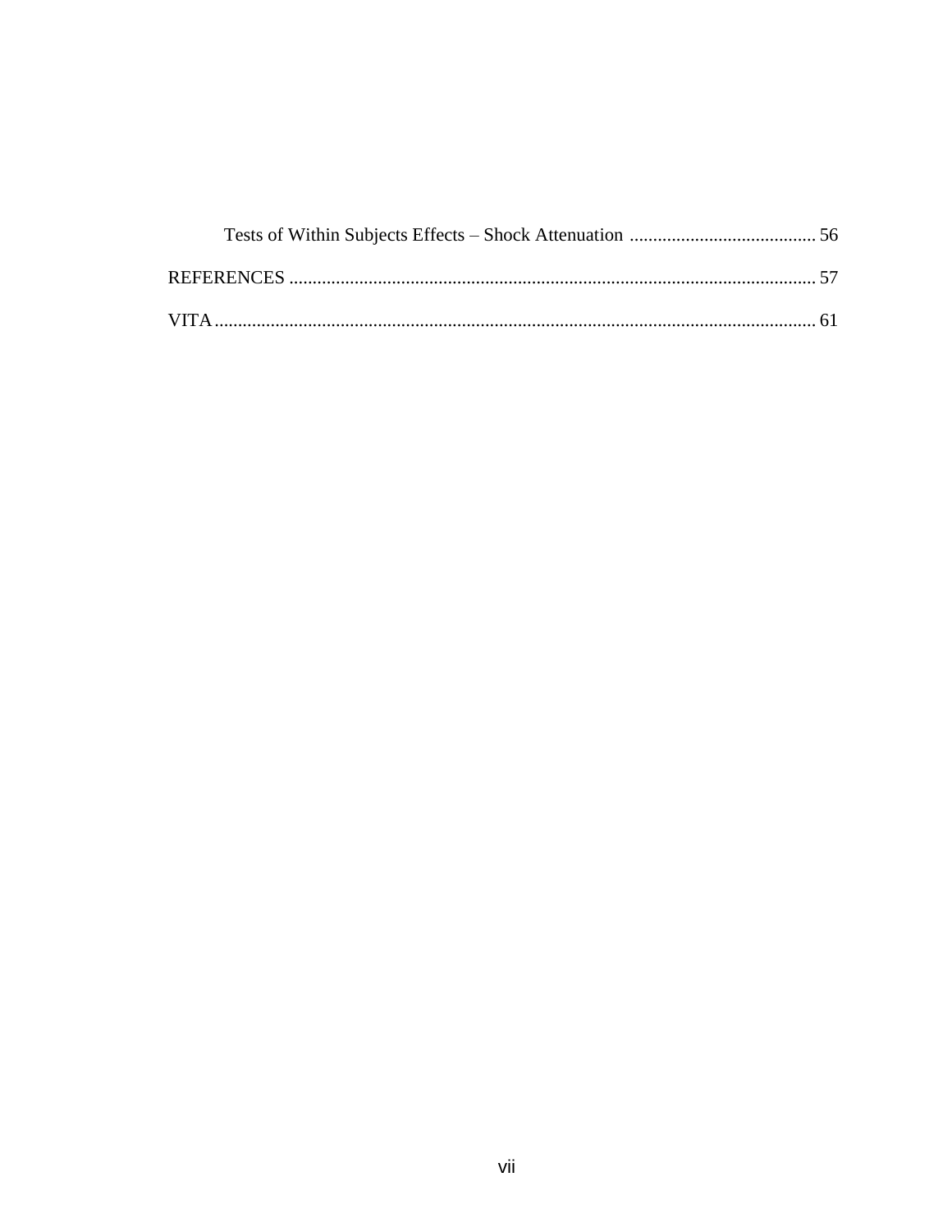Tests of Within Subjects Effects – Shock Attenuation ........................................ 56

REFERENCES ................................................................................................................ 57

VITA................................................................................................................................ 61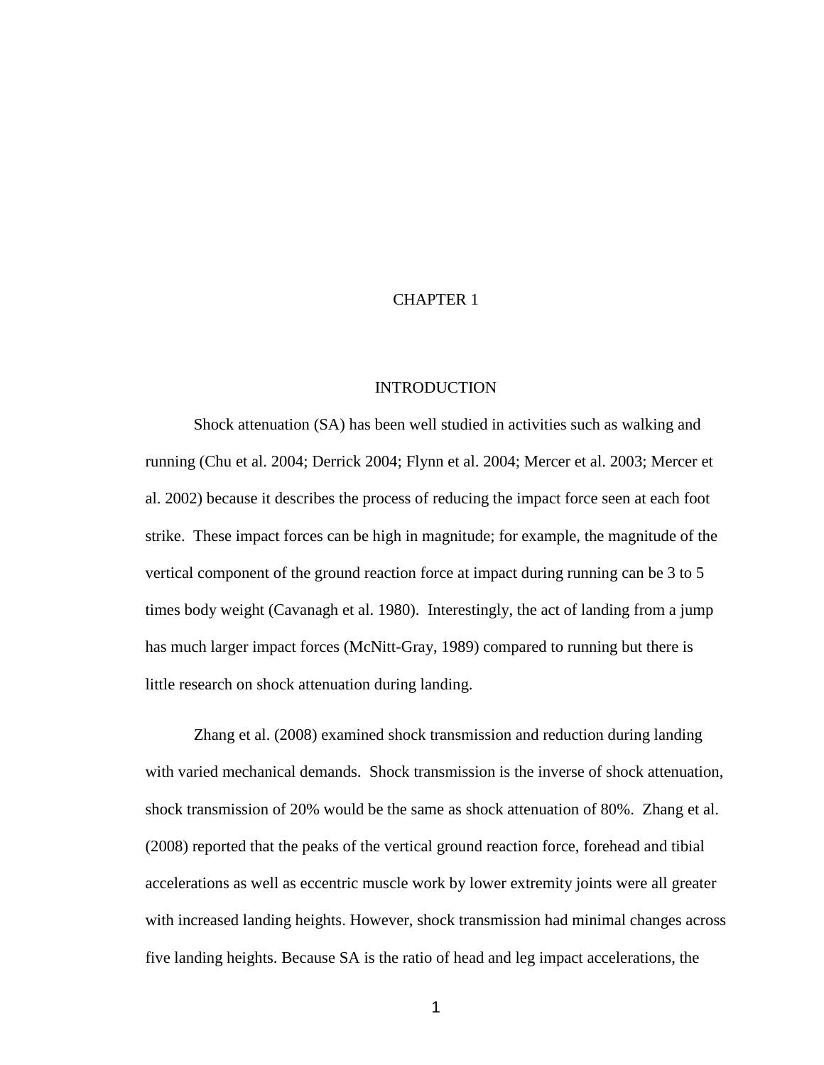# CHAPTER 1

## INTRODUCTION

Shock attenuation (SA) has been well studied in activities such as walking and running (Chu et al. 2004; Derrick 2004; Flynn et al. 2004; Mercer et al. 2003; Mercer et al. 2002) because it describes the process of reducing the impact force seen at each foot strike. These impact forces can be high in magnitude; for example, the magnitude of the vertical component of the ground reaction force at impact during running can be 3 to 5 times body weight (Cavanagh et al. 1980). Interestingly, the act of landing from a jump has much larger impact forces (McNitt-Gray, 1989) compared to running but there is little research on shock attenuation during landing.

Zhang et al. (2008) examined shock transmission and reduction during landing with varied mechanical demands. Shock transmission is the inverse of shock attenuation, shock transmission of 20% would be the same as shock attenuation of 80%. Zhang et al. (2008) reported that the peaks of the vertical ground reaction force, forehead and tibial accelerations as well as eccentric muscle work by lower extremity joints were all greater with increased landing heights. However, shock transmission had minimal changes across five landing heights. Because SA is the ratio of head and leg impact accelerations, the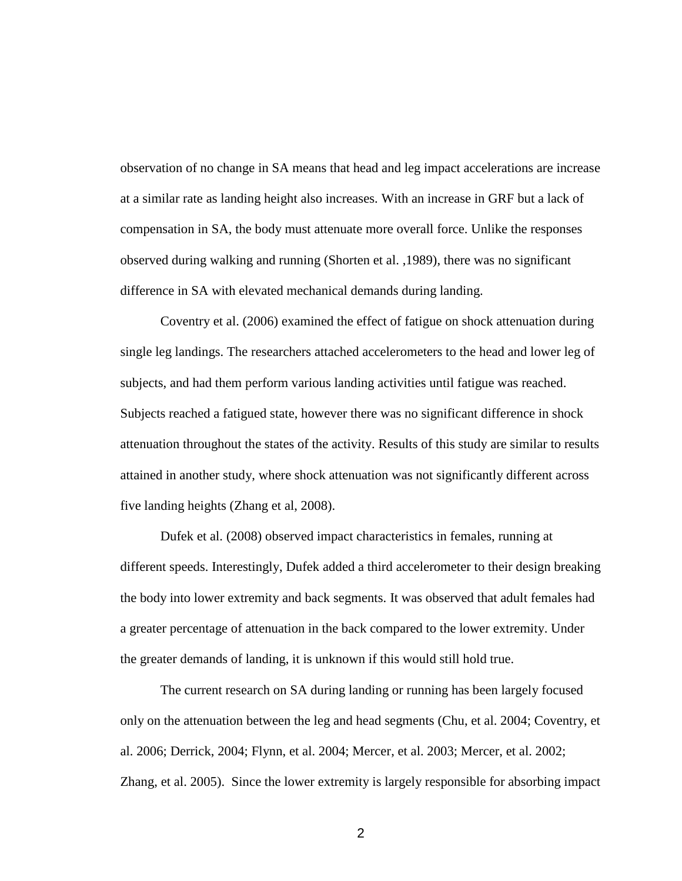observation of no change in SA means that head and leg impact accelerations are increase at a similar rate as landing height also increases. With an increase in GRF but a lack of compensation in SA, the body must attenuate more overall force. Unlike the responses observed during walking and running (Shorten et al. ,1989), there was no significant difference in SA with elevated mechanical demands during landing.

Coventry et al. (2006) examined the effect of fatigue on shock attenuation during single leg landings. The researchers attached accelerometers to the head and lower leg of subjects, and had them perform various landing activities until fatigue was reached. Subjects reached a fatigued state, however there was no significant difference in shock attenuation throughout the states of the activity. Results of this study are similar to results attained in another study, where shock attenuation was not significantly different across five landing heights (Zhang et al, 2008).

Dufek et al. (2008) observed impact characteristics in females, running at different speeds. Interestingly, Dufek added a third accelerometer to their design breaking the body into lower extremity and back segments. It was observed that adult females had a greater percentage of attenuation in the back compared to the lower extremity. Under the greater demands of landing, it is unknown if this would still hold true.

The current research on SA during landing or running has been largely focused only on the attenuation between the leg and head segments (Chu, et al. 2004; Coventry, et al. 2006; Derrick, 2004; Flynn, et al. 2004; Mercer, et al. 2003; Mercer, et al. 2002; Zhang, et al. 2005). Since the lower extremity is largely responsible for absorbing impact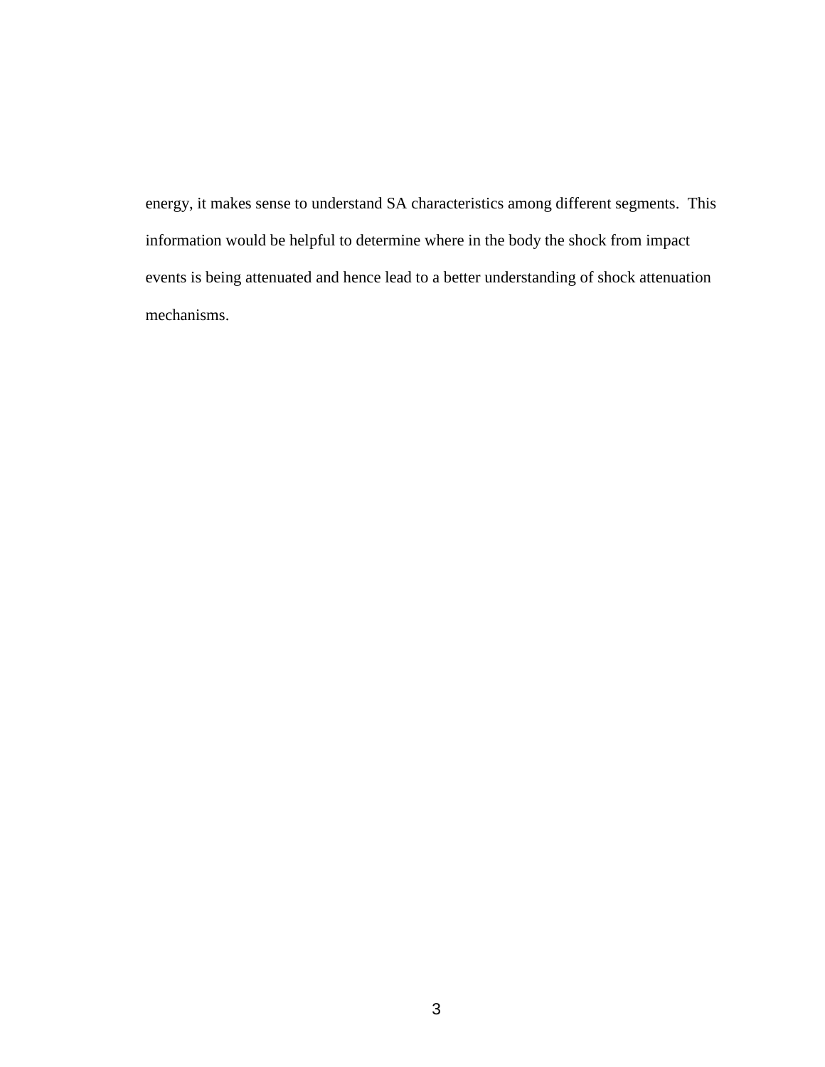energy, it makes sense to understand SA characteristics among different segments. This information would be helpful to determine where in the body the shock from impact events is being attenuated and hence lead to a better understanding of shock attenuation mechanisms.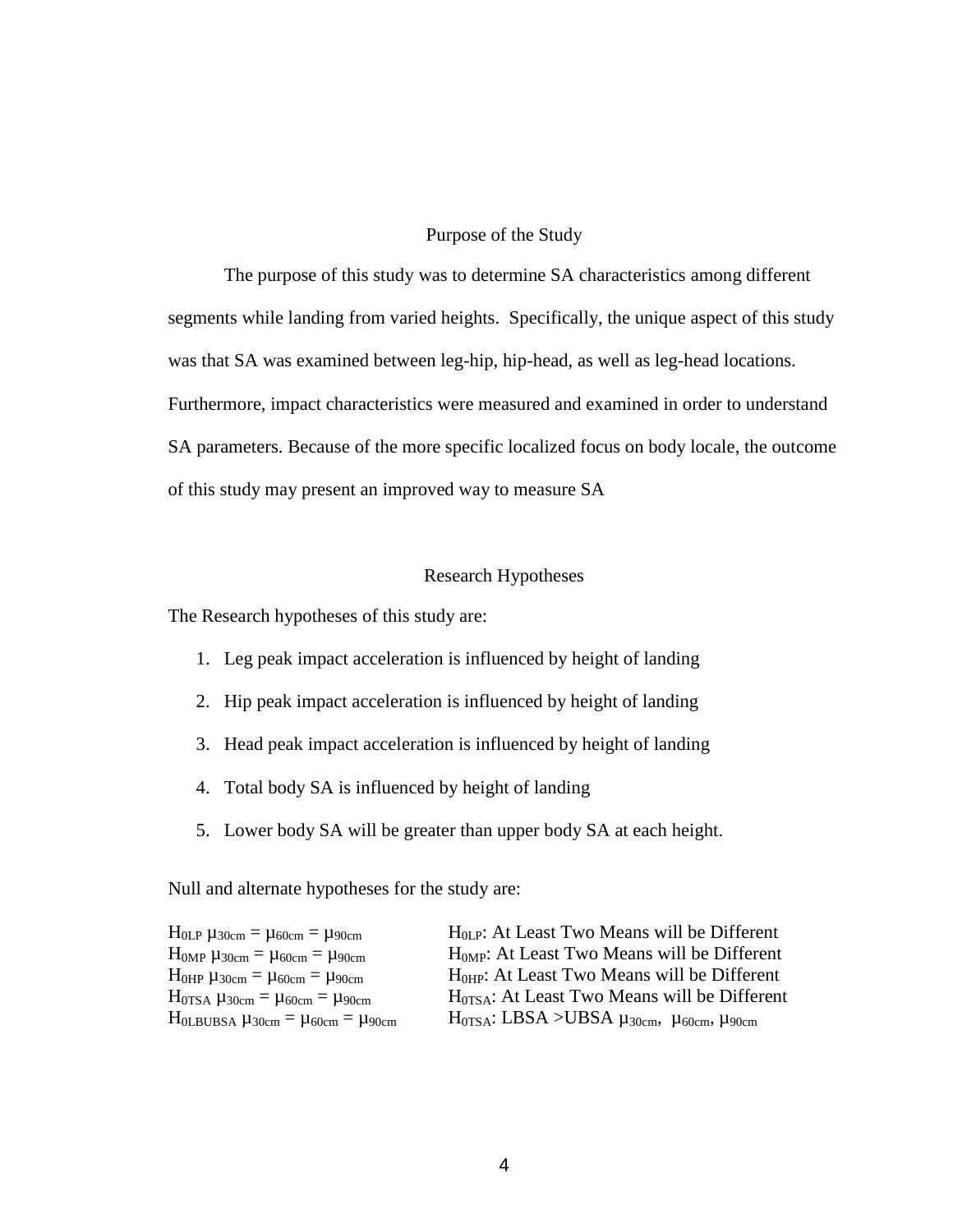## Purpose of the Study

The purpose of this study was to determine SA characteristics among different segments while landing from varied heights. Specifically, the unique aspect of this study was that SA was examined between leg-hip, hip-head, as well as leg-head locations. Furthermore, impact characteristics were measured and examined in order to understand SA parameters. Because of the more specific localized focus on body locale, the outcome of this study may present an improved way to measure SA

## Research Hypotheses

The Research hypotheses of this study are:

1. Leg peak impact acceleration is influenced by height of landing
2. Hip peak impact acceleration is influenced by height of landing
3. Head peak impact acceleration is influenced by height of landing
4. Total body SA is influenced by height of landing
5. Lower body SA will be greater than upper body SA at each height.

Null and alternate hypotheses for the study are:

$H_{0LP}$ $\mu_{30cm} = \mu_{60cm} = \mu_{90cm}$ — $H_{0LP}$: At Least Two Means will be Different

$H_{0MP}$ $\mu_{30cm} = \mu_{60cm} = \mu_{90cm}$ — $H_{0MP}$: At Least Two Means will be Different

$H_{0HP}$ $\mu_{30cm} = \mu_{60cm} = \mu_{90cm}$ — $H_{0HP}$: At Least Two Means will be Different

$H_{0TSA}$ $\mu_{30cm} = \mu_{60cm} = \mu_{90cm}$ — $H_{0TSA}$: At Least Two Means will be Different

$H_{0LBUBSA}$ $\mu_{30cm} = \mu_{60cm} = \mu_{90cm}$ — $H_{0TSA}$: LBSA >UBSA $\mu_{30cm}$, $\mu_{60cm}$, $\mu_{90cm}$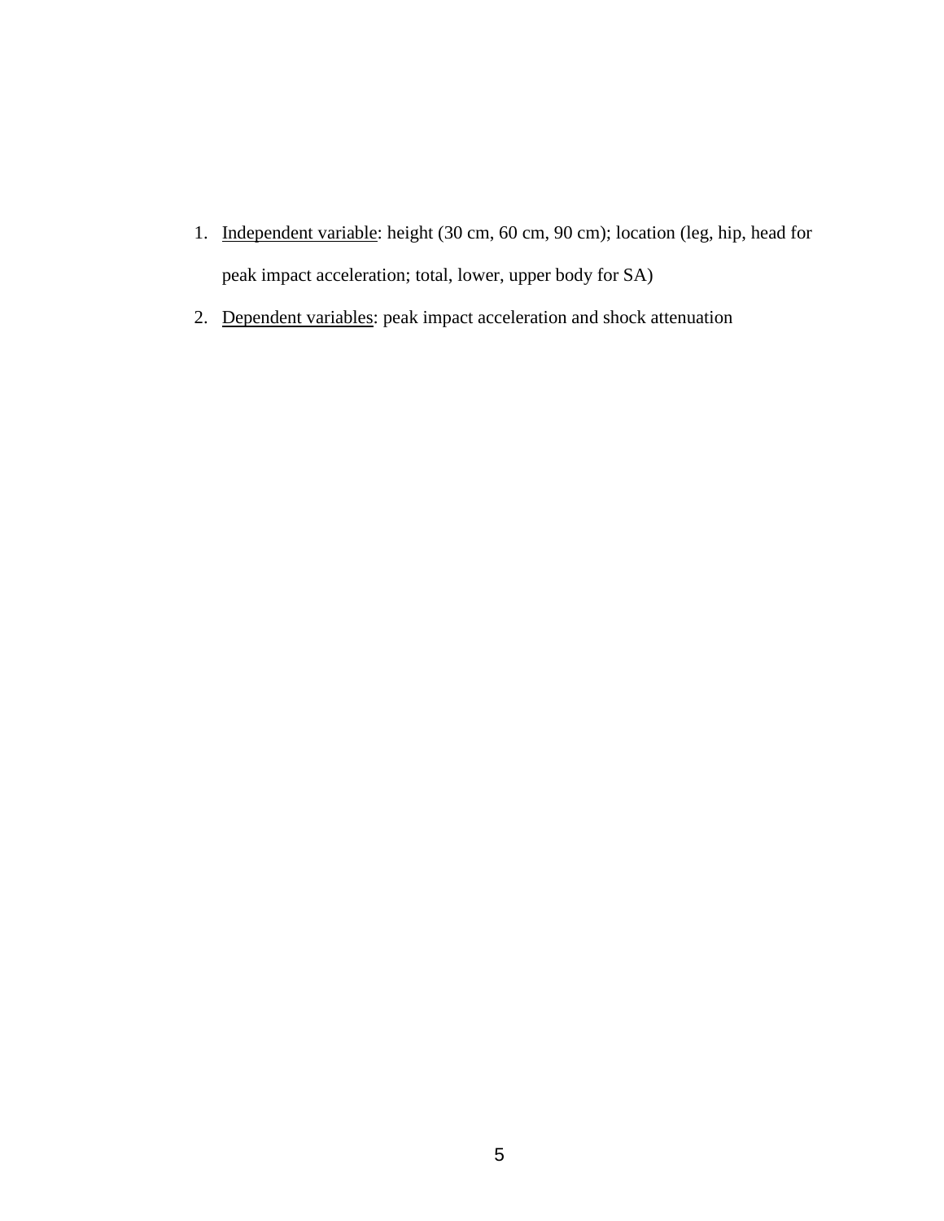1. Independent variable: height (30 cm, 60 cm, 90 cm); location (leg, hip, head for peak impact acceleration; total, lower, upper body for SA)
2. Dependent variables: peak impact acceleration and shock attenuation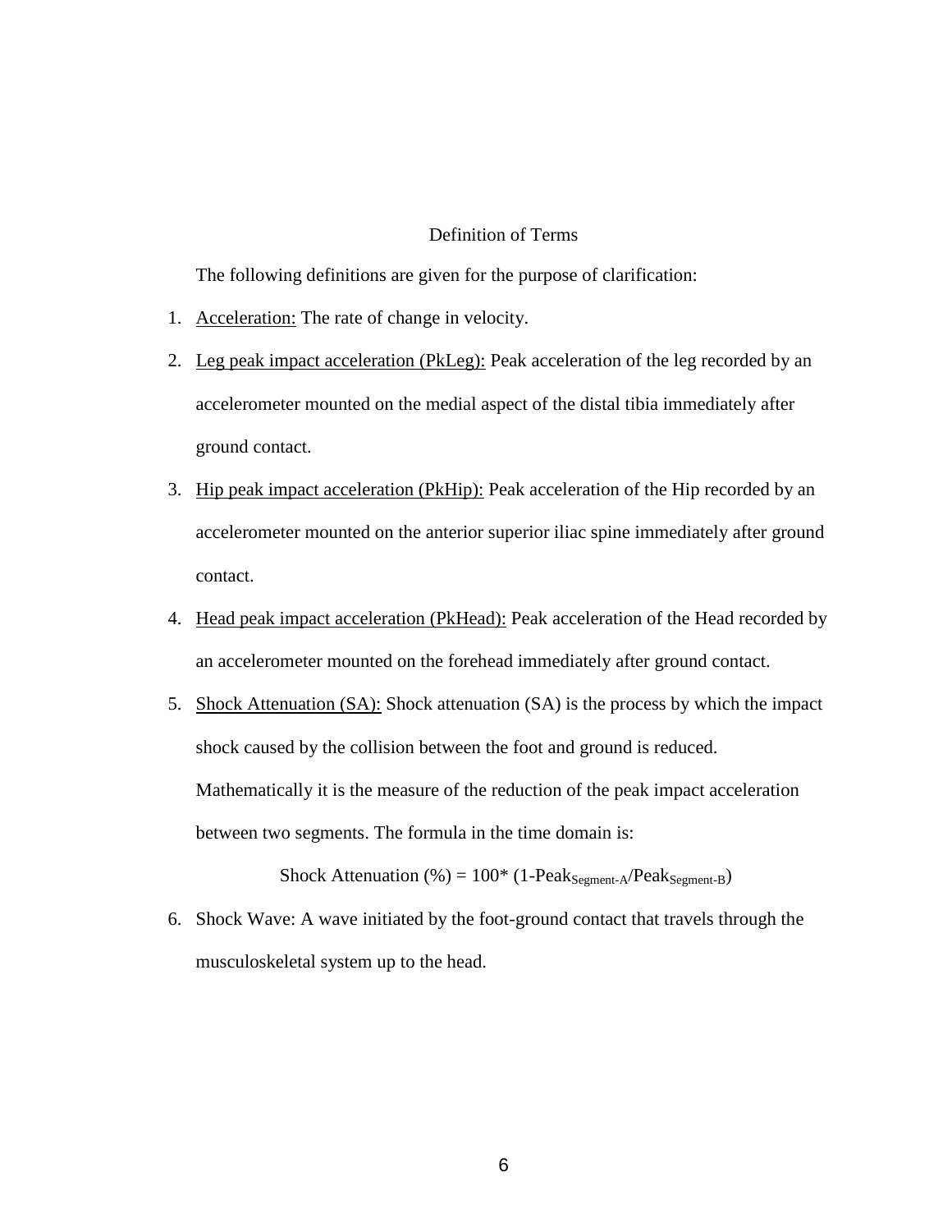## Definition of Terms

The following definitions are given for the purpose of clarification:

1. Acceleration: The rate of change in velocity.
2. Leg peak impact acceleration (PkLeg): Peak acceleration of the leg recorded by an accelerometer mounted on the medial aspect of the distal tibia immediately after ground contact.
3. Hip peak impact acceleration (PkHip): Peak acceleration of the Hip recorded by an accelerometer mounted on the anterior superior iliac spine immediately after ground contact.
4. Head peak impact acceleration (PkHead): Peak acceleration of the Head recorded by an accelerometer mounted on the forehead immediately after ground contact.
5. Shock Attenuation (SA): Shock attenuation (SA) is the process by which the impact shock caused by the collision between the foot and ground is reduced. Mathematically it is the measure of the reduction of the peak impact acceleration between two segments. The formula in the time domain is:

   $$\text{Shock Attenuation } (\%) = 100 * (1 - \text{Peak}_{\text{Segment-A}} / \text{Peak}_{\text{Segment-B}})$$

6. Shock Wave: A wave initiated by the foot-ground contact that travels through the musculoskeletal system up to the head.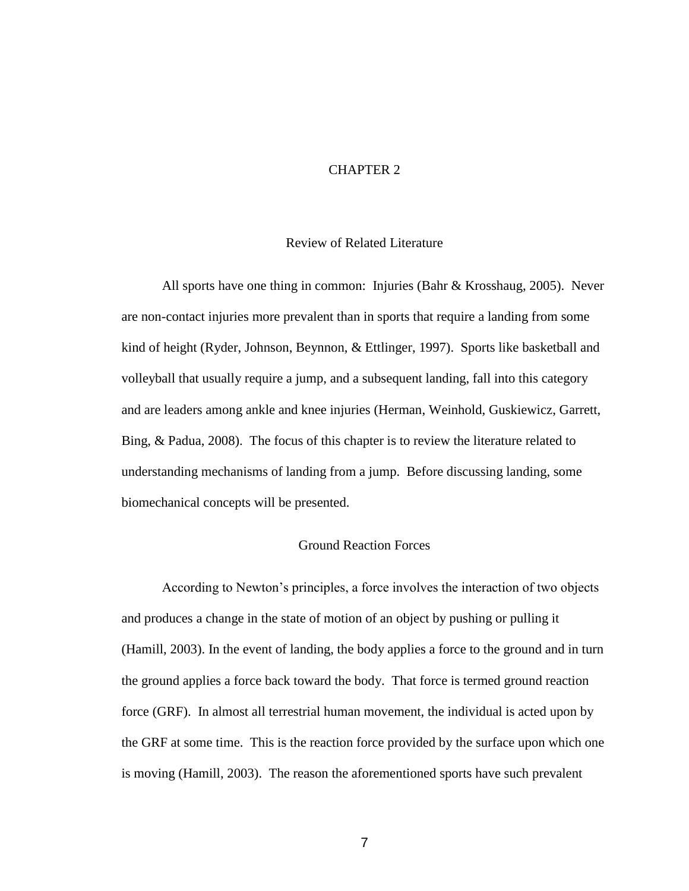# CHAPTER 2

## Review of Related Literature

All sports have one thing in common: Injuries (Bahr & Krosshaug, 2005). Never are non-contact injuries more prevalent than in sports that require a landing from some kind of height (Ryder, Johnson, Beynnon, & Ettlinger, 1997). Sports like basketball and volleyball that usually require a jump, and a subsequent landing, fall into this category and are leaders among ankle and knee injuries (Herman, Weinhold, Guskiewicz, Garrett, Bing, & Padua, 2008). The focus of this chapter is to review the literature related to understanding mechanisms of landing from a jump. Before discussing landing, some biomechanical concepts will be presented.

### Ground Reaction Forces

According to Newton's principles, a force involves the interaction of two objects and produces a change in the state of motion of an object by pushing or pulling it (Hamill, 2003). In the event of landing, the body applies a force to the ground and in turn the ground applies a force back toward the body. That force is termed ground reaction force (GRF). In almost all terrestrial human movement, the individual is acted upon by the GRF at some time. This is the reaction force provided by the surface upon which one is moving (Hamill, 2003). The reason the aforementioned sports have such prevalent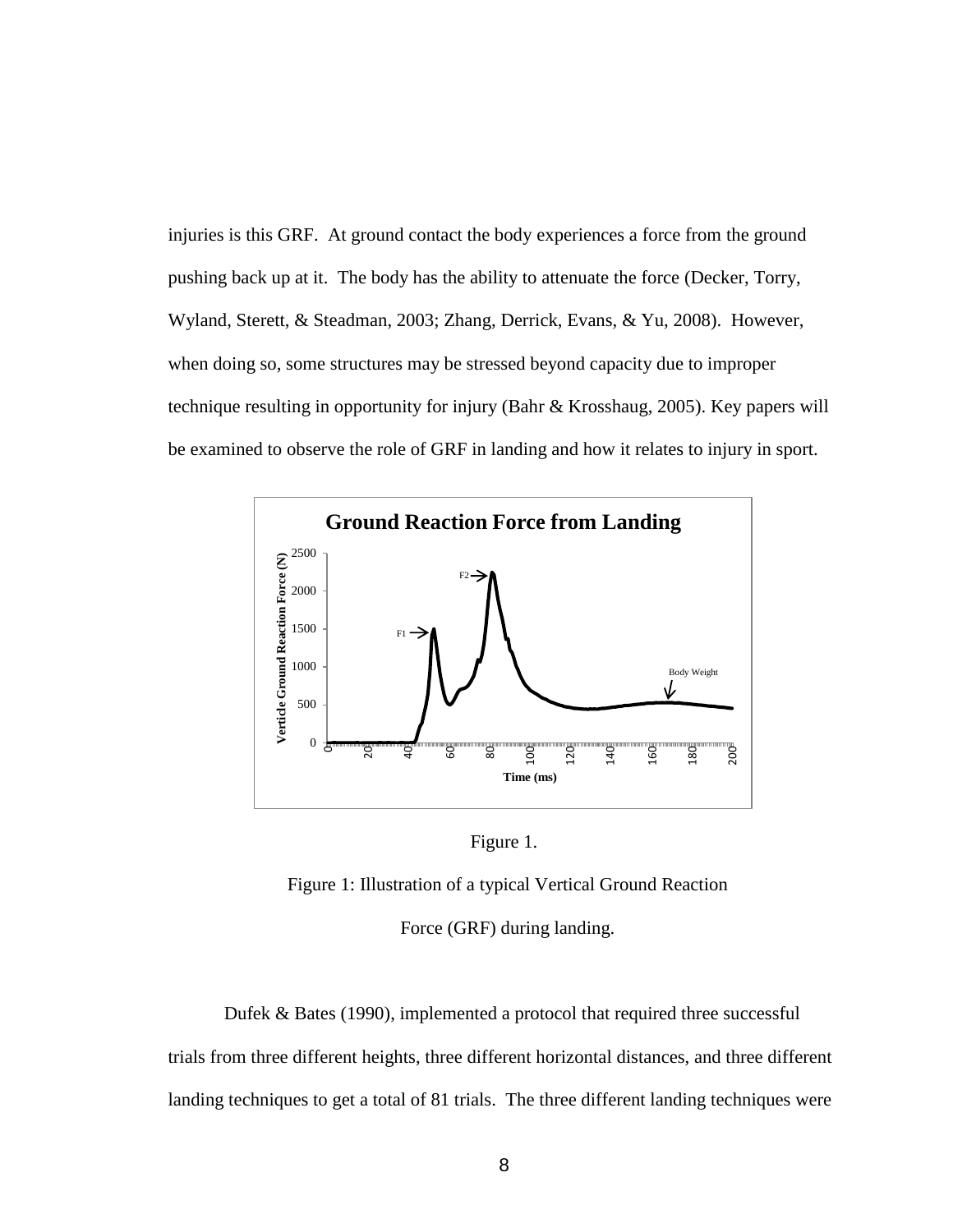injuries is this GRF. At ground contact the body experiences a force from the ground pushing back up at it. The body has the ability to attenuate the force (Decker, Torry, Wyland, Sterett, & Steadman, 2003; Zhang, Derrick, Evans, & Yu, 2008). However, when doing so, some structures may be stressed beyond capacity due to improper technique resulting in opportunity for injury (Bahr & Krosshaug, 2005). Key papers will be examined to observe the role of GRF in landing and how it relates to injury in sport.

Ground Reaction Force from Landing

Verticle Ground Reaction Force (N)

2500
2000
1500
1000
500
0

F1
F2
Body Weight

0
20
40
60
80
100
120
140
160
180
200

Time (ms)

Figure 1.

Figure 1: Illustration of a typical Vertical Ground Reaction Force (GRF) during landing.

Dufek & Bates (1990), implemented a protocol that required three successful trials from three different heights, three different horizontal distances, and three different landing techniques to get a total of 81 trials. The three different landing techniques were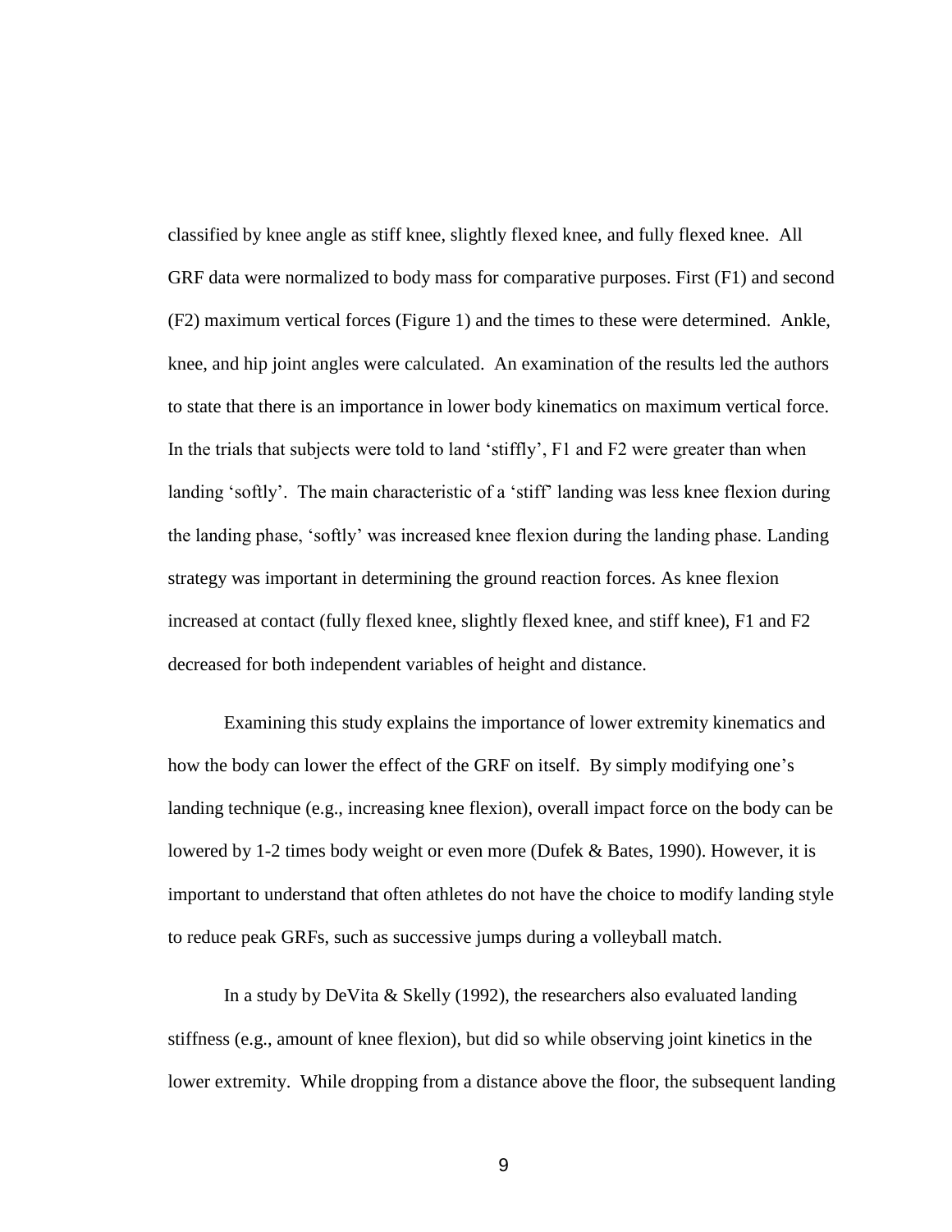classified by knee angle as stiff knee, slightly flexed knee, and fully flexed knee. All GRF data were normalized to body mass for comparative purposes. First (F1) and second (F2) maximum vertical forces (Figure 1) and the times to these were determined. Ankle, knee, and hip joint angles were calculated. An examination of the results led the authors to state that there is an importance in lower body kinematics on maximum vertical force. In the trials that subjects were told to land 'stiffly', F1 and F2 were greater than when landing 'softly'. The main characteristic of a 'stiff' landing was less knee flexion during the landing phase, 'softly' was increased knee flexion during the landing phase. Landing strategy was important in determining the ground reaction forces. As knee flexion increased at contact (fully flexed knee, slightly flexed knee, and stiff knee), F1 and F2 decreased for both independent variables of height and distance.

Examining this study explains the importance of lower extremity kinematics and how the body can lower the effect of the GRF on itself. By simply modifying one's landing technique (e.g., increasing knee flexion), overall impact force on the body can be lowered by 1-2 times body weight or even more (Dufek & Bates, 1990). However, it is important to understand that often athletes do not have the choice to modify landing style to reduce peak GRFs, such as successive jumps during a volleyball match.

In a study by DeVita & Skelly (1992), the researchers also evaluated landing stiffness (e.g., amount of knee flexion), but did so while observing joint kinetics in the lower extremity. While dropping from a distance above the floor, the subsequent landing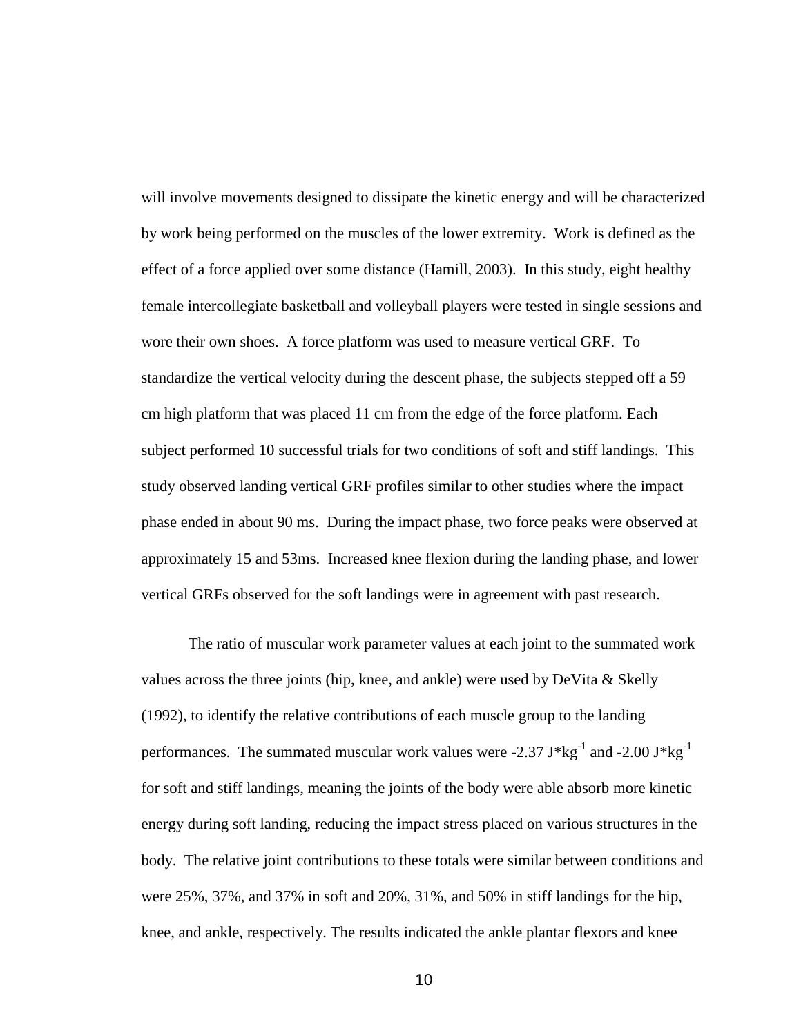will involve movements designed to dissipate the kinetic energy and will be characterized by work being performed on the muscles of the lower extremity. Work is defined as the effect of a force applied over some distance (Hamill, 2003). In this study, eight healthy female intercollegiate basketball and volleyball players were tested in single sessions and wore their own shoes. A force platform was used to measure vertical GRF. To standardize the vertical velocity during the descent phase, the subjects stepped off a 59 cm high platform that was placed 11 cm from the edge of the force platform. Each subject performed 10 successful trials for two conditions of soft and stiff landings. This study observed landing vertical GRF profiles similar to other studies where the impact phase ended in about 90 ms. During the impact phase, two force peaks were observed at approximately 15 and 53ms. Increased knee flexion during the landing phase, and lower vertical GRFs observed for the soft landings were in agreement with past research.

The ratio of muscular work parameter values at each joint to the summated work values across the three joints (hip, knee, and ankle) were used by DeVita & Skelly (1992), to identify the relative contributions of each muscle group to the landing performances. The summated muscular work values were -2.37 $J*kg^{-1}$ and -2.00 $J*kg^{-1}$ for soft and stiff landings, meaning the joints of the body were able absorb more kinetic energy during soft landing, reducing the impact stress placed on various structures in the body. The relative joint contributions to these totals were similar between conditions and were 25%, 37%, and 37% in soft and 20%, 31%, and 50% in stiff landings for the hip, knee, and ankle, respectively. The results indicated the ankle plantar flexors and knee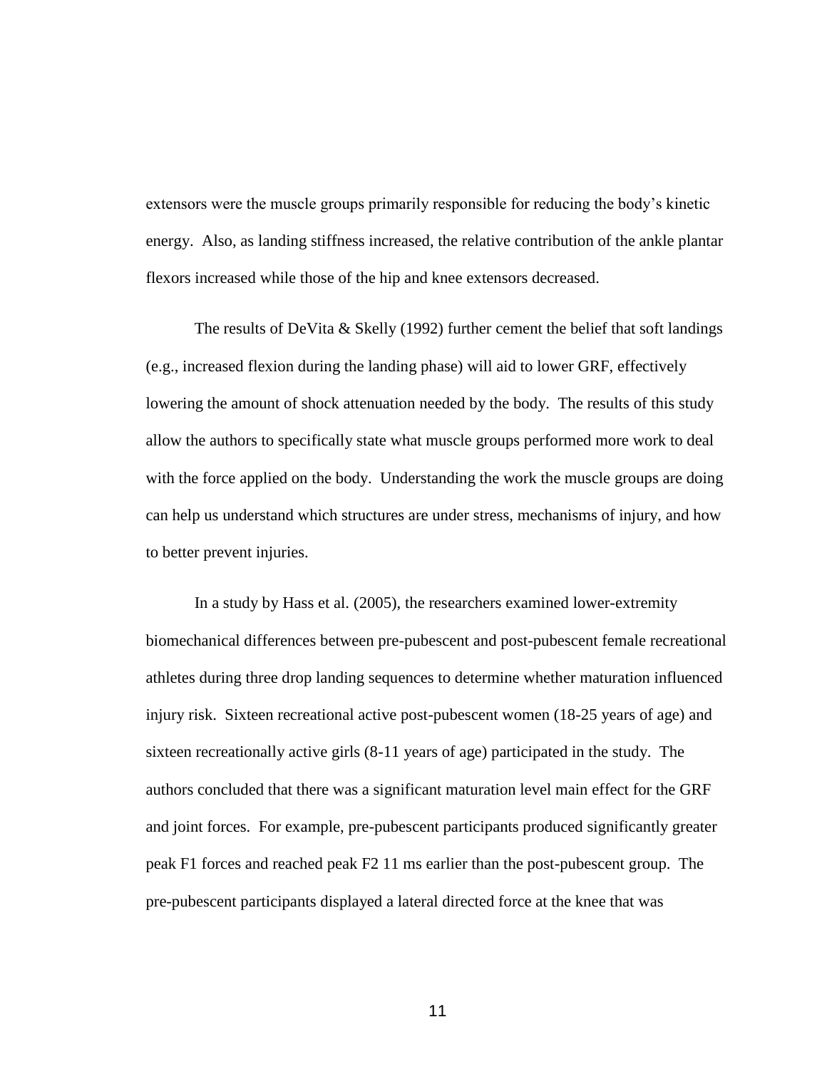extensors were the muscle groups primarily responsible for reducing the body's kinetic energy. Also, as landing stiffness increased, the relative contribution of the ankle plantar flexors increased while those of the hip and knee extensors decreased.

The results of DeVita & Skelly (1992) further cement the belief that soft landings (e.g., increased flexion during the landing phase) will aid to lower GRF, effectively lowering the amount of shock attenuation needed by the body. The results of this study allow the authors to specifically state what muscle groups performed more work to deal with the force applied on the body. Understanding the work the muscle groups are doing can help us understand which structures are under stress, mechanisms of injury, and how to better prevent injuries.

In a study by Hass et al. (2005), the researchers examined lower-extremity biomechanical differences between pre-pubescent and post-pubescent female recreational athletes during three drop landing sequences to determine whether maturation influenced injury risk. Sixteen recreational active post-pubescent women (18-25 years of age) and sixteen recreationally active girls (8-11 years of age) participated in the study. The authors concluded that there was a significant maturation level main effect for the GRF and joint forces. For example, pre-pubescent participants produced significantly greater peak F1 forces and reached peak F2 11 ms earlier than the post-pubescent group. The pre-pubescent participants displayed a lateral directed force at the knee that was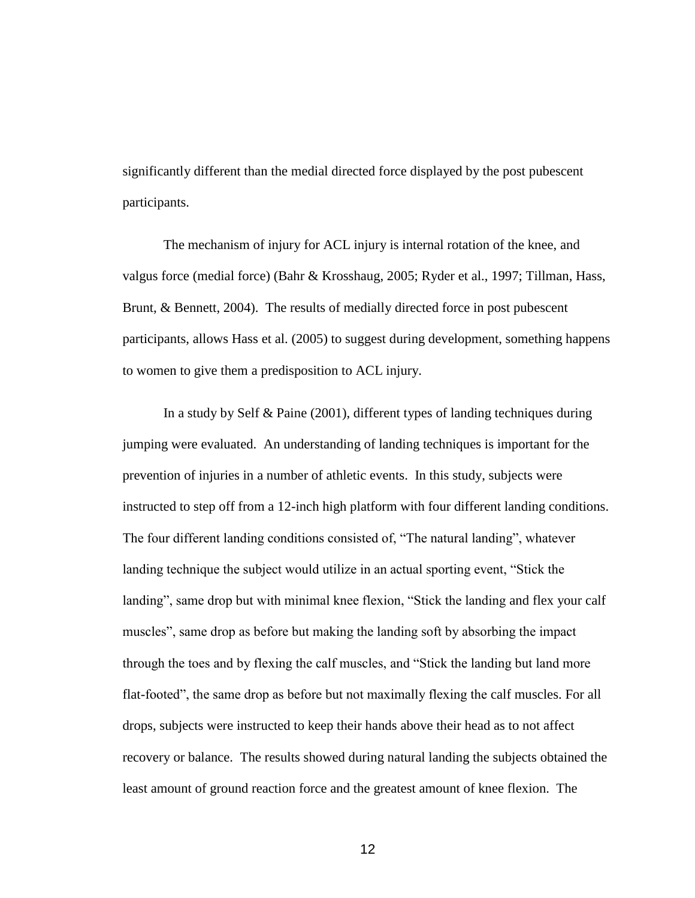significantly different than the medial directed force displayed by the post pubescent participants.

The mechanism of injury for ACL injury is internal rotation of the knee, and valgus force (medial force) (Bahr & Krosshaug, 2005; Ryder et al., 1997; Tillman, Hass, Brunt, & Bennett, 2004). The results of medially directed force in post pubescent participants, allows Hass et al. (2005) to suggest during development, something happens to women to give them a predisposition to ACL injury.

In a study by Self & Paine (2001), different types of landing techniques during jumping were evaluated. An understanding of landing techniques is important for the prevention of injuries in a number of athletic events. In this study, subjects were instructed to step off from a 12-inch high platform with four different landing conditions. The four different landing conditions consisted of, "The natural landing", whatever landing technique the subject would utilize in an actual sporting event, "Stick the landing", same drop but with minimal knee flexion, "Stick the landing and flex your calf muscles", same drop as before but making the landing soft by absorbing the impact through the toes and by flexing the calf muscles, and "Stick the landing but land more flat-footed", the same drop as before but not maximally flexing the calf muscles. For all drops, subjects were instructed to keep their hands above their head as to not affect recovery or balance. The results showed during natural landing the subjects obtained the least amount of ground reaction force and the greatest amount of knee flexion. The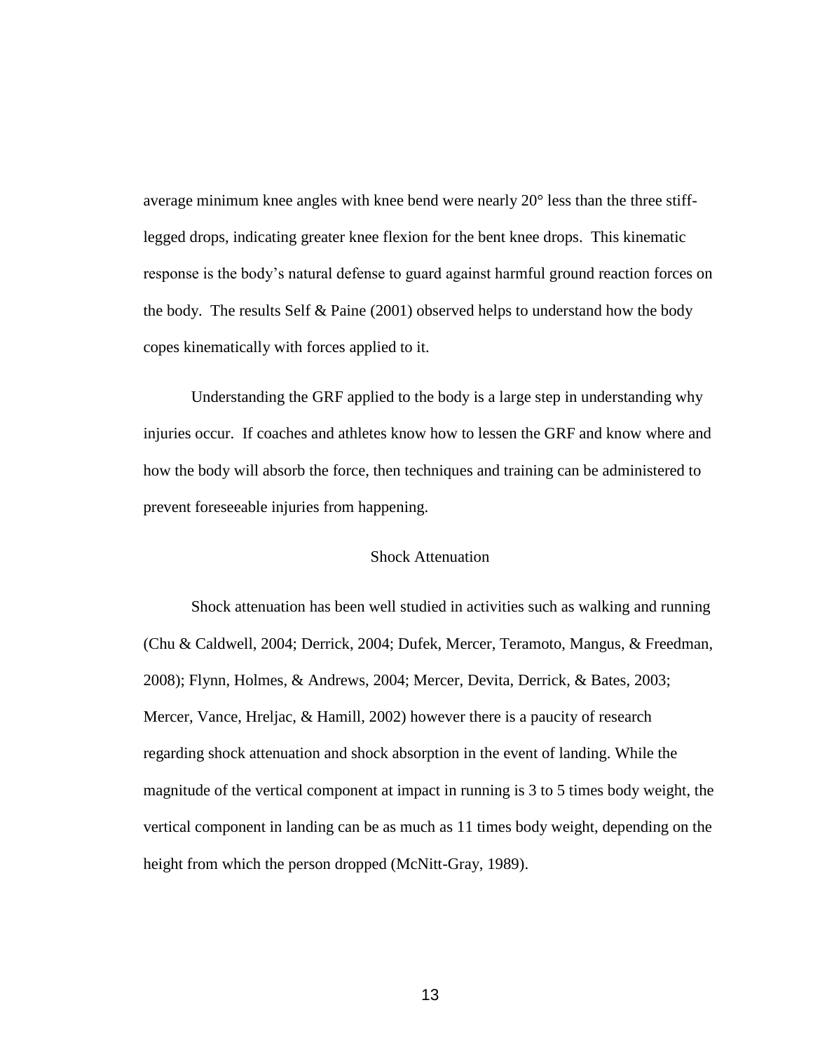average minimum knee angles with knee bend were nearly 20° less than the three stiff-legged drops, indicating greater knee flexion for the bent knee drops. This kinematic response is the body's natural defense to guard against harmful ground reaction forces on the body. The results Self & Paine (2001) observed helps to understand how the body copes kinematically with forces applied to it.

Understanding the GRF applied to the body is a large step in understanding why injuries occur. If coaches and athletes know how to lessen the GRF and know where and how the body will absorb the force, then techniques and training can be administered to prevent foreseeable injuries from happening.

## Shock Attenuation

Shock attenuation has been well studied in activities such as walking and running (Chu & Caldwell, 2004; Derrick, 2004; Dufek, Mercer, Teramoto, Mangus, & Freedman, 2008); Flynn, Holmes, & Andrews, 2004; Mercer, Devita, Derrick, & Bates, 2003; Mercer, Vance, Hreljac, & Hamill, 2002) however there is a paucity of research regarding shock attenuation and shock absorption in the event of landing. While the magnitude of the vertical component at impact in running is 3 to 5 times body weight, the vertical component in landing can be as much as 11 times body weight, depending on the height from which the person dropped (McNitt-Gray, 1989).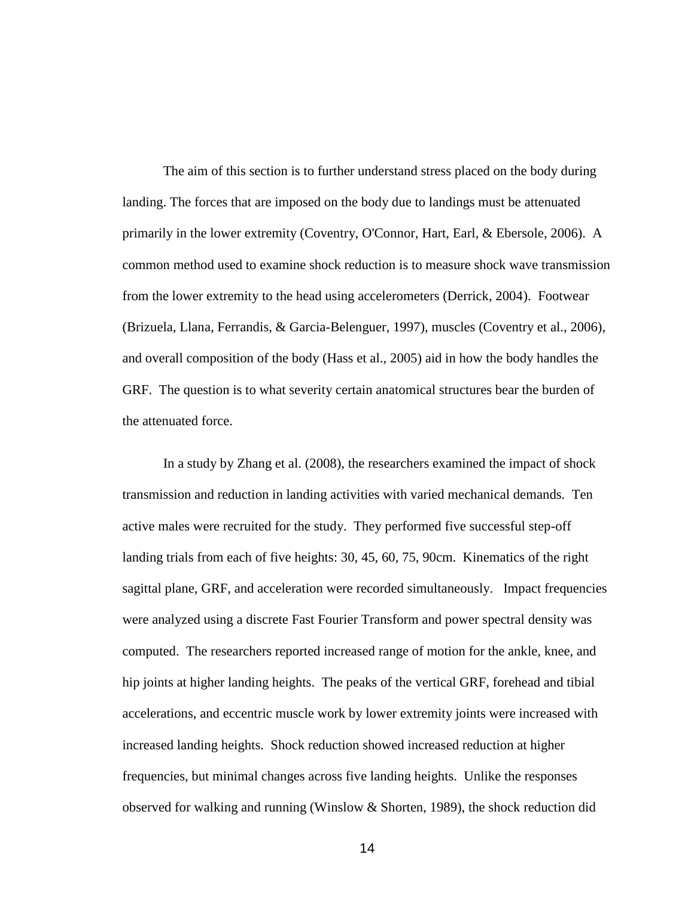The aim of this section is to further understand stress placed on the body during landing. The forces that are imposed on the body due to landings must be attenuated primarily in the lower extremity (Coventry, O'Connor, Hart, Earl, & Ebersole, 2006). A common method used to examine shock reduction is to measure shock wave transmission from the lower extremity to the head using accelerometers (Derrick, 2004). Footwear (Brizuela, Llana, Ferrandis, & Garcia-Belenguer, 1997), muscles (Coventry et al., 2006), and overall composition of the body (Hass et al., 2005) aid in how the body handles the GRF. The question is to what severity certain anatomical structures bear the burden of the attenuated force.

In a study by Zhang et al. (2008), the researchers examined the impact of shock transmission and reduction in landing activities with varied mechanical demands. Ten active males were recruited for the study. They performed five successful step-off landing trials from each of five heights: 30, 45, 60, 75, 90cm. Kinematics of the right sagittal plane, GRF, and acceleration were recorded simultaneously. Impact frequencies were analyzed using a discrete Fast Fourier Transform and power spectral density was computed. The researchers reported increased range of motion for the ankle, knee, and hip joints at higher landing heights. The peaks of the vertical GRF, forehead and tibial accelerations, and eccentric muscle work by lower extremity joints were increased with increased landing heights. Shock reduction showed increased reduction at higher frequencies, but minimal changes across five landing heights. Unlike the responses observed for walking and running (Winslow & Shorten, 1989), the shock reduction did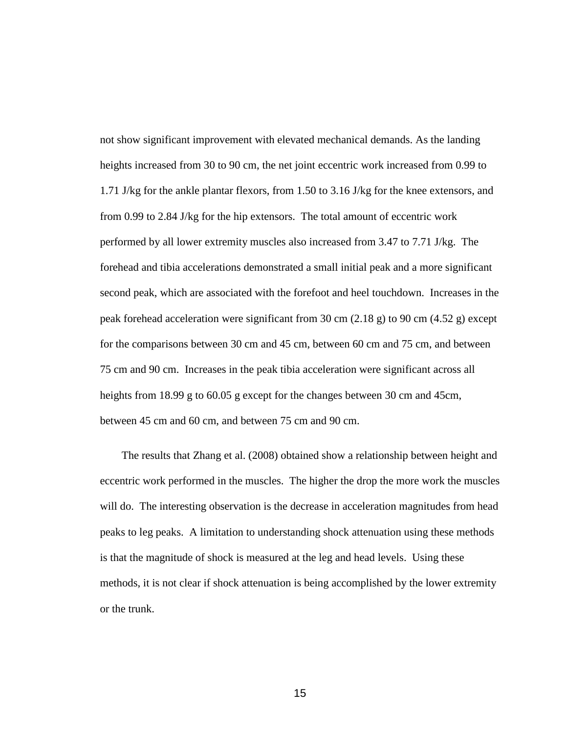not show significant improvement with elevated mechanical demands. As the landing heights increased from 30 to 90 cm, the net joint eccentric work increased from 0.99 to 1.71 J/kg for the ankle plantar flexors, from 1.50 to 3.16 J/kg for the knee extensors, and from 0.99 to 2.84 J/kg for the hip extensors. The total amount of eccentric work performed by all lower extremity muscles also increased from 3.47 to 7.71 J/kg. The forehead and tibia accelerations demonstrated a small initial peak and a more significant second peak, which are associated with the forefoot and heel touchdown. Increases in the peak forehead acceleration were significant from 30 cm (2.18 g) to 90 cm (4.52 g) except for the comparisons between 30 cm and 45 cm, between 60 cm and 75 cm, and between 75 cm and 90 cm. Increases in the peak tibia acceleration were significant across all heights from 18.99 g to 60.05 g except for the changes between 30 cm and 45cm, between 45 cm and 60 cm, and between 75 cm and 90 cm.

The results that Zhang et al. (2008) obtained show a relationship between height and eccentric work performed in the muscles. The higher the drop the more work the muscles will do. The interesting observation is the decrease in acceleration magnitudes from head peaks to leg peaks. A limitation to understanding shock attenuation using these methods is that the magnitude of shock is measured at the leg and head levels. Using these methods, it is not clear if shock attenuation is being accomplished by the lower extremity or the trunk.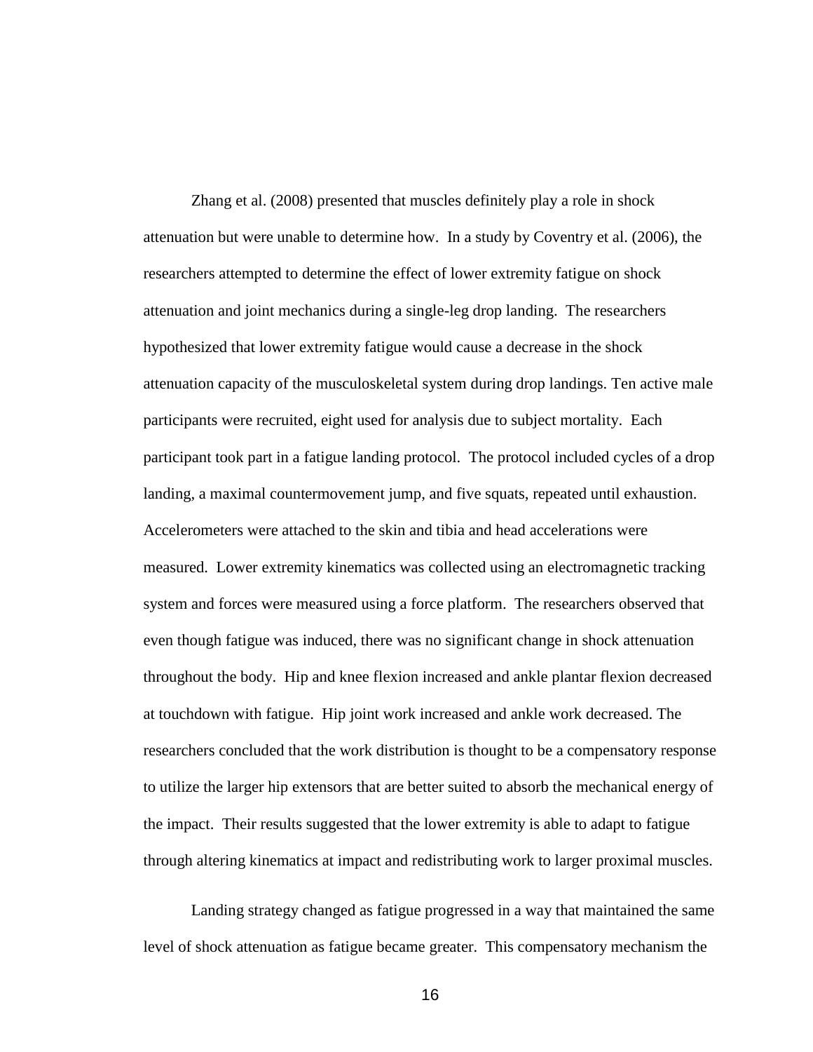Zhang et al. (2008) presented that muscles definitely play a role in shock attenuation but were unable to determine how. In a study by Coventry et al. (2006), the researchers attempted to determine the effect of lower extremity fatigue on shock attenuation and joint mechanics during a single-leg drop landing. The researchers hypothesized that lower extremity fatigue would cause a decrease in the shock attenuation capacity of the musculoskeletal system during drop landings. Ten active male participants were recruited, eight used for analysis due to subject mortality. Each participant took part in a fatigue landing protocol. The protocol included cycles of a drop landing, a maximal countermovement jump, and five squats, repeated until exhaustion. Accelerometers were attached to the skin and tibia and head accelerations were measured. Lower extremity kinematics was collected using an electromagnetic tracking system and forces were measured using a force platform. The researchers observed that even though fatigue was induced, there was no significant change in shock attenuation throughout the body. Hip and knee flexion increased and ankle plantar flexion decreased at touchdown with fatigue. Hip joint work increased and ankle work decreased. The researchers concluded that the work distribution is thought to be a compensatory response to utilize the larger hip extensors that are better suited to absorb the mechanical energy of the impact. Their results suggested that the lower extremity is able to adapt to fatigue through altering kinematics at impact and redistributing work to larger proximal muscles.

Landing strategy changed as fatigue progressed in a way that maintained the same level of shock attenuation as fatigue became greater. This compensatory mechanism the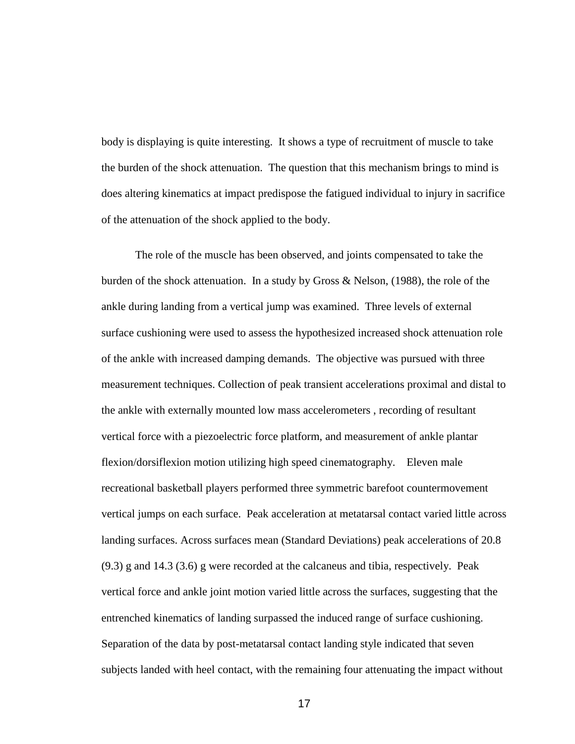body is displaying is quite interesting. It shows a type of recruitment of muscle to take the burden of the shock attenuation. The question that this mechanism brings to mind is does altering kinematics at impact predispose the fatigued individual to injury in sacrifice of the attenuation of the shock applied to the body.

The role of the muscle has been observed, and joints compensated to take the burden of the shock attenuation. In a study by Gross & Nelson, (1988), the role of the ankle during landing from a vertical jump was examined. Three levels of external surface cushioning were used to assess the hypothesized increased shock attenuation role of the ankle with increased damping demands. The objective was pursued with three measurement techniques. Collection of peak transient accelerations proximal and distal to the ankle with externally mounted low mass accelerometers , recording of resultant vertical force with a piezoelectric force platform, and measurement of ankle plantar flexion/dorsiflexion motion utilizing high speed cinematography. Eleven male recreational basketball players performed three symmetric barefoot countermovement vertical jumps on each surface. Peak acceleration at metatarsal contact varied little across landing surfaces. Across surfaces mean (Standard Deviations) peak accelerations of 20.8 (9.3) g and 14.3 (3.6) g were recorded at the calcaneus and tibia, respectively. Peak vertical force and ankle joint motion varied little across the surfaces, suggesting that the entrenched kinematics of landing surpassed the induced range of surface cushioning. Separation of the data by post-metatarsal contact landing style indicated that seven subjects landed with heel contact, with the remaining four attenuating the impact without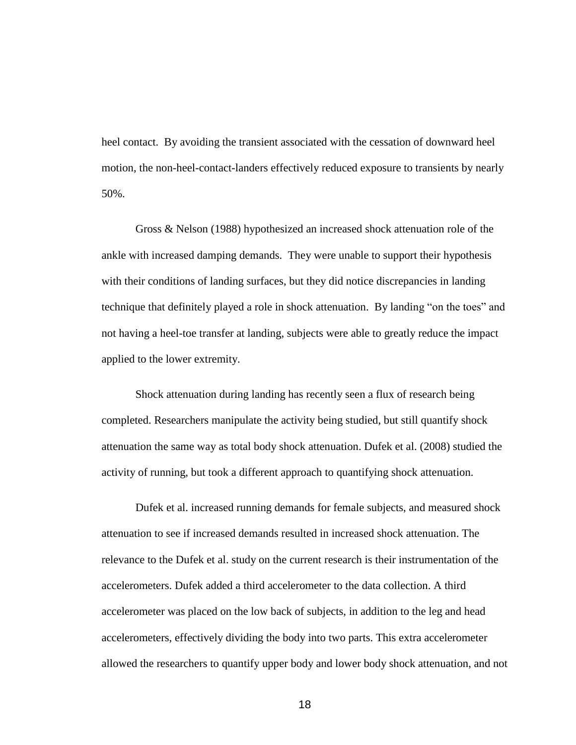heel contact. By avoiding the transient associated with the cessation of downward heel motion, the non-heel-contact-landers effectively reduced exposure to transients by nearly 50%.

Gross & Nelson (1988) hypothesized an increased shock attenuation role of the ankle with increased damping demands. They were unable to support their hypothesis with their conditions of landing surfaces, but they did notice discrepancies in landing technique that definitely played a role in shock attenuation. By landing "on the toes" and not having a heel-toe transfer at landing, subjects were able to greatly reduce the impact applied to the lower extremity.

Shock attenuation during landing has recently seen a flux of research being completed. Researchers manipulate the activity being studied, but still quantify shock attenuation the same way as total body shock attenuation. Dufek et al. (2008) studied the activity of running, but took a different approach to quantifying shock attenuation.

Dufek et al. increased running demands for female subjects, and measured shock attenuation to see if increased demands resulted in increased shock attenuation. The relevance to the Dufek et al. study on the current research is their instrumentation of the accelerometers. Dufek added a third accelerometer to the data collection. A third accelerometer was placed on the low back of subjects, in addition to the leg and head accelerometers, effectively dividing the body into two parts. This extra accelerometer allowed the researchers to quantify upper body and lower body shock attenuation, and not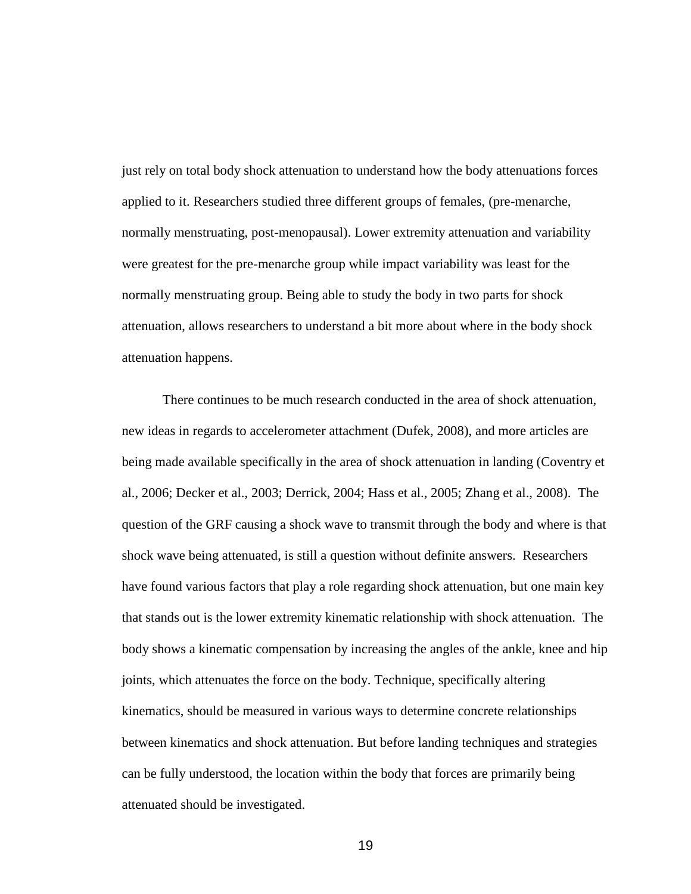just rely on total body shock attenuation to understand how the body attenuations forces applied to it. Researchers studied three different groups of females, (pre-menarche, normally menstruating, post-menopausal). Lower extremity attenuation and variability were greatest for the pre-menarche group while impact variability was least for the normally menstruating group. Being able to study the body in two parts for shock attenuation, allows researchers to understand a bit more about where in the body shock attenuation happens.

There continues to be much research conducted in the area of shock attenuation, new ideas in regards to accelerometer attachment (Dufek, 2008), and more articles are being made available specifically in the area of shock attenuation in landing (Coventry et al., 2006; Decker et al., 2003; Derrick, 2004; Hass et al., 2005; Zhang et al., 2008). The question of the GRF causing a shock wave to transmit through the body and where is that shock wave being attenuated, is still a question without definite answers. Researchers have found various factors that play a role regarding shock attenuation, but one main key that stands out is the lower extremity kinematic relationship with shock attenuation. The body shows a kinematic compensation by increasing the angles of the ankle, knee and hip joints, which attenuates the force on the body. Technique, specifically altering kinematics, should be measured in various ways to determine concrete relationships between kinematics and shock attenuation. But before landing techniques and strategies can be fully understood, the location within the body that forces are primarily being attenuated should be investigated.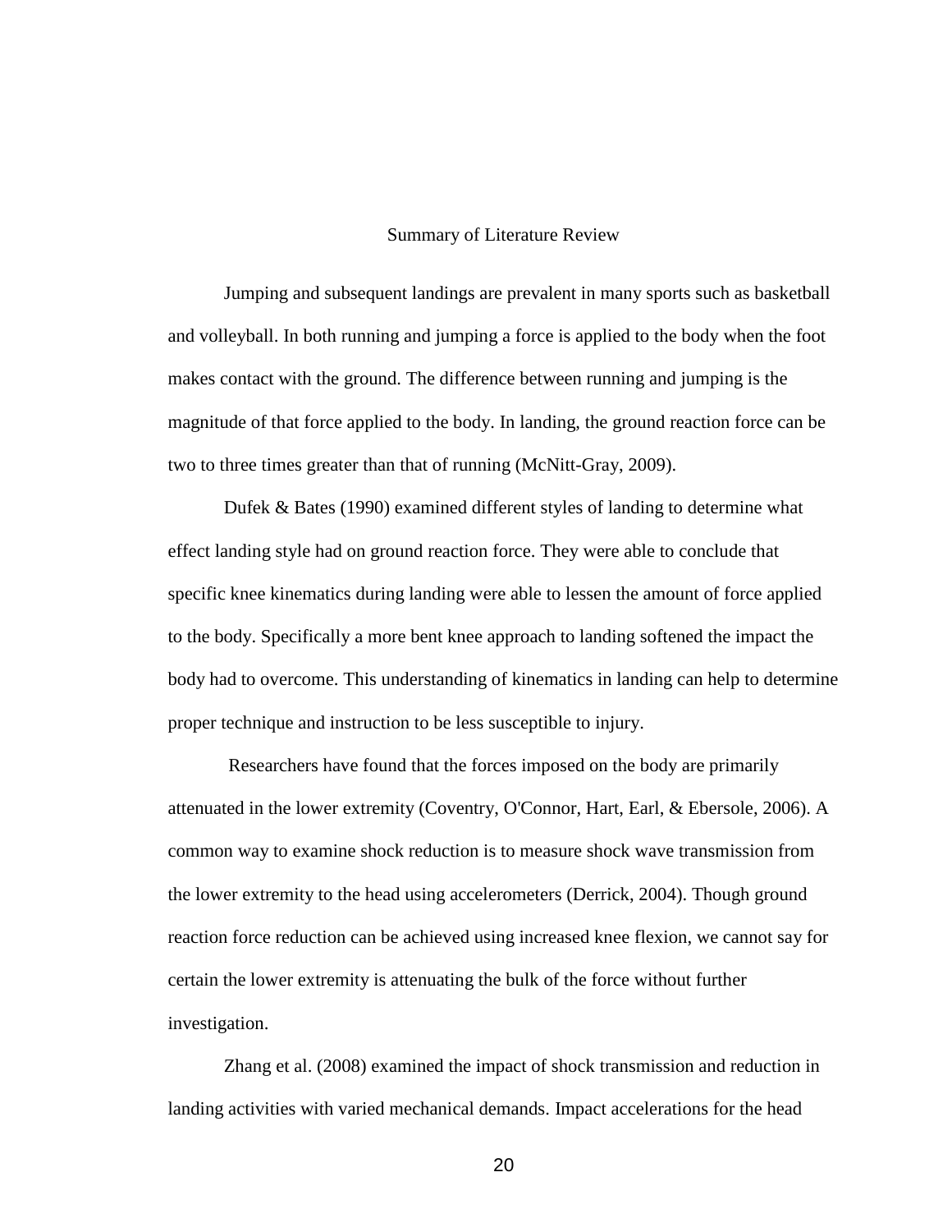## Summary of Literature Review

Jumping and subsequent landings are prevalent in many sports such as basketball and volleyball. In both running and jumping a force is applied to the body when the foot makes contact with the ground. The difference between running and jumping is the magnitude of that force applied to the body. In landing, the ground reaction force can be two to three times greater than that of running (McNitt-Gray, 2009).

Dufek & Bates (1990) examined different styles of landing to determine what effect landing style had on ground reaction force. They were able to conclude that specific knee kinematics during landing were able to lessen the amount of force applied to the body. Specifically a more bent knee approach to landing softened the impact the body had to overcome. This understanding of kinematics in landing can help to determine proper technique and instruction to be less susceptible to injury.

Researchers have found that the forces imposed on the body are primarily attenuated in the lower extremity (Coventry, O'Connor, Hart, Earl, & Ebersole, 2006). A common way to examine shock reduction is to measure shock wave transmission from the lower extremity to the head using accelerometers (Derrick, 2004). Though ground reaction force reduction can be achieved using increased knee flexion, we cannot say for certain the lower extremity is attenuating the bulk of the force without further investigation.

Zhang et al. (2008) examined the impact of shock transmission and reduction in landing activities with varied mechanical demands. Impact accelerations for the head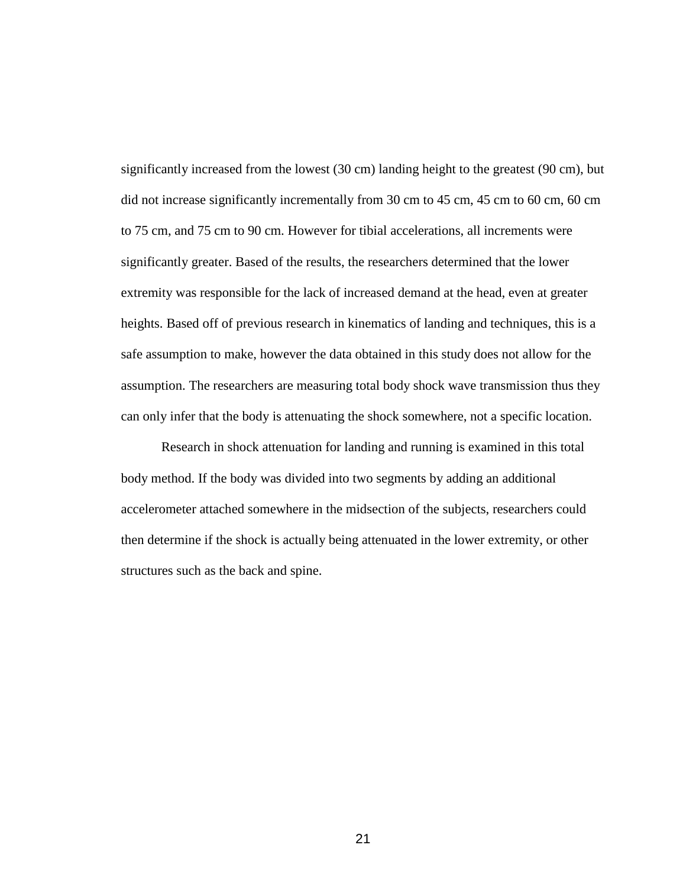significantly increased from the lowest (30 cm) landing height to the greatest (90 cm), but did not increase significantly incrementally from 30 cm to 45 cm, 45 cm to 60 cm, 60 cm to 75 cm, and 75 cm to 90 cm. However for tibial accelerations, all increments were significantly greater. Based of the results, the researchers determined that the lower extremity was responsible for the lack of increased demand at the head, even at greater heights. Based off of previous research in kinematics of landing and techniques, this is a safe assumption to make, however the data obtained in this study does not allow for the assumption. The researchers are measuring total body shock wave transmission thus they can only infer that the body is attenuating the shock somewhere, not a specific location.

Research in shock attenuation for landing and running is examined in this total body method. If the body was divided into two segments by adding an additional accelerometer attached somewhere in the midsection of the subjects, researchers could then determine if the shock is actually being attenuated in the lower extremity, or other structures such as the back and spine.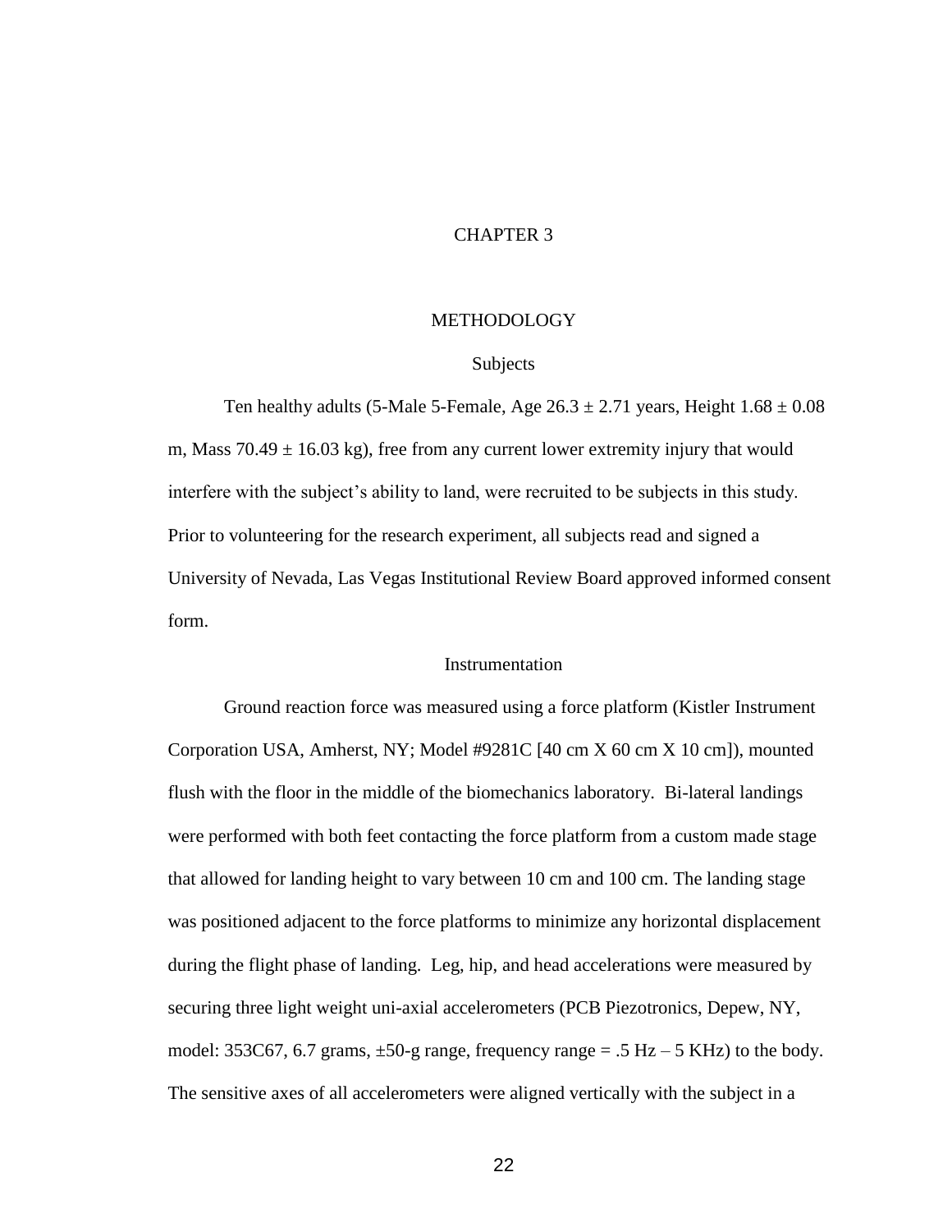# CHAPTER 3

## METHODOLOGY

### Subjects

Ten healthy adults (5-Male 5-Female, Age $26.3 \pm 2.71$ years, Height $1.68 \pm 0.08$ m, Mass $70.49 \pm 16.03$ kg), free from any current lower extremity injury that would interfere with the subject's ability to land, were recruited to be subjects in this study. Prior to volunteering for the research experiment, all subjects read and signed a University of Nevada, Las Vegas Institutional Review Board approved informed consent form.

### Instrumentation

Ground reaction force was measured using a force platform (Kistler Instrument Corporation USA, Amherst, NY; Model #9281C [40 cm X 60 cm X 10 cm]), mounted flush with the floor in the middle of the biomechanics laboratory. Bi-lateral landings were performed with both feet contacting the force platform from a custom made stage that allowed for landing height to vary between 10 cm and 100 cm. The landing stage was positioned adjacent to the force platforms to minimize any horizontal displacement during the flight phase of landing. Leg, hip, and head accelerations were measured by securing three light weight uni-axial accelerometers (PCB Piezotronics, Depew, NY, model: 353C67, 6.7 grams, $\pm$50-g range, frequency range = .5 Hz – 5 KHz) to the body. The sensitive axes of all accelerometers were aligned vertically with the subject in a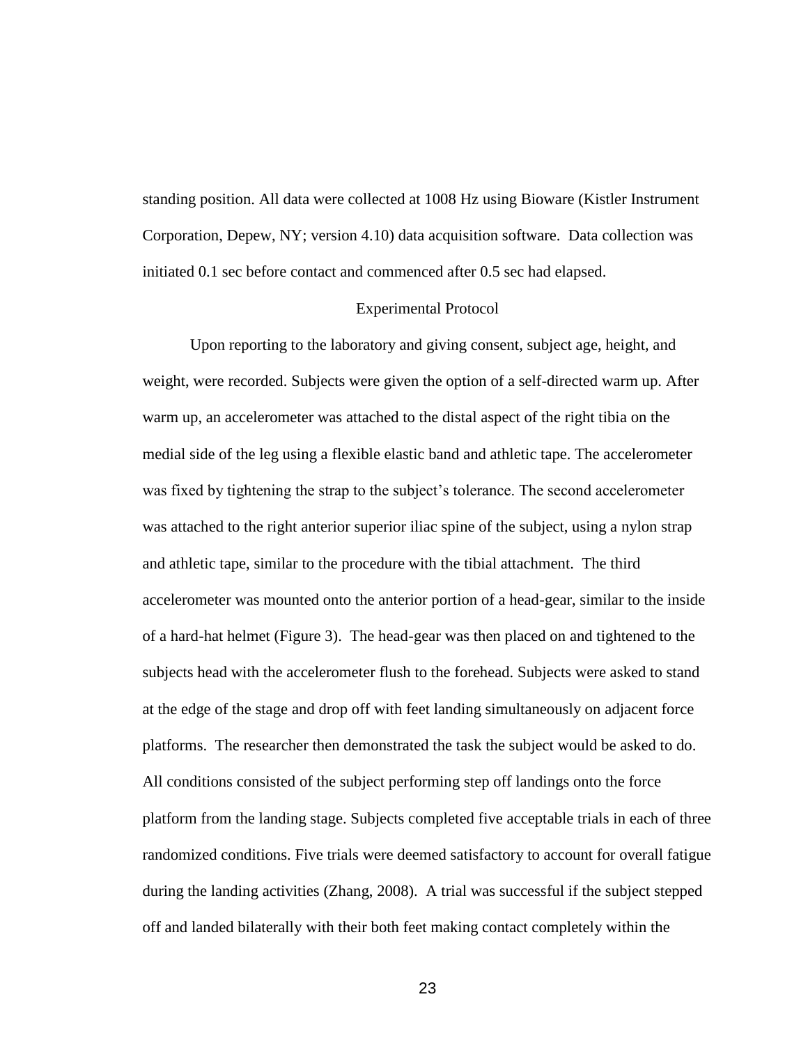standing position. All data were collected at 1008 Hz using Bioware (Kistler Instrument Corporation, Depew, NY; version 4.10) data acquisition software. Data collection was initiated 0.1 sec before contact and commenced after 0.5 sec had elapsed.

## Experimental Protocol

Upon reporting to the laboratory and giving consent, subject age, height, and weight, were recorded. Subjects were given the option of a self-directed warm up. After warm up, an accelerometer was attached to the distal aspect of the right tibia on the medial side of the leg using a flexible elastic band and athletic tape. The accelerometer was fixed by tightening the strap to the subject's tolerance. The second accelerometer was attached to the right anterior superior iliac spine of the subject, using a nylon strap and athletic tape, similar to the procedure with the tibial attachment. The third accelerometer was mounted onto the anterior portion of a head-gear, similar to the inside of a hard-hat helmet (Figure 3). The head-gear was then placed on and tightened to the subjects head with the accelerometer flush to the forehead. Subjects were asked to stand at the edge of the stage and drop off with feet landing simultaneously on adjacent force platforms. The researcher then demonstrated the task the subject would be asked to do. All conditions consisted of the subject performing step off landings onto the force platform from the landing stage. Subjects completed five acceptable trials in each of three randomized conditions. Five trials were deemed satisfactory to account for overall fatigue during the landing activities (Zhang, 2008). A trial was successful if the subject stepped off and landed bilaterally with their both feet making contact completely within the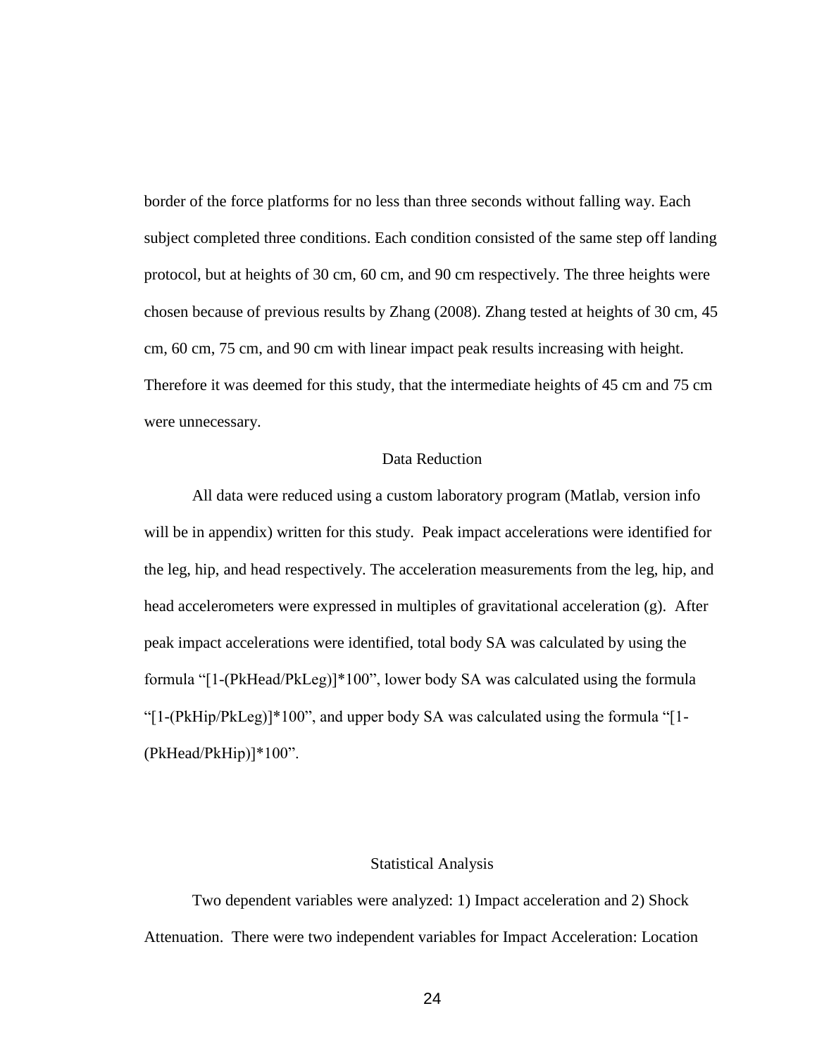border of the force platforms for no less than three seconds without falling way. Each subject completed three conditions. Each condition consisted of the same step off landing protocol, but at heights of 30 cm, 60 cm, and 90 cm respectively. The three heights were chosen because of previous results by Zhang (2008). Zhang tested at heights of 30 cm, 45 cm, 60 cm, 75 cm, and 90 cm with linear impact peak results increasing with height. Therefore it was deemed for this study, that the intermediate heights of 45 cm and 75 cm were unnecessary.

## Data Reduction

All data were reduced using a custom laboratory program (Matlab, version info will be in appendix) written for this study. Peak impact accelerations were identified for the leg, hip, and head respectively. The acceleration measurements from the leg, hip, and head accelerometers were expressed in multiples of gravitational acceleration (g). After peak impact accelerations were identified, total body SA was calculated by using the formula "[1-(PkHead/PkLeg)]*100", lower body SA was calculated using the formula "[1-(PkHip/PkLeg)]*100", and upper body SA was calculated using the formula "[1-(PkHead/PkHip)]*100".

## Statistical Analysis

Two dependent variables were analyzed: 1) Impact acceleration and 2) Shock Attenuation. There were two independent variables for Impact Acceleration: Location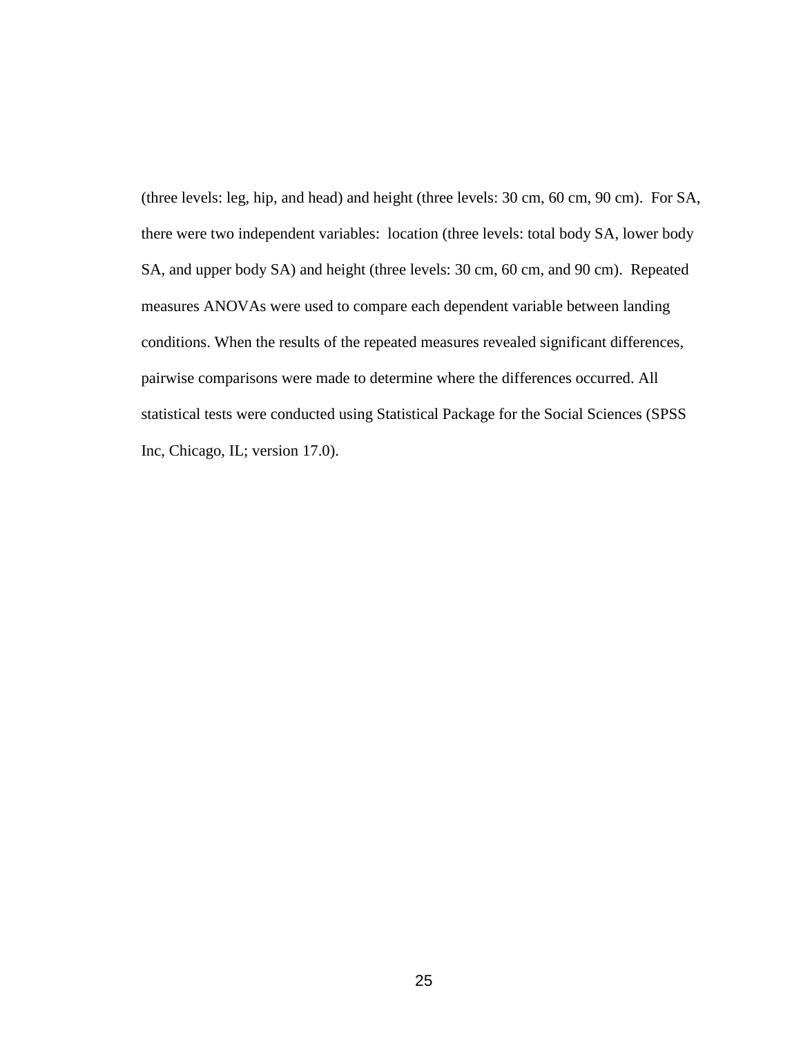(three levels: leg, hip, and head) and height (three levels: 30 cm, 60 cm, 90 cm). For SA, there were two independent variables: location (three levels: total body SA, lower body SA, and upper body SA) and height (three levels: 30 cm, 60 cm, and 90 cm). Repeated measures ANOVAs were used to compare each dependent variable between landing conditions. When the results of the repeated measures revealed significant differences, pairwise comparisons were made to determine where the differences occurred. All statistical tests were conducted using Statistical Package for the Social Sciences (SPSS Inc, Chicago, IL; version 17.0).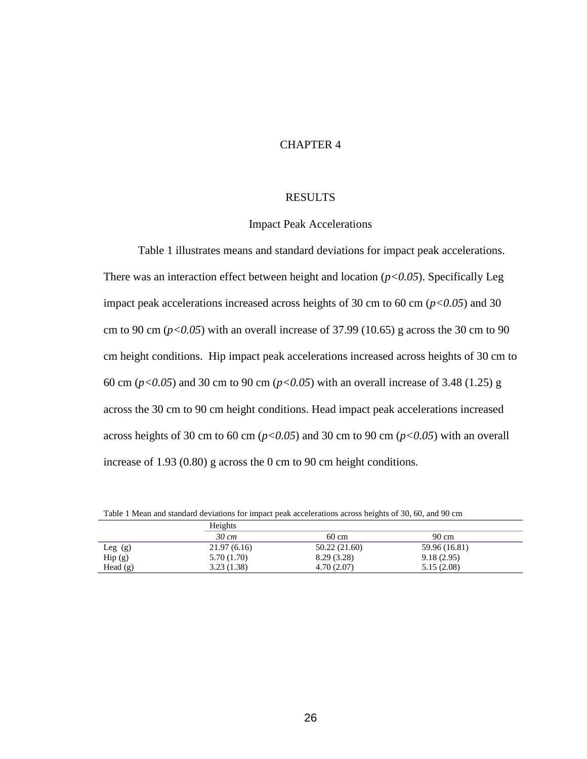# CHAPTER 4

# RESULTS

## Impact Peak Accelerations

Table 1 illustrates means and standard deviations for impact peak accelerations. There was an interaction effect between height and location ($p<0.05$). Specifically Leg impact peak accelerations increased across heights of 30 cm to 60 cm ($p<0.05$) and 30 cm to 90 cm ($p<0.05$) with an overall increase of 37.99 (10.65) g across the 30 cm to 90 cm height conditions. Hip impact peak accelerations increased across heights of 30 cm to 60 cm ($p<0.05$) and 30 cm to 90 cm ($p<0.05$) with an overall increase of 3.48 (1.25) g across the 30 cm to 90 cm height conditions. Head impact peak accelerations increased across heights of 30 cm to 60 cm ($p<0.05$) and 30 cm to 90 cm ($p<0.05$) with an overall increase of 1.93 (0.80) g across the 0 cm to 90 cm height conditions.

Table 1 Mean and standard deviations for impact peak accelerations across heights of 30, 60, and 90 cm

| | Heights | | |
|---|---|---|---|
| | *30 cm* | 60 cm | 90 cm |
| Leg (g) | 21.97 (6.16) | 50.22 (21.60) | 59.96 (16.81) |
| Hip (g) | 5.70 (1.70) | 8.29 (3.28) | 9.18 (2.95) |
| Head (g) | 3.23 (1.38) | 4.70 (2.07) | 5.15 (2.08) |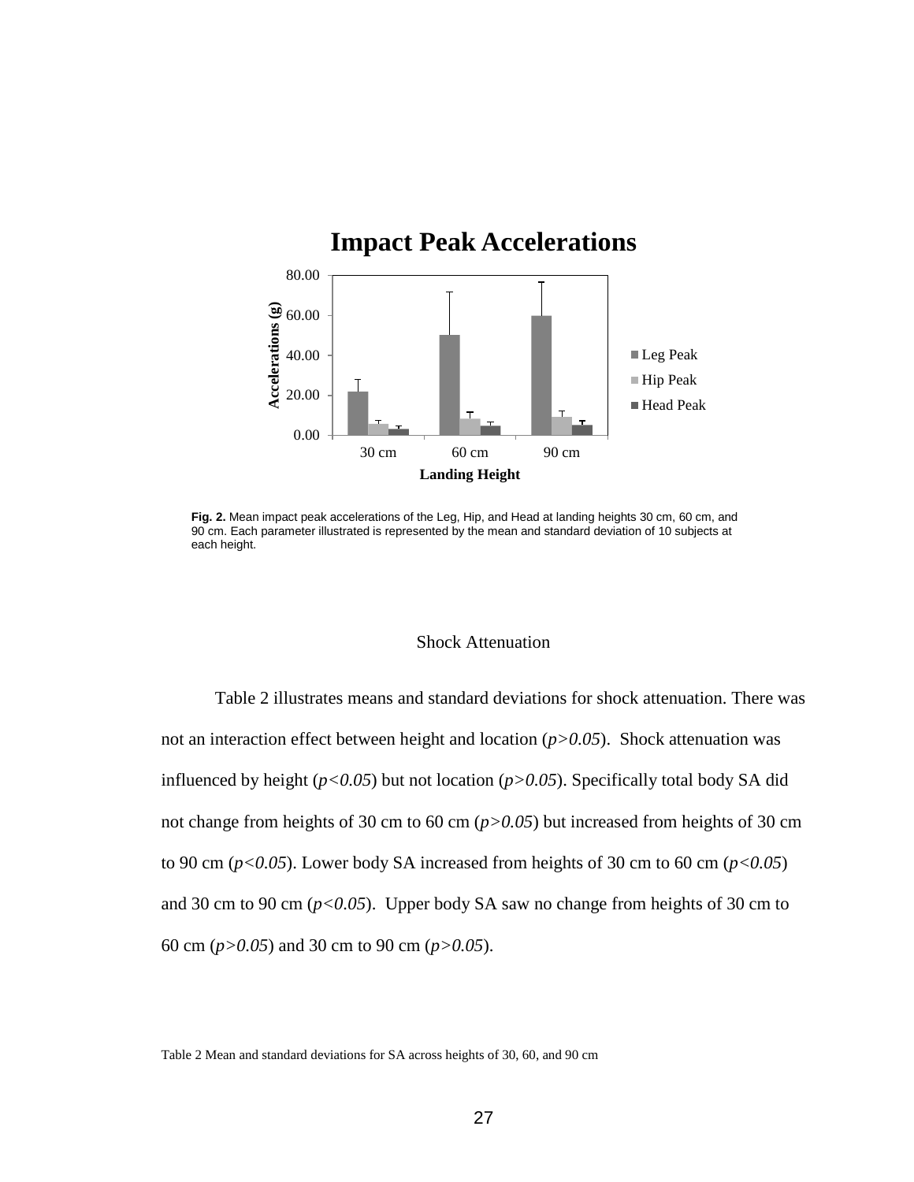**Impact Peak Accelerations**

80.00
60.00
40.00
20.00
0.00

Accelerations (g)

30 cm
60 cm
90 cm

Landing Height

Leg Peak
Hip Peak
Head Peak

**Fig. 2.** Mean impact peak accelerations of the Leg, Hip, and Head at landing heights 30 cm, 60 cm, and 90 cm. Each parameter illustrated is represented by the mean and standard deviation of 10 subjects at each height.

## Shock Attenuation

Table 2 illustrates means and standard deviations for shock attenuation. There was not an interaction effect between height and location ($p>0.05$). Shock attenuation was influenced by height ($p<0.05$) but not location ($p>0.05$). Specifically total body SA did not change from heights of 30 cm to 60 cm ($p>0.05$) but increased from heights of 30 cm to 90 cm ($p<0.05$). Lower body SA increased from heights of 30 cm to 60 cm ($p<0.05$) and 30 cm to 90 cm ($p<0.05$). Upper body SA saw no change from heights of 30 cm to 60 cm ($p>0.05$) and 30 cm to 90 cm ($p>0.05$).

Table 2 Mean and standard deviations for SA across heights of 30, 60, and 90 cm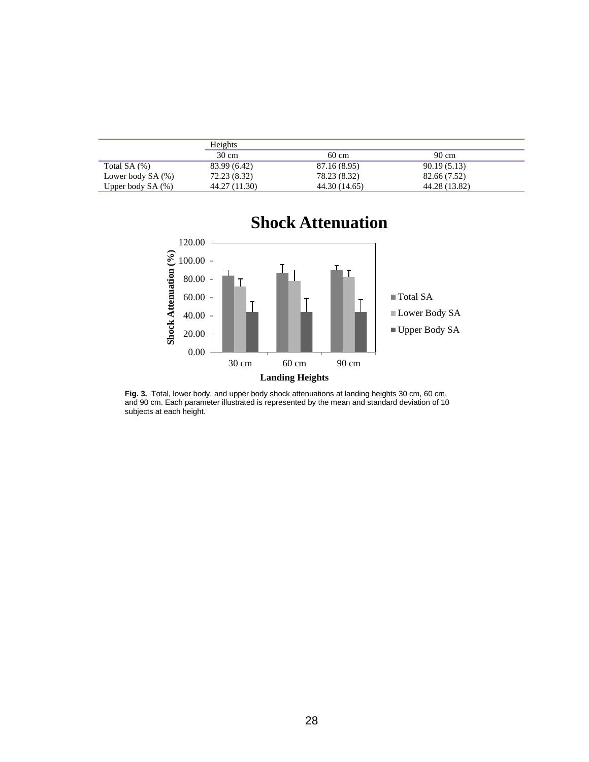| | Heights | | |
|---|---|---|---|
| | 30 cm | 60 cm | 90 cm |
| Total SA (%) | 83.99 (6.42) | 87.16 (8.95) | 90.19 (5.13) |
| Lower body SA (%) | 72.23 (8.32) | 78.23 (8.32) | 82.66 (7.52) |
| Upper body SA (%) | 44.27 (11.30) | 44.30 (14.65) | 44.28 (13.82) |

**Shock Attenuation**

Shock Attenuation (%)

120.00
100.00
80.00
60.00
40.00
20.00
0.00

30 cm
60 cm
90 cm

Landing Heights

Total SA
Lower Body SA
Upper Body SA

**Fig. 3.** Total, lower body, and upper body shock attenuations at landing heights 30 cm, 60 cm, and 90 cm. Each parameter illustrated is represented by the mean and standard deviation of 10 subjects at each height.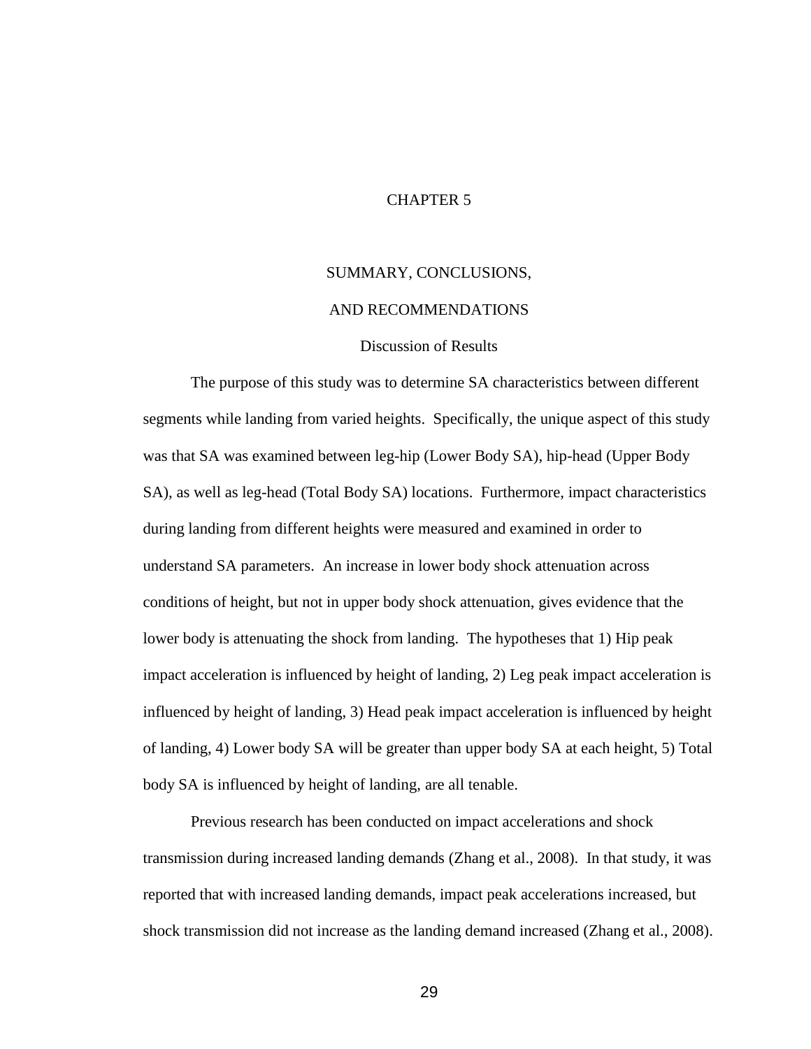# CHAPTER 5

## SUMMARY, CONCLUSIONS, AND RECOMMENDATIONS

### Discussion of Results

The purpose of this study was to determine SA characteristics between different segments while landing from varied heights. Specifically, the unique aspect of this study was that SA was examined between leg-hip (Lower Body SA), hip-head (Upper Body SA), as well as leg-head (Total Body SA) locations. Furthermore, impact characteristics during landing from different heights were measured and examined in order to understand SA parameters. An increase in lower body shock attenuation across conditions of height, but not in upper body shock attenuation, gives evidence that the lower body is attenuating the shock from landing. The hypotheses that 1) Hip peak impact acceleration is influenced by height of landing, 2) Leg peak impact acceleration is influenced by height of landing, 3) Head peak impact acceleration is influenced by height of landing, 4) Lower body SA will be greater than upper body SA at each height, 5) Total body SA is influenced by height of landing, are all tenable.

Previous research has been conducted on impact accelerations and shock transmission during increased landing demands (Zhang et al., 2008). In that study, it was reported that with increased landing demands, impact peak accelerations increased, but shock transmission did not increase as the landing demand increased (Zhang et al., 2008).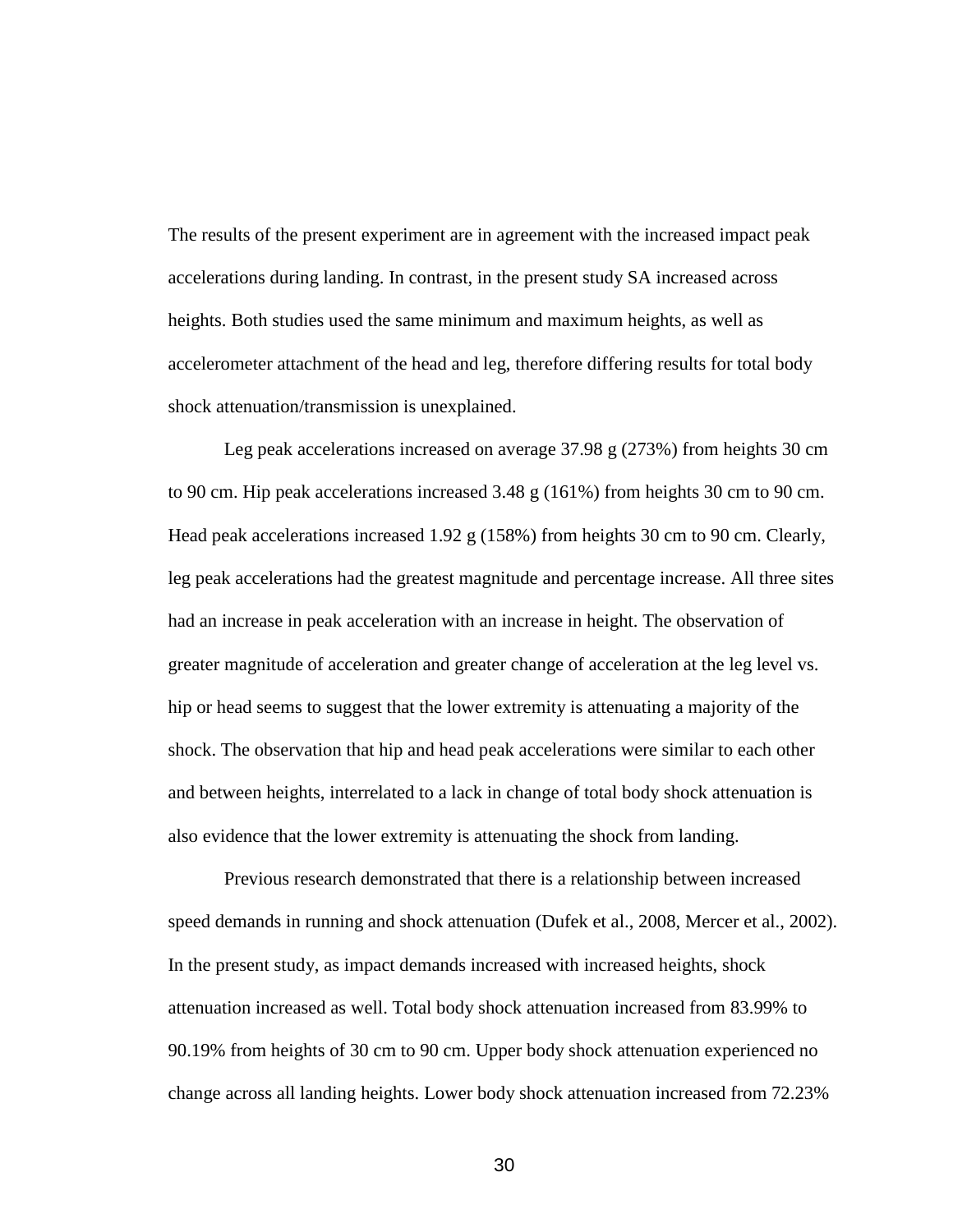The results of the present experiment are in agreement with the increased impact peak accelerations during landing. In contrast, in the present study SA increased across heights. Both studies used the same minimum and maximum heights, as well as accelerometer attachment of the head and leg, therefore differing results for total body shock attenuation/transmission is unexplained.

Leg peak accelerations increased on average 37.98 g (273%) from heights 30 cm to 90 cm. Hip peak accelerations increased 3.48 g (161%) from heights 30 cm to 90 cm. Head peak accelerations increased 1.92 g (158%) from heights 30 cm to 90 cm. Clearly, leg peak accelerations had the greatest magnitude and percentage increase. All three sites had an increase in peak acceleration with an increase in height. The observation of greater magnitude of acceleration and greater change of acceleration at the leg level vs. hip or head seems to suggest that the lower extremity is attenuating a majority of the shock. The observation that hip and head peak accelerations were similar to each other and between heights, interrelated to a lack in change of total body shock attenuation is also evidence that the lower extremity is attenuating the shock from landing.

Previous research demonstrated that there is a relationship between increased speed demands in running and shock attenuation (Dufek et al., 2008, Mercer et al., 2002). In the present study, as impact demands increased with increased heights, shock attenuation increased as well. Total body shock attenuation increased from 83.99% to 90.19% from heights of 30 cm to 90 cm. Upper body shock attenuation experienced no change across all landing heights. Lower body shock attenuation increased from 72.23%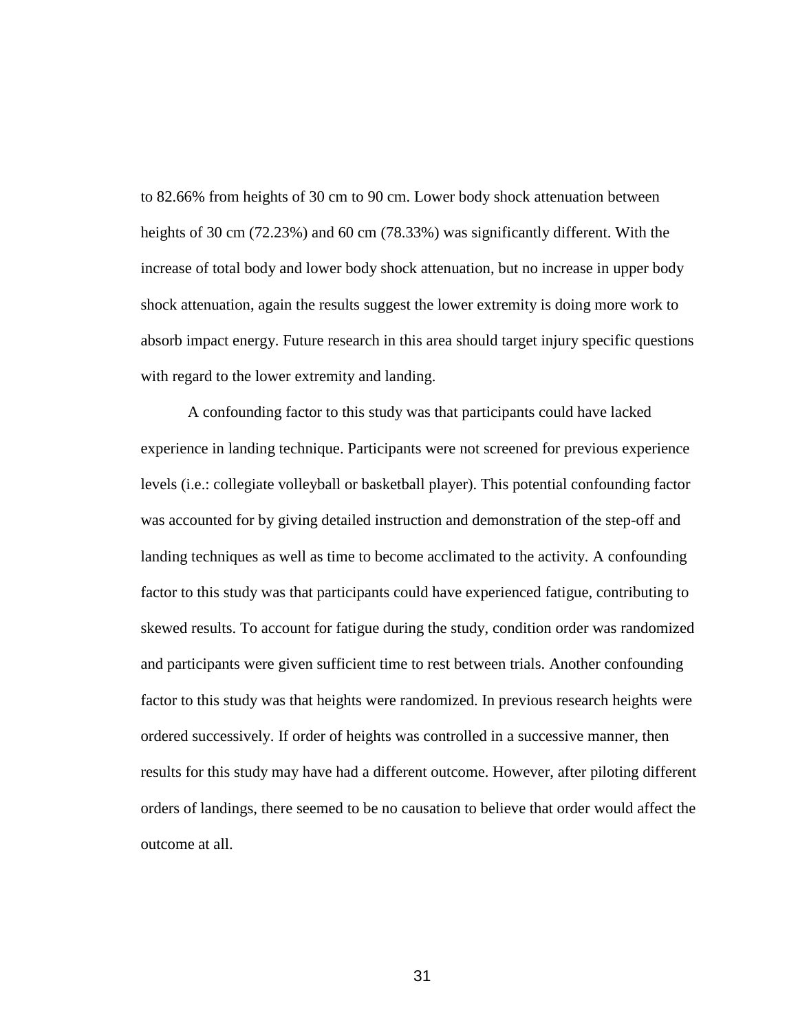to 82.66% from heights of 30 cm to 90 cm. Lower body shock attenuation between heights of 30 cm (72.23%) and 60 cm (78.33%) was significantly different. With the increase of total body and lower body shock attenuation, but no increase in upper body shock attenuation, again the results suggest the lower extremity is doing more work to absorb impact energy. Future research in this area should target injury specific questions with regard to the lower extremity and landing.

A confounding factor to this study was that participants could have lacked experience in landing technique. Participants were not screened for previous experience levels (i.e.: collegiate volleyball or basketball player). This potential confounding factor was accounted for by giving detailed instruction and demonstration of the step-off and landing techniques as well as time to become acclimated to the activity. A confounding factor to this study was that participants could have experienced fatigue, contributing to skewed results. To account for fatigue during the study, condition order was randomized and participants were given sufficient time to rest between trials. Another confounding factor to this study was that heights were randomized. In previous research heights were ordered successively. If order of heights was controlled in a successive manner, then results for this study may have had a different outcome. However, after piloting different orders of landings, there seemed to be no causation to believe that order would affect the outcome at all.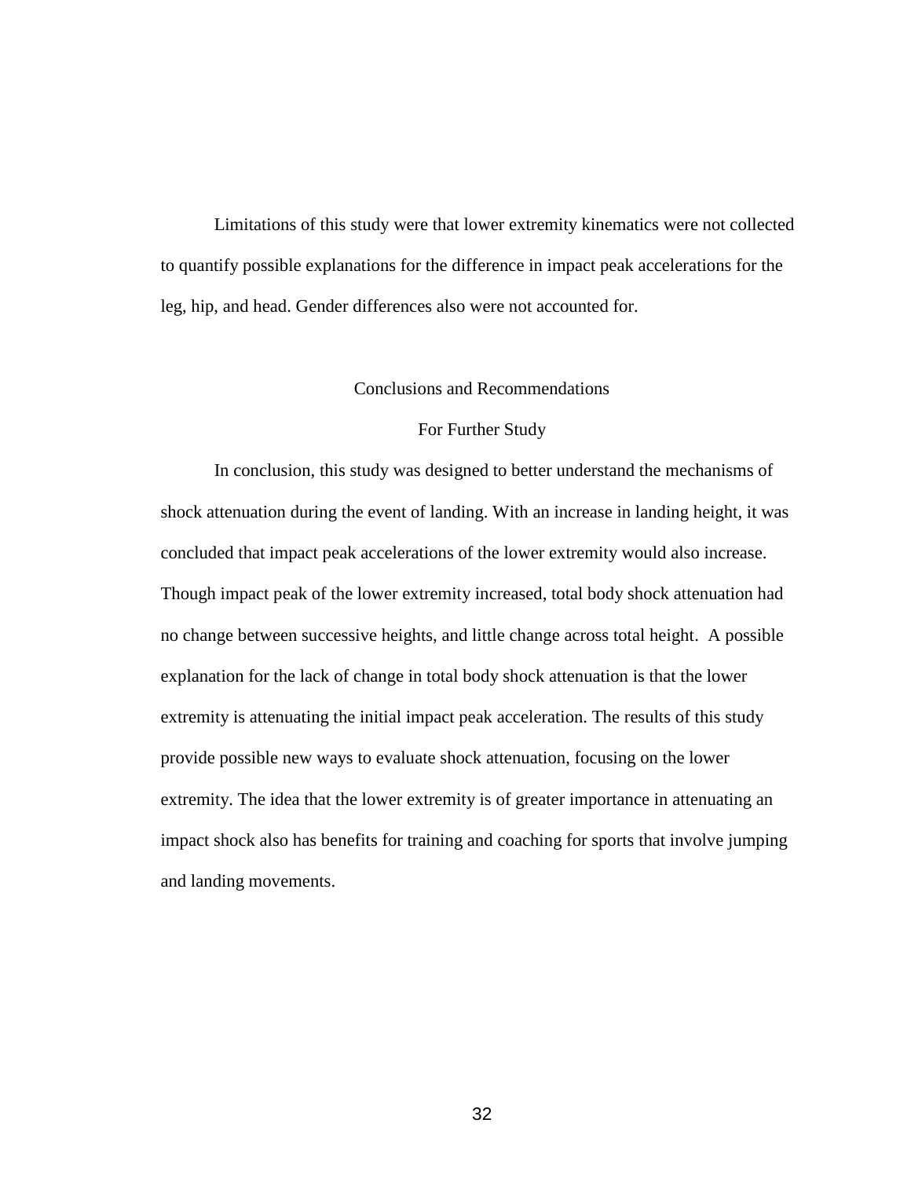Limitations of this study were that lower extremity kinematics were not collected to quantify possible explanations for the difference in impact peak accelerations for the leg, hip, and head. Gender differences also were not accounted for.

## Conclusions and Recommendations For Further Study

In conclusion, this study was designed to better understand the mechanisms of shock attenuation during the event of landing. With an increase in landing height, it was concluded that impact peak accelerations of the lower extremity would also increase. Though impact peak of the lower extremity increased, total body shock attenuation had no change between successive heights, and little change across total height. A possible explanation for the lack of change in total body shock attenuation is that the lower extremity is attenuating the initial impact peak acceleration. The results of this study provide possible new ways to evaluate shock attenuation, focusing on the lower extremity. The idea that the lower extremity is of greater importance in attenuating an impact shock also has benefits for training and coaching for sports that involve jumping and landing movements.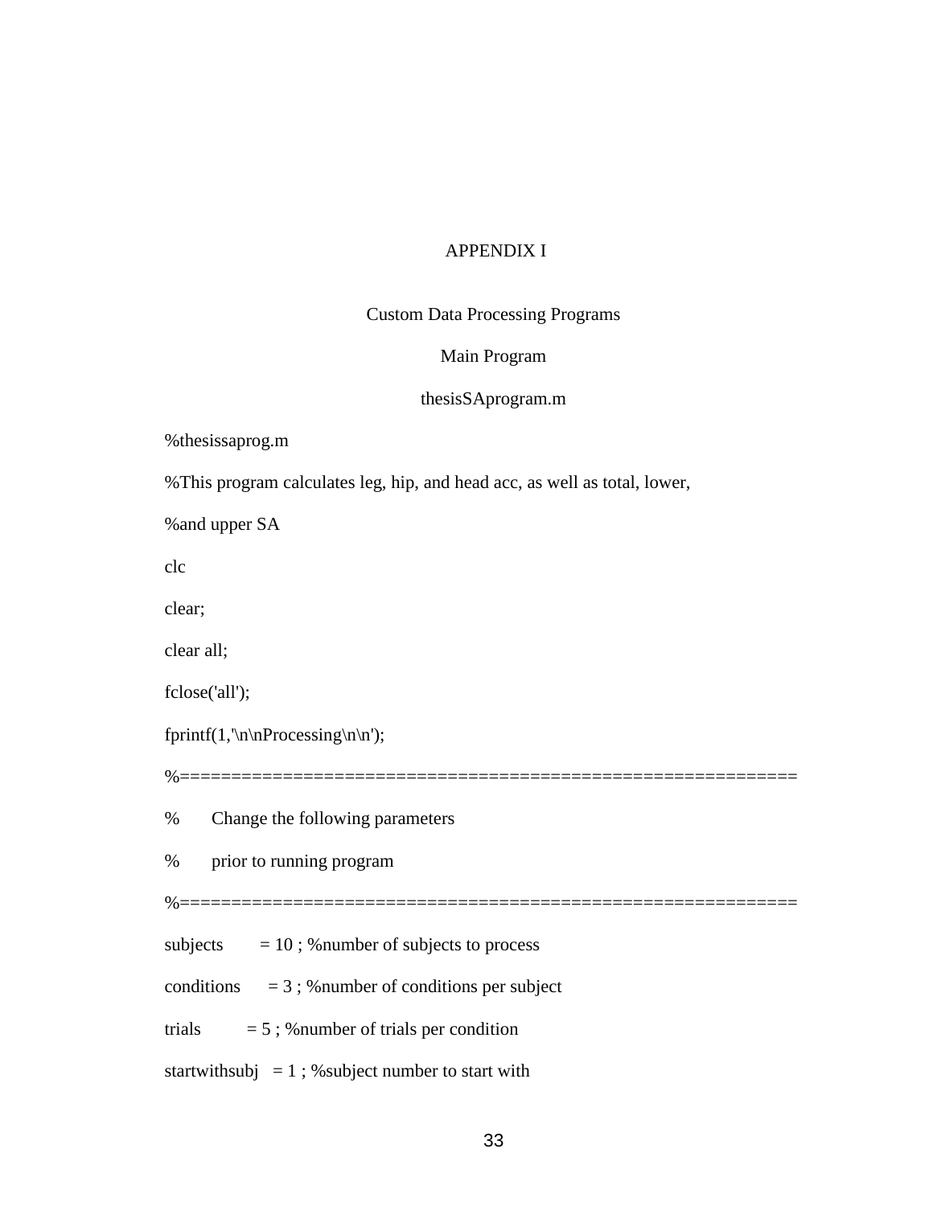# APPENDIX I

## Custom Data Processing Programs

### Main Program

### thesisSAprogram.m

```
%thesissaprog.m
%This program calculates leg, hip, and head acc, as well as total, lower,
%and upper SA
clc
clear;
clear all;
fclose('all');
fprintf(1,'\n\nProcessing\n\n');
%============================================================
%       Change the following parameters
%       prior to running program
%============================================================
subjects        = 10 ; %number of subjects to process
conditions      = 3 ; %number of conditions per subject
trials          = 5 ; %number of trials per condition
startwithsubj   = 1 ; %subject number to start with
```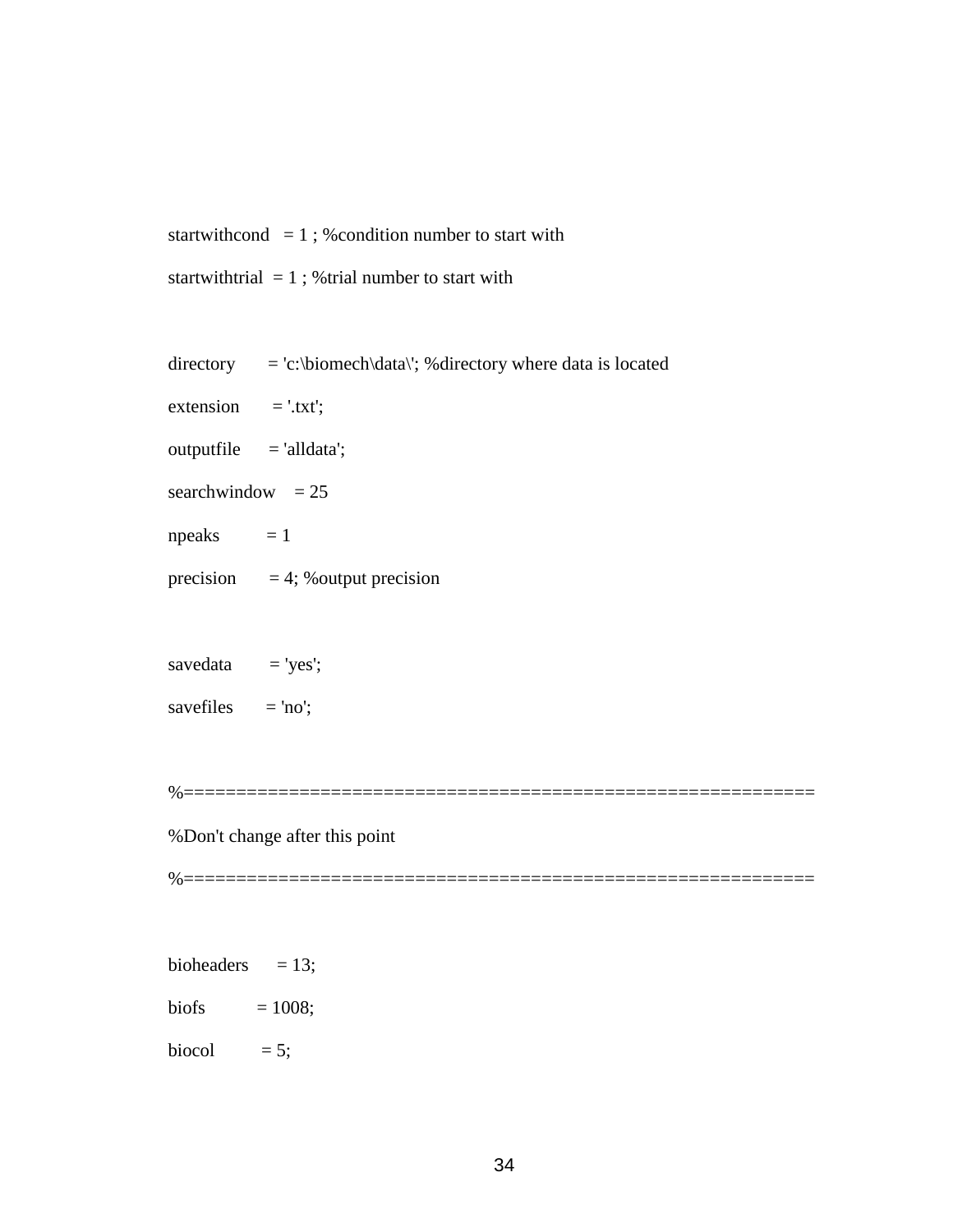```
startwithcond   = 1 ; %condition number to start with
startwithtrial  = 1 ; %trial number to start with

directory       = 'c:\biomech\data\'; %directory where data is located
extension       = '.txt';
outputfile      = 'alldata';
searchwindow    = 25
npeaks          = 1
precision       = 4; %output precision

savedata        = 'yes';
savefiles       = 'no';

%==========================================================
%Don't change after this point
%==========================================================

bioheaders      = 13;
biofs           = 1008;
biocol          = 5;
```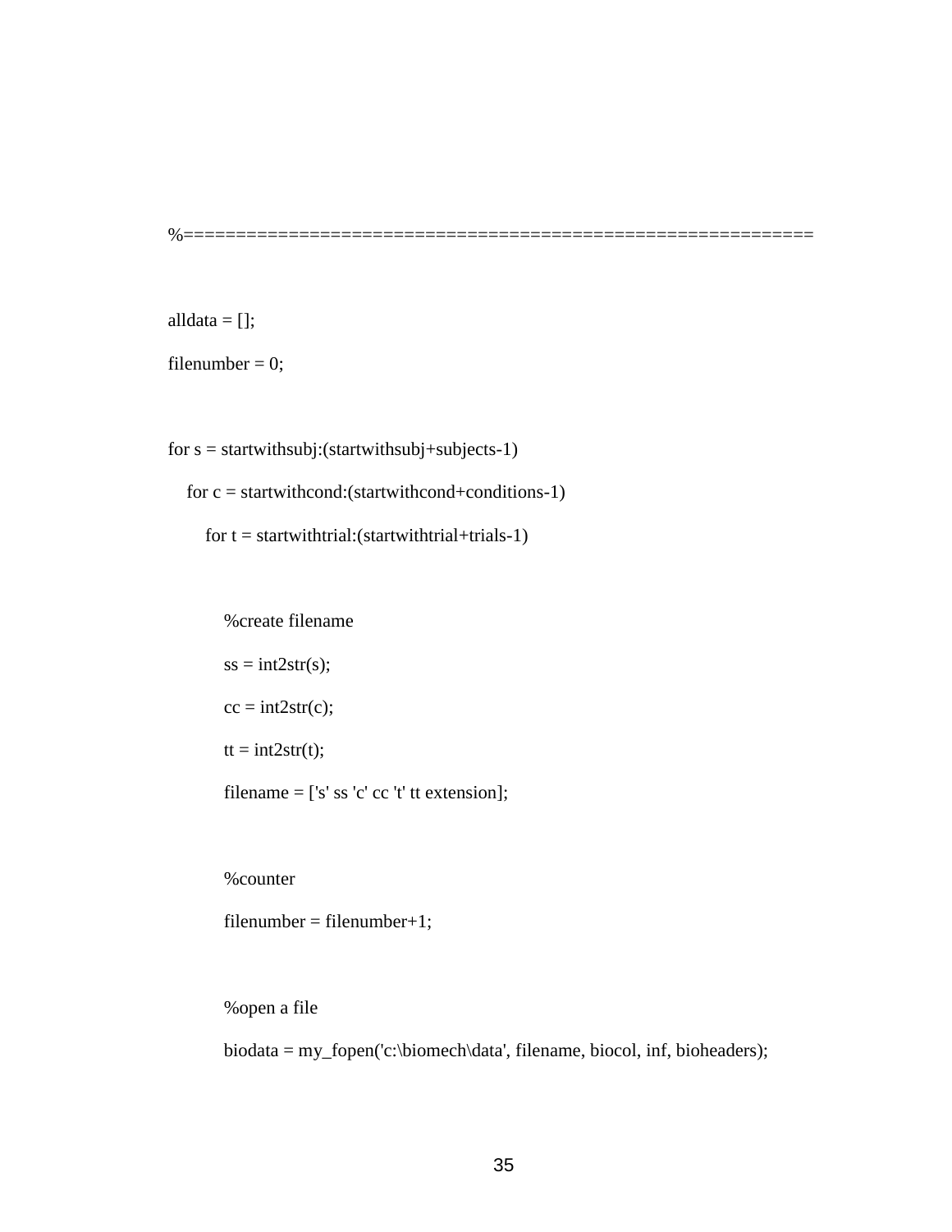```
%============================================================

alldata = [];
filenumber = 0;

for s = startwithsubj:(startwithsubj+subjects-1)
    for c = startwithcond:(startwithcond+conditions-1)
        for t = startwithtrial:(startwithtrial+trials-1)

            %create filename
            ss = int2str(s);
            cc = int2str(c);
            tt = int2str(t);
            filename = ['s' ss 'c' cc 't' tt extension];

            %counter
            filenumber = filenumber+1;

            %open a file
            biodata = my_fopen('c:\biomech\data', filename, biocol, inf, bioheaders);
```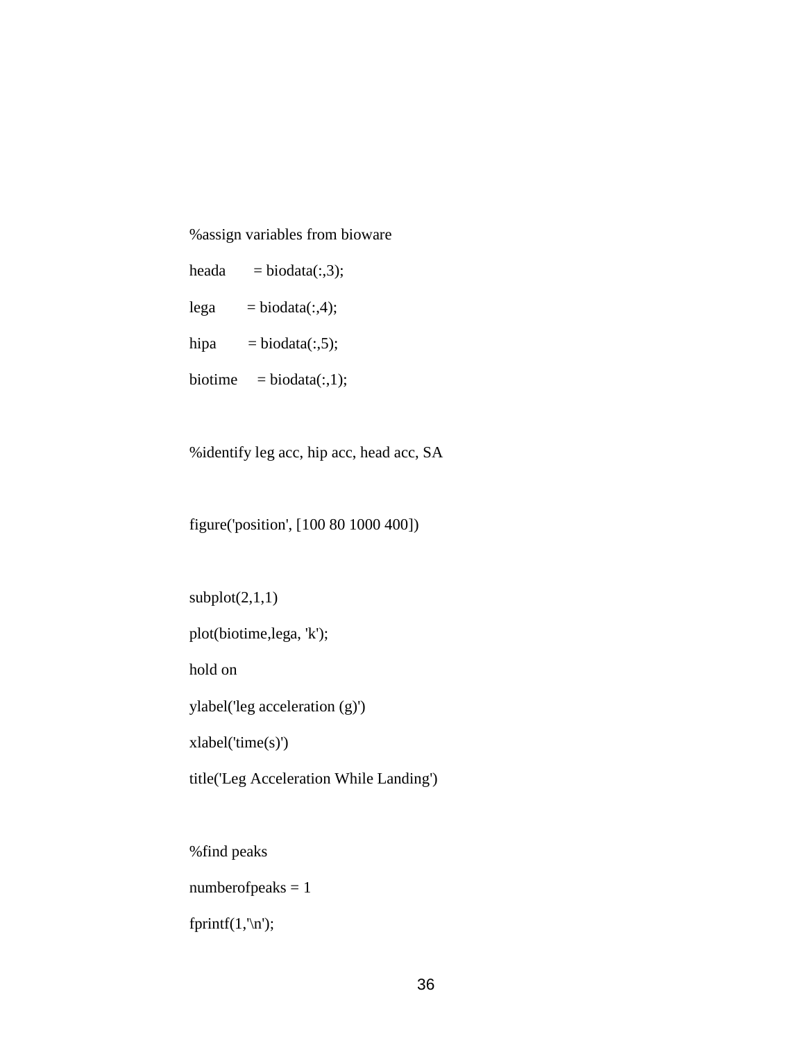```
%assign variables from bioware
heada       = biodata(:,3);
lega        = biodata(:,4);
hipa        = biodata(:,5);
biotime     = biodata(:,1);

%identify leg acc, hip acc, head acc, SA

figure('position', [100 80 1000 400])

subplot(2,1,1)
plot(biotime,lega, 'k');
hold on
ylabel('leg acceleration (g)')
xlabel('time(s)')
title('Leg Acceleration While Landing')

%find peaks
numberofpeaks = 1
fprintf(1,'\n');
```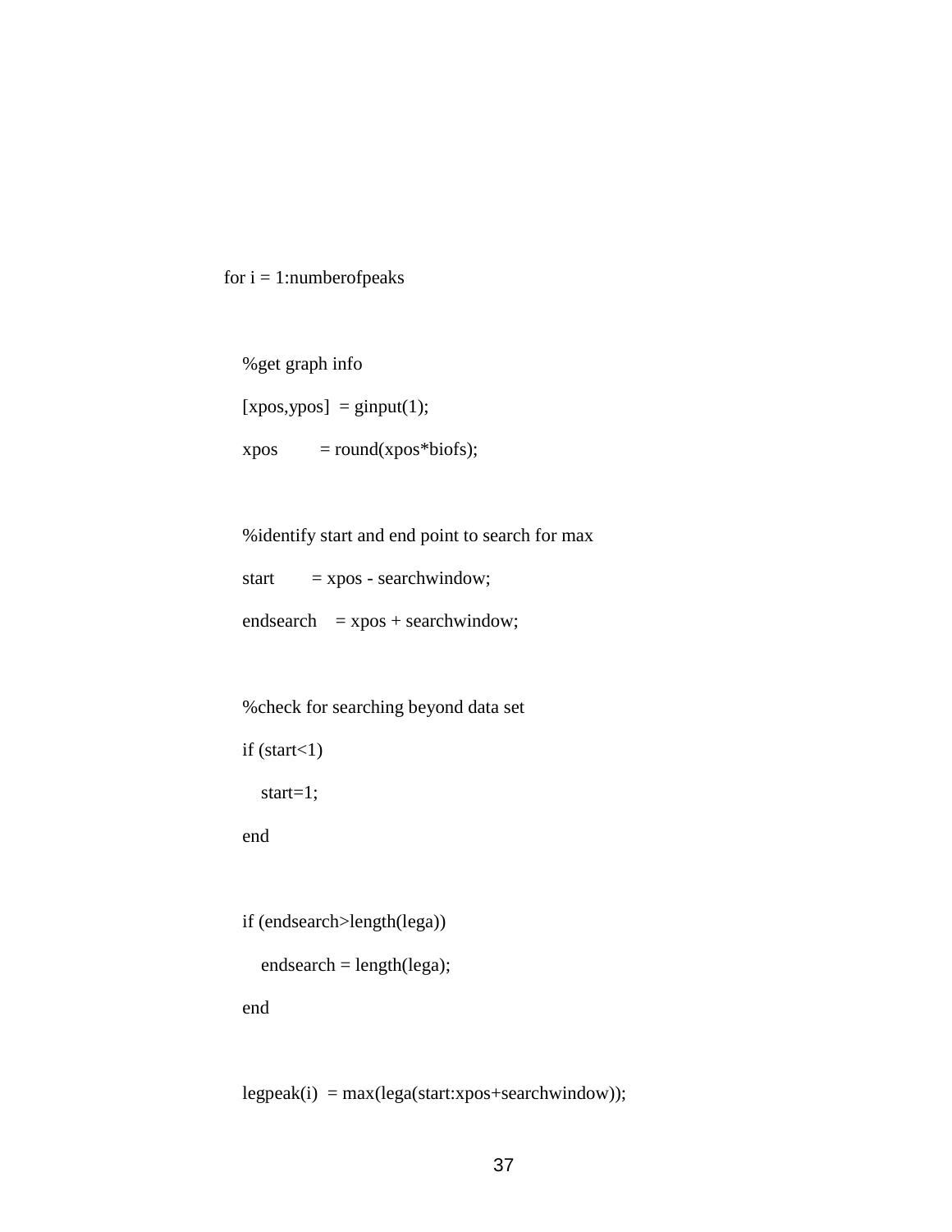```
for i = 1:numberofpeaks

    %get graph info
    [xpos,ypos]  = ginput(1);
    xpos         = round(xpos*biofs);

    %identify start and end point to search for max
    start        = xpos - searchwindow;
    endsearch    = xpos + searchwindow;

    %check for searching beyond data set
    if (start<1)
        start=1;
    end

    if (endsearch>length(lega))
        endsearch = length(lega);
    end

    legpeak(i)  = max(lega(start:xpos+searchwindow));
```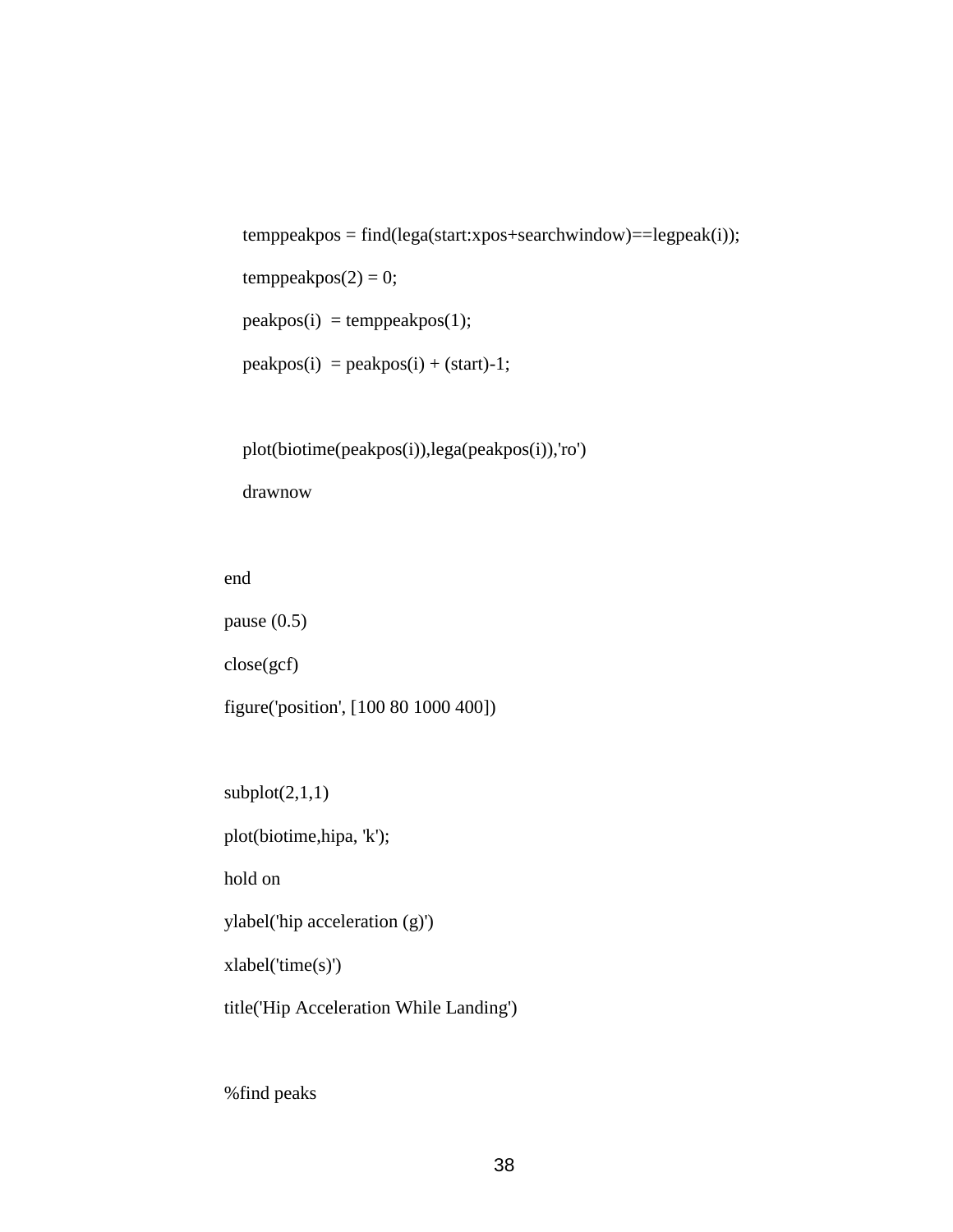```
    temppeakpos = find(lega(start:xpos+searchwindow)==legpeak(i));
    temppeakpos(2) = 0;
    peakpos(i)  = temppeakpos(1);
    peakpos(i)  = peakpos(i) + (start)-1;

    plot(biotime(peakpos(i)),lega(peakpos(i)),'ro')
    drawnow

end
pause (0.5)
close(gcf)
figure('position', [100 80 1000 400])

subplot(2,1,1)
plot(biotime,hipa, 'k');
hold on
ylabel('hip acceleration (g)')
xlabel('time(s)')
title('Hip Acceleration While Landing')

%find peaks
```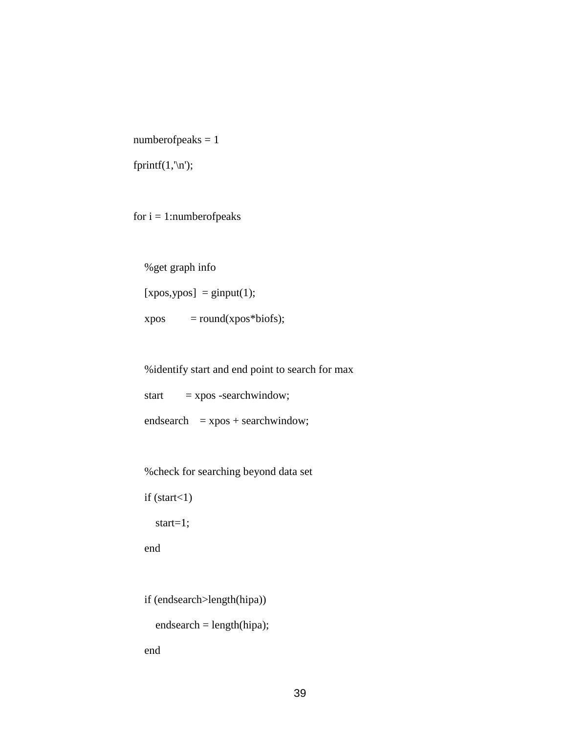```
numberofpeaks = 1
fprintf(1,'\n');

for i = 1:numberofpeaks

    %get graph info
    [xpos,ypos]  = ginput(1);
    xpos         = round(xpos*biofs);

    %identify start and end point to search for max
    start        = xpos -searchwindow;
    endsearch    = xpos + searchwindow;

    %check for searching beyond data set
    if (start<1)
        start=1;
    end

    if (endsearch>length(hipa))
        endsearch = length(hipa);
    end
```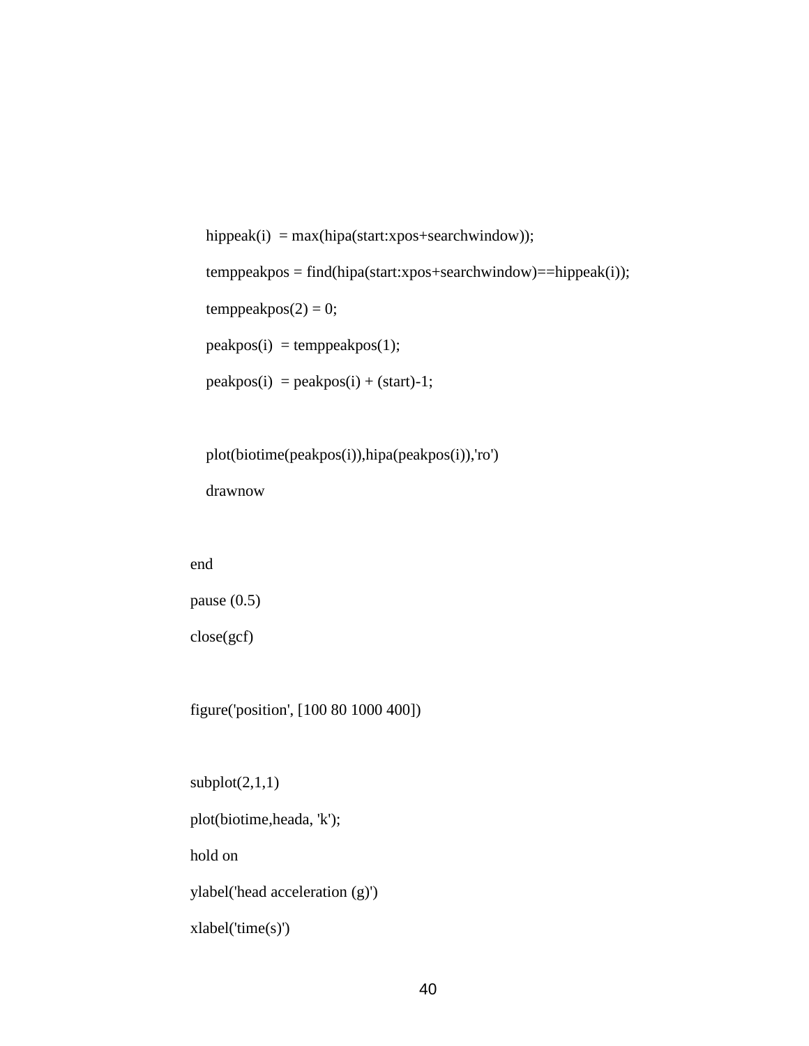```
    hippeak(i)  = max(hipa(start:xpos+searchwindow));

    temppeakpos = find(hipa(start:xpos+searchwindow)==hippeak(i));

    temppeakpos(2) = 0;

    peakpos(i)  = temppeakpos(1);

    peakpos(i)  = peakpos(i) + (start)-1;


    plot(biotime(peakpos(i)),hipa(peakpos(i)),'ro')

    drawnow


end

pause (0.5)

close(gcf)


figure('position', [100 80 1000 400])


subplot(2,1,1)

plot(biotime,heada, 'k');

hold on

ylabel('head acceleration (g)')

xlabel('time(s)')
```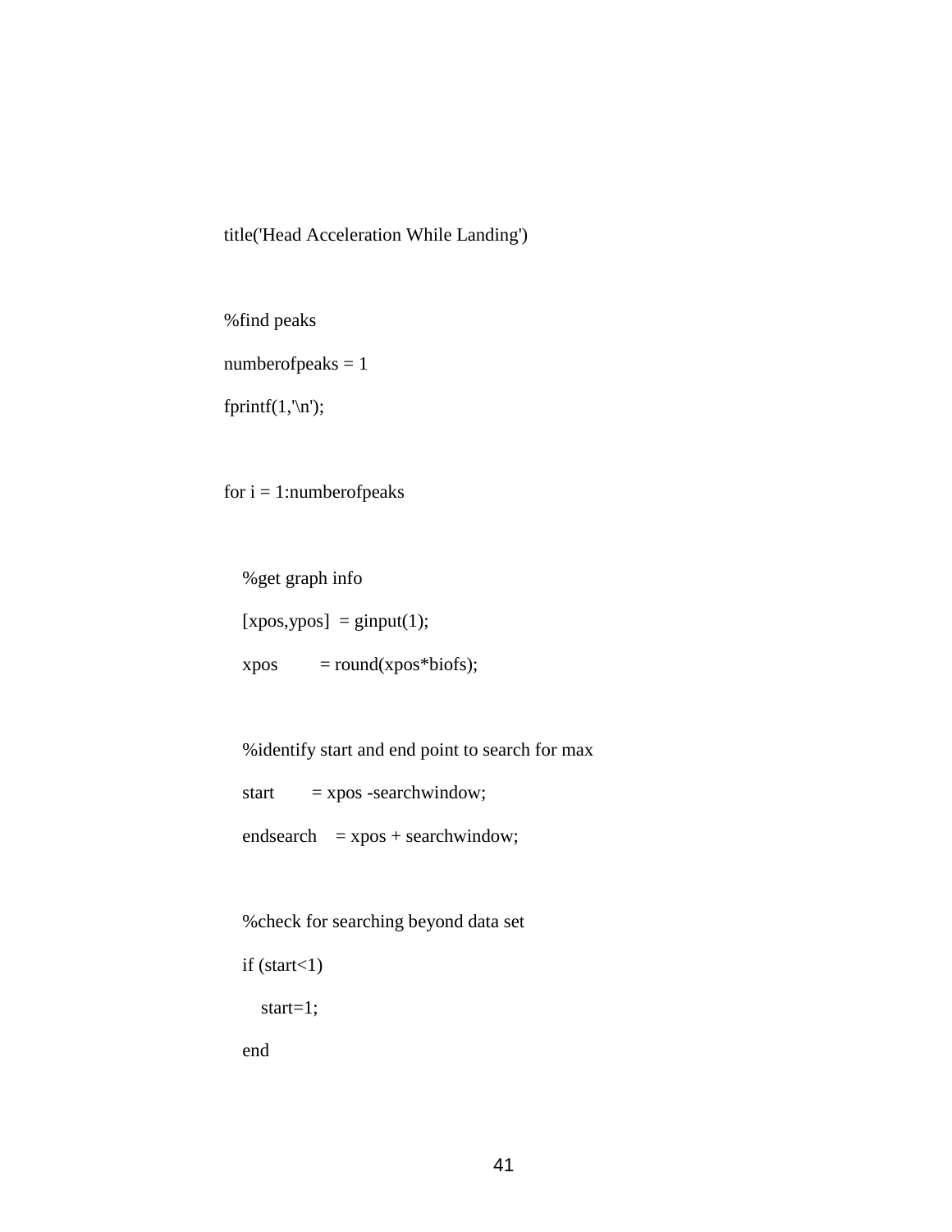```
title('Head Acceleration While Landing')

%find peaks
numberofpeaks = 1
fprintf(1,'\n');

for i = 1:numberofpeaks

    %get graph info
    [xpos,ypos]  = ginput(1);
    xpos        = round(xpos*biofs);

    %identify start and end point to search for max
    start       = xpos -searchwindow;
    endsearch   = xpos + searchwindow;

    %check for searching beyond data set
    if (start<1)
        start=1;
    end
```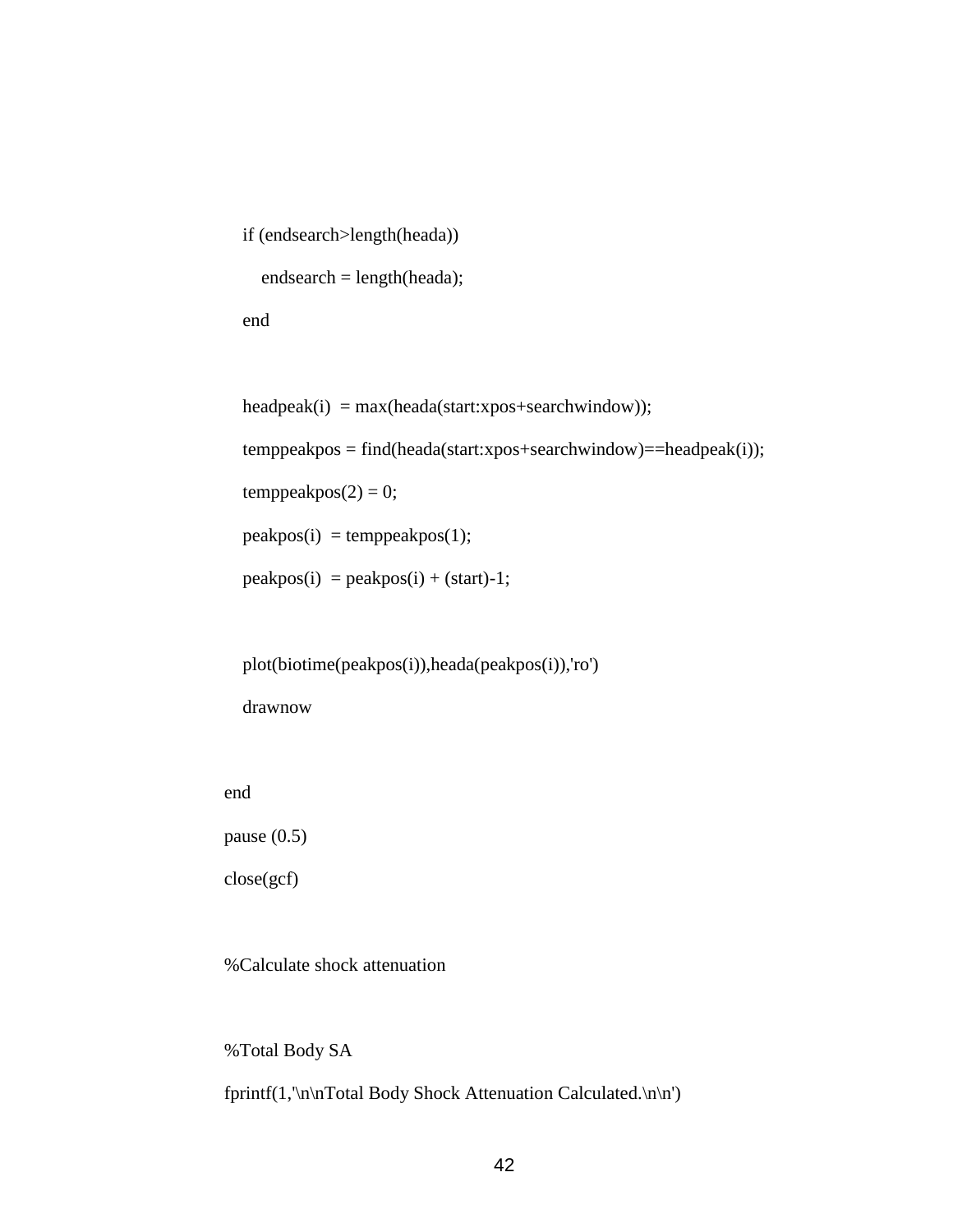```
    if (endsearch>length(heada))
        endsearch = length(heada);
    end

    headpeak(i)  = max(heada(start:xpos+searchwindow));
    temppeakpos = find(heada(start:xpos+searchwindow)==headpeak(i));
    temppeakpos(2) = 0;
    peakpos(i)  = temppeakpos(1);
    peakpos(i)  = peakpos(i) + (start)-1;

    plot(biotime(peakpos(i)),heada(peakpos(i)),'ro')
    drawnow

end
pause (0.5)
close(gcf)

%Calculate shock attenuation

%Total Body SA
fprintf(1,'\n\nTotal Body Shock Attenuation Calculated.\n\n')
```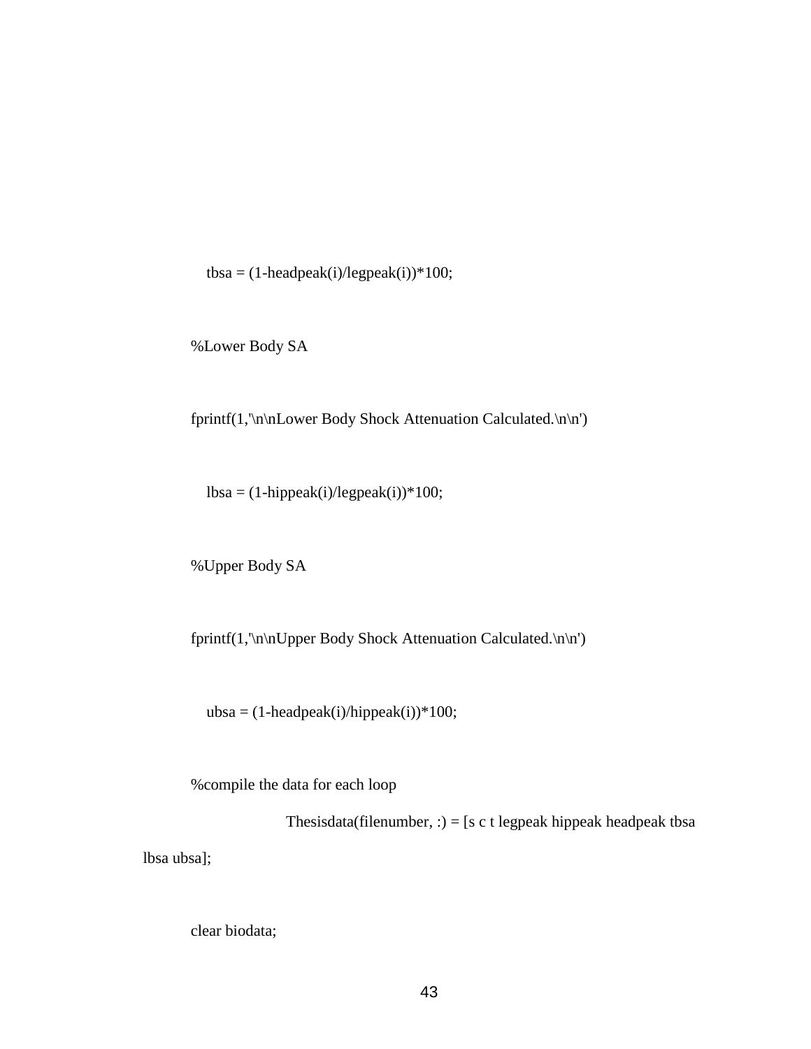```
    tbsa = (1-headpeak(i)/legpeak(i))*100;

%Lower Body SA

fprintf(1,'\n\nLower Body Shock Attenuation Calculated.\n\n')

    lbsa = (1-hippeak(i)/legpeak(i))*100;

%Upper Body SA

fprintf(1,'\n\nUpper Body Shock Attenuation Calculated.\n\n')

    ubsa = (1-headpeak(i)/hippeak(i))*100;

%compile the data for each loop
            Thesisdata(filenumber, :) = [s c t legpeak hippeak headpeak tbsa
lbsa ubsa];

clear biodata;
```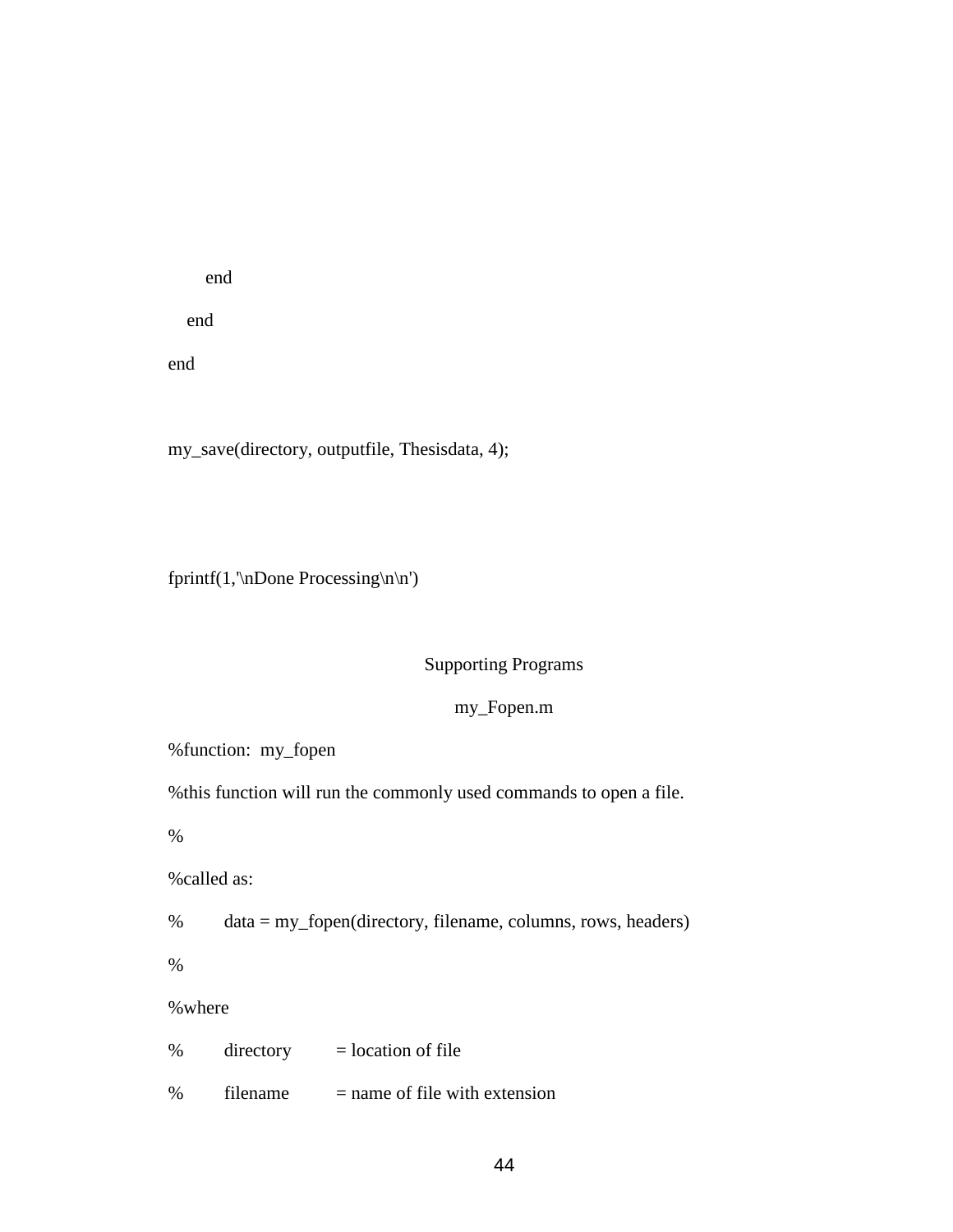```
        end
    end
end

my_save(directory, outputfile, Thesisdata, 4);



fprintf(1,'\nDone Processing\n\n')
```

Supporting Programs

my_Fopen.m

```
%function:  my_fopen
%this function will run the commonly used commands to open a file.
%
%called as:
%       data = my_fopen(directory, filename, columns, rows, headers)
%
%where
%       directory       = location of file
%       filename        = name of file with extension
```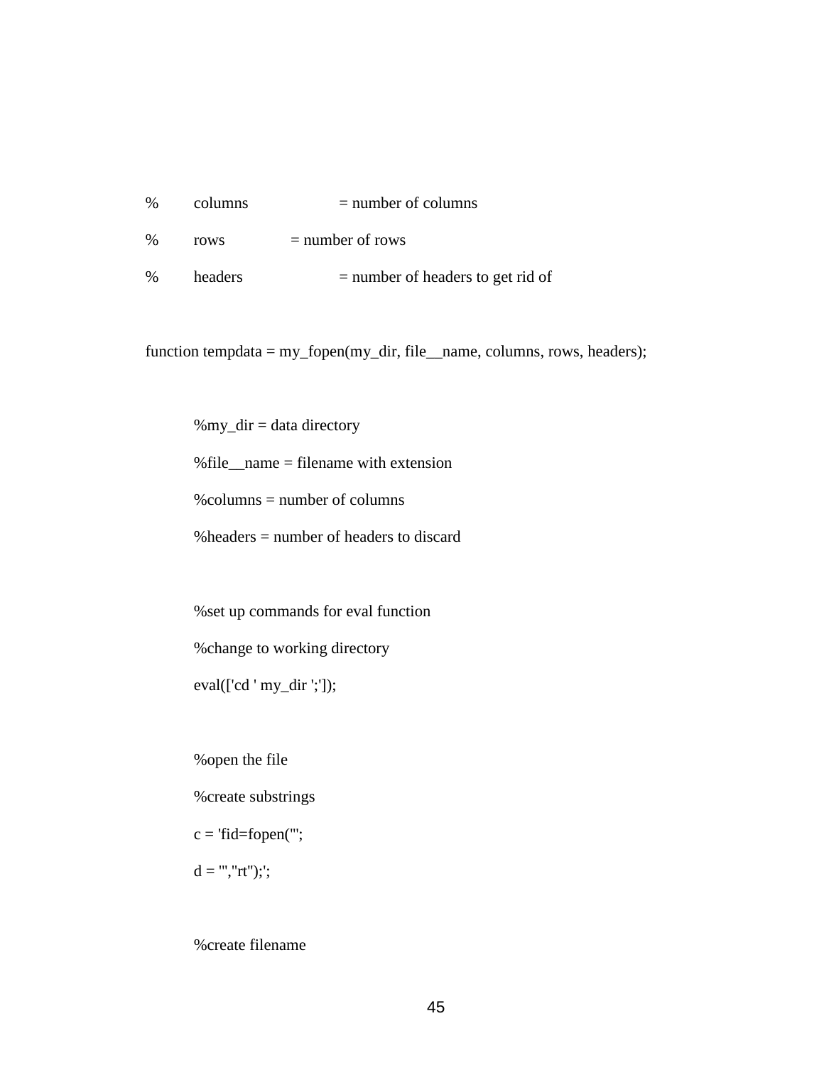```
%	columns		= number of columns
%	rows		= number of rows
%	headers		= number of headers to get rid of

function tempdata = my_fopen(my_dir, file__name, columns, rows, headers);

	%my_dir = data directory
	%file__name = filename with extension
	%columns = number of columns
	%headers = number of headers to discard

	%set up commands for eval function
	%change to working directory
	eval(['cd ' my_dir ';']);

	%open the file
	%create substrings
	c = 'fid=fopen(''';
	d = ''',''rt'');';

	%create filename
```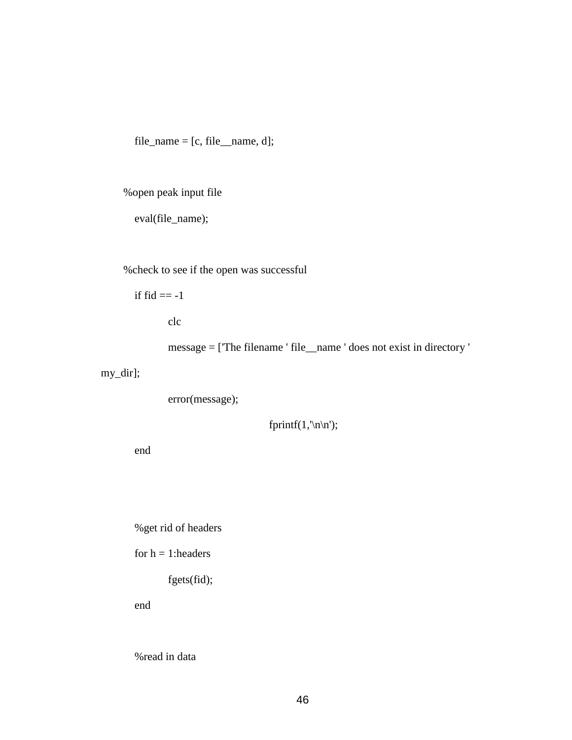```
file_name = [c, file__name, d];

%open peak input file
eval(file_name);

%check to see if the open was successful
if fid == -1
    clc
    message = ['The filename ' file__name ' does not exist in directory '
my_dir];
    error(message);
                fprintf(1,'\n\n');
end


%get rid of headers
for h = 1:headers
    fgets(fid);
end

%read in data
```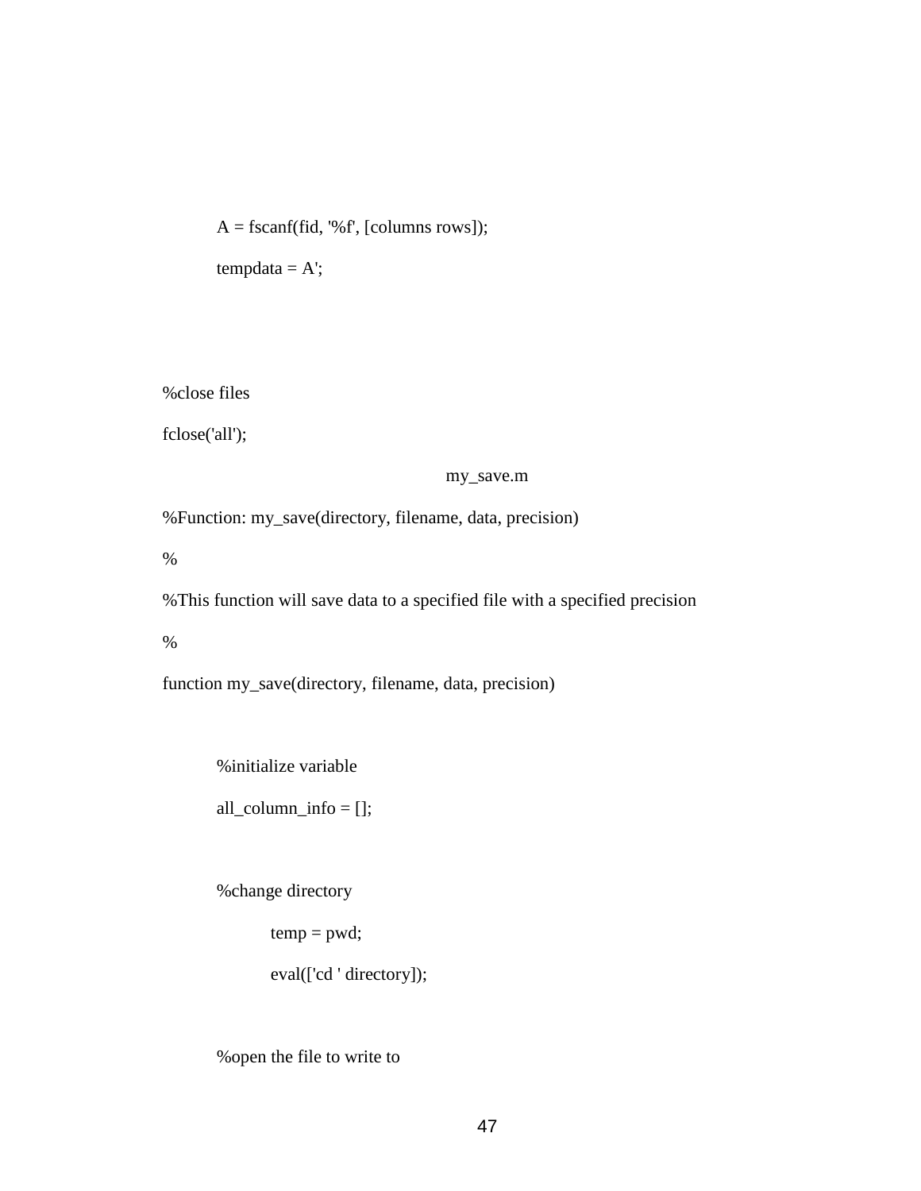```
    A = fscanf(fid, '%f', [columns rows]);
    tempdata = A';



%close files
fclose('all');
```

my_save.m

```
%Function: my_save(directory, filename, data, precision)
%
%This function will save data to a specified file with a specified precision
%
function my_save(directory, filename, data, precision)

    %initialize variable
    all_column_info = [];

    %change directory
        temp = pwd;
        eval(['cd ' directory]);

    %open the file to write to
```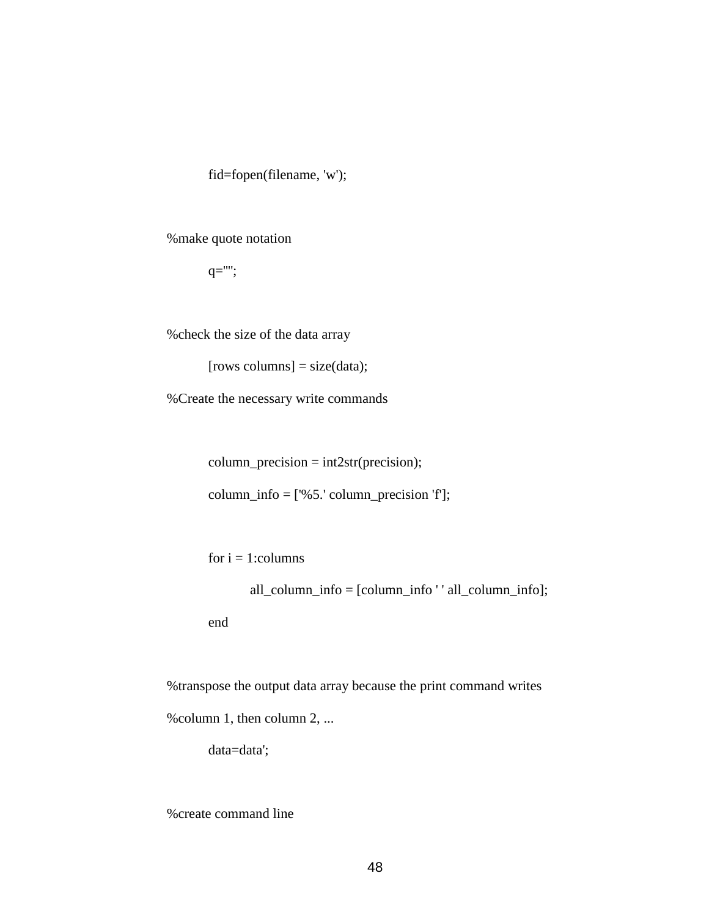```
        fid=fopen(filename, 'w');

%make quote notation
        q='"';

%check the size of the data array
        [rows columns] = size(data);
%Create the necessary write commands

        column_precision = int2str(precision);
        column_info = ['%5.' column_precision 'f'];

        for i = 1:columns
                all_column_info = [column_info ' ' all_column_info];
        end

%transpose the output data array because the print command writes
%column 1, then column 2, ...
        data=data';

%create command line
```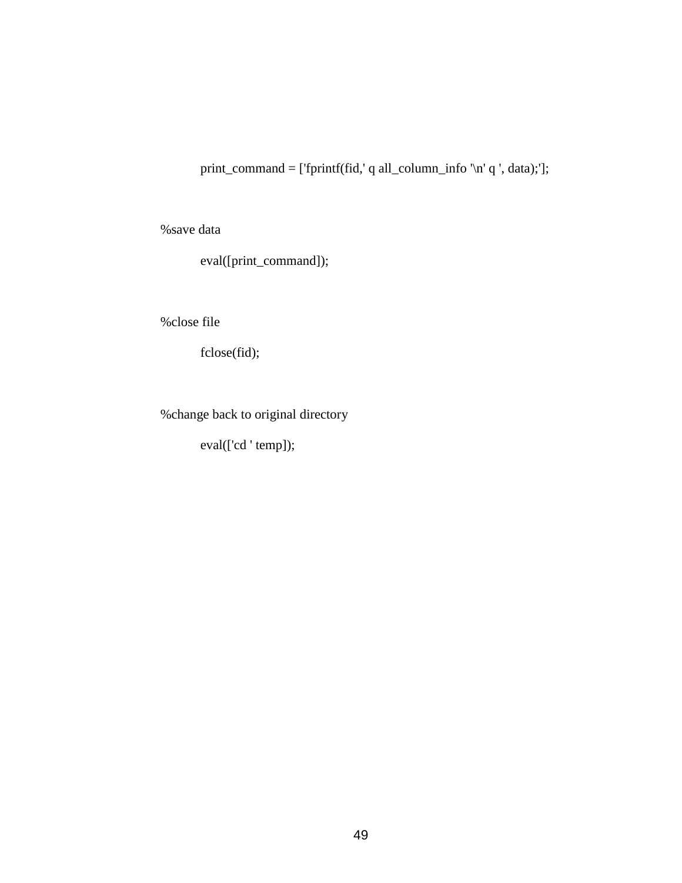```
        print_command = ['fprintf(fid,' q all_column_info '\n' q ', data);'];

%save data
        eval([print_command]);

%close file
        fclose(fid);

%change back to original directory
        eval(['cd ' temp]);
```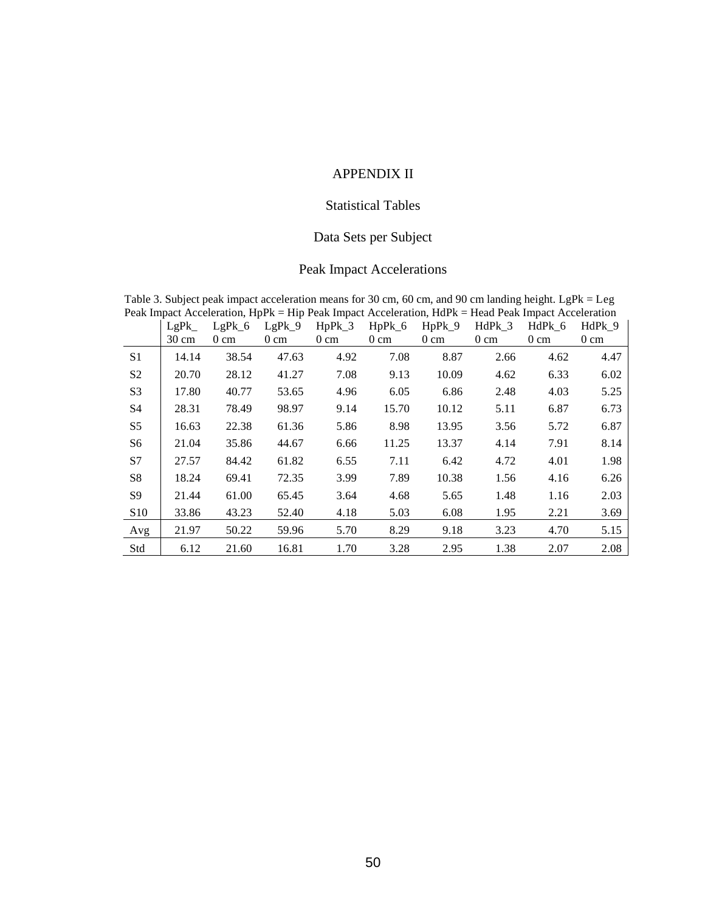# APPENDIX II

## Statistical Tables

### Data Sets per Subject

### Peak Impact Accelerations

Table 3. Subject peak impact acceleration means for 30 cm, 60 cm, and 90 cm landing height. LgPk = Leg Peak Impact Acceleration, HpPk = Hip Peak Impact Acceleration, HdPk = Head Peak Impact Acceleration

| | LgPk_30 cm | LgPk_60 cm | LgPk_90 cm | HpPk_30 cm | HpPk_60 cm | HpPk_90 cm | HdPk_30 cm | HdPk_60 cm | HdPk_90 cm |
|---|---|---|---|---|---|---|---|---|---|
| S1 | 14.14 | 38.54 | 47.63 | 4.92 | 7.08 | 8.87 | 2.66 | 4.62 | 4.47 |
| S2 | 20.70 | 28.12 | 41.27 | 7.08 | 9.13 | 10.09 | 4.62 | 6.33 | 6.02 |
| S3 | 17.80 | 40.77 | 53.65 | 4.96 | 6.05 | 6.86 | 2.48 | 4.03 | 5.25 |
| S4 | 28.31 | 78.49 | 98.97 | 9.14 | 15.70 | 10.12 | 5.11 | 6.87 | 6.73 |
| S5 | 16.63 | 22.38 | 61.36 | 5.86 | 8.98 | 13.95 | 3.56 | 5.72 | 6.87 |
| S6 | 21.04 | 35.86 | 44.67 | 6.66 | 11.25 | 13.37 | 4.14 | 7.91 | 8.14 |
| S7 | 27.57 | 84.42 | 61.82 | 6.55 | 7.11 | 6.42 | 4.72 | 4.01 | 1.98 |
| S8 | 18.24 | 69.41 | 72.35 | 3.99 | 7.89 | 10.38 | 1.56 | 4.16 | 6.26 |
| S9 | 21.44 | 61.00 | 65.45 | 3.64 | 4.68 | 5.65 | 1.48 | 1.16 | 2.03 |
| S10 | 33.86 | 43.23 | 52.40 | 4.18 | 5.03 | 6.08 | 1.95 | 2.21 | 3.69 |
| Avg | 21.97 | 50.22 | 59.96 | 5.70 | 8.29 | 9.18 | 3.23 | 4.70 | 5.15 |
| Std | 6.12 | 21.60 | 16.81 | 1.70 | 3.28 | 2.95 | 1.38 | 2.07 | 2.08 |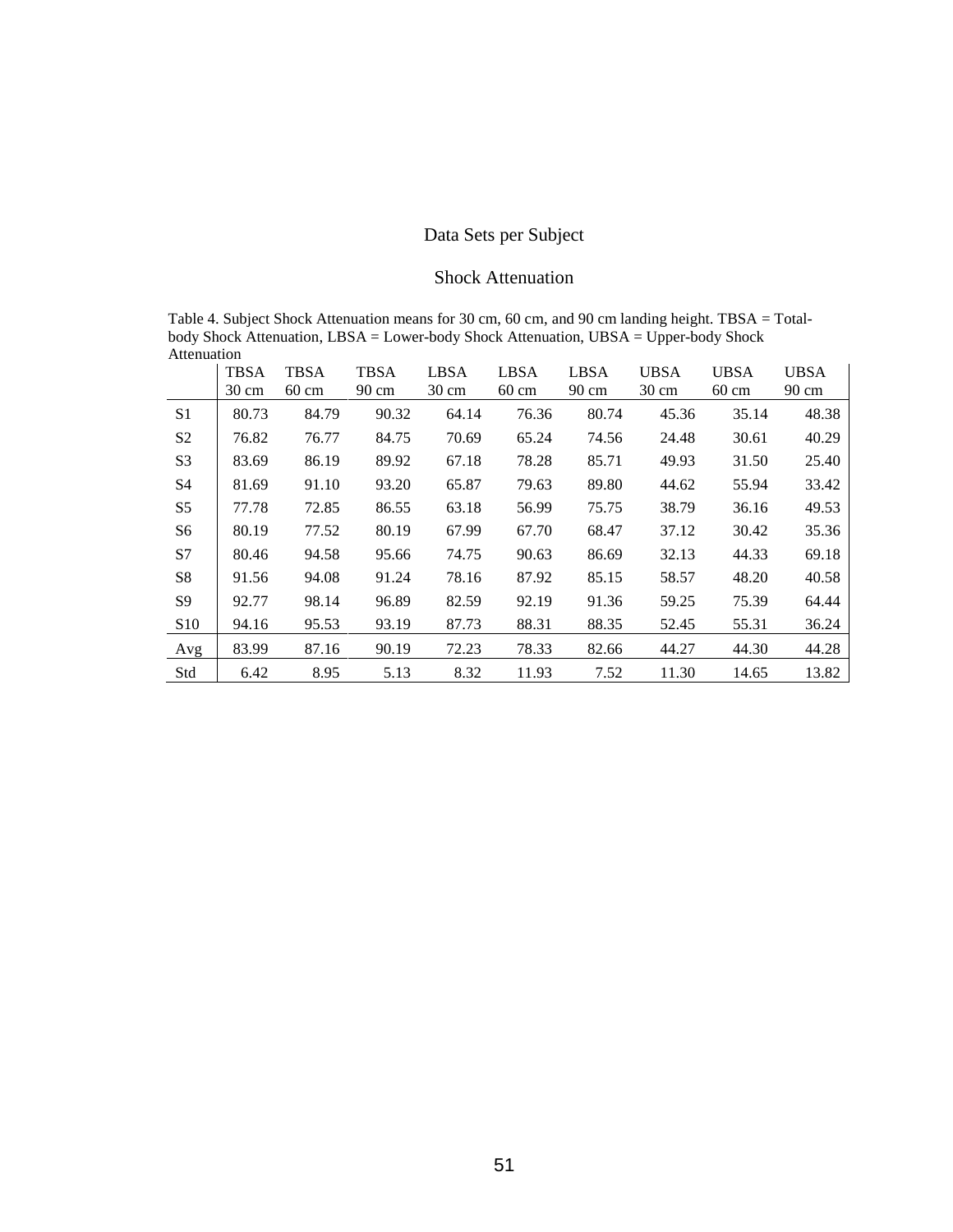# Data Sets per Subject

## Shock Attenuation

Table 4. Subject Shock Attenuation means for 30 cm, 60 cm, and 90 cm landing height. TBSA = Total-body Shock Attenuation, LBSA = Lower-body Shock Attenuation, UBSA = Upper-body Shock Attenuation

| | TBSA 30 cm | TBSA 60 cm | TBSA 90 cm | LBSA 30 cm | LBSA 60 cm | LBSA 90 cm | UBSA 30 cm | UBSA 60 cm | UBSA 90 cm |
|---|---|---|---|---|---|---|---|---|---|
| S1 | 80.73 | 84.79 | 90.32 | 64.14 | 76.36 | 80.74 | 45.36 | 35.14 | 48.38 |
| S2 | 76.82 | 76.77 | 84.75 | 70.69 | 65.24 | 74.56 | 24.48 | 30.61 | 40.29 |
| S3 | 83.69 | 86.19 | 89.92 | 67.18 | 78.28 | 85.71 | 49.93 | 31.50 | 25.40 |
| S4 | 81.69 | 91.10 | 93.20 | 65.87 | 79.63 | 89.80 | 44.62 | 55.94 | 33.42 |
| S5 | 77.78 | 72.85 | 86.55 | 63.18 | 56.99 | 75.75 | 38.79 | 36.16 | 49.53 |
| S6 | 80.19 | 77.52 | 80.19 | 67.99 | 67.70 | 68.47 | 37.12 | 30.42 | 35.36 |
| S7 | 80.46 | 94.58 | 95.66 | 74.75 | 90.63 | 86.69 | 32.13 | 44.33 | 69.18 |
| S8 | 91.56 | 94.08 | 91.24 | 78.16 | 87.92 | 85.15 | 58.57 | 48.20 | 40.58 |
| S9 | 92.77 | 98.14 | 96.89 | 82.59 | 92.19 | 91.36 | 59.25 | 75.39 | 64.44 |
| S10 | 94.16 | 95.53 | 93.19 | 87.73 | 88.31 | 88.35 | 52.45 | 55.31 | 36.24 |
| Avg | 83.99 | 87.16 | 90.19 | 72.23 | 78.33 | 82.66 | 44.27 | 44.30 | 44.28 |
| Std | 6.42 | 8.95 | 5.13 | 8.32 | 11.93 | 7.52 | 11.30 | 14.65 | 13.82 |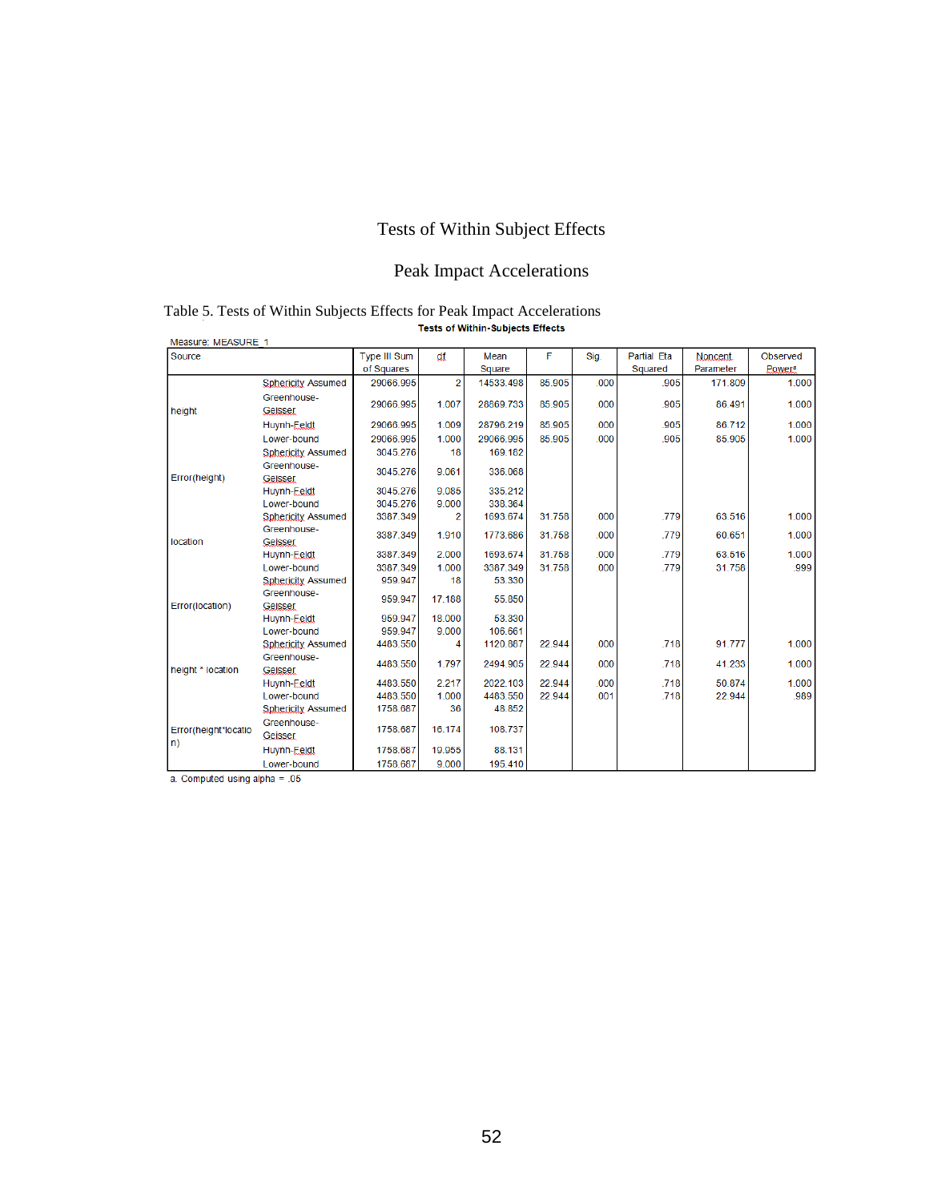# Tests of Within Subject Effects

## Peak Impact Accelerations

Table 5. Tests of Within Subjects Effects for Peak Impact Accelerations

**Tests of Within-Subjects Effects**

Measure: MEASURE_1

| Source | | Type III Sum of Squares | df | Mean Square | F | Sig | Partial Eta Squared | Noncent. Parameter | Observed Power[a] |
|---|---|---|---|---|---|---|---|---|---|
| height | Sphericity Assumed | 29066.995 | 2 | 14533.498 | 85.905 | .000 | .905 | 171.809 | 1.000 |
| | Greenhouse-Geisser | 29066.995 | 1.007 | 28869.733 | 85.905 | .000 | .905 | 86.491 | 1.000 |
| | Huynh-Feldt | 29066.995 | 1.009 | 28796.219 | 85.905 | .000 | .905 | 86.712 | 1.000 |
| | Lower-bound | 29066.995 | 1.000 | 29066.995 | 85.905 | .000 | .905 | 85.905 | 1.000 |
| Error(height) | Sphericity Assumed | 3045.276 | 18 | 169.182 | | | | | |
| | Greenhouse-Geisser | 3045.276 | 9.061 | 336.068 | | | | | |
| | Huynh-Feldt | 3045.276 | 9.085 | 335.212 | | | | | |
| | Lower-bound | 3045.276 | 9.000 | 338.364 | | | | | |
| location | Sphericity Assumed | 3387.349 | 2 | 1693.674 | 31.758 | .000 | .779 | 63.516 | 1.000 |
| | Greenhouse-Geisser | 3387.349 | 1.910 | 1773.686 | 31.758 | .000 | .779 | 60.651 | 1.000 |
| | Huynh-Feldt | 3387.349 | 2.000 | 1693.674 | 31.758 | .000 | .779 | 63.516 | 1.000 |
| | Lower-bound | 3387.349 | 1.000 | 3387.349 | 31.758 | .000 | .779 | 31.758 | .999 |
| Error(location) | Sphericity Assumed | 959.947 | 18 | 53.330 | | | | | |
| | Greenhouse-Geisser | 959.947 | 17.188 | 55.850 | | | | | |
| | Huynh-Feldt | 959.947 | 18.000 | 53.330 | | | | | |
| | Lower-bound | 959.947 | 9.000 | 106.661 | | | | | |
| height * location | Sphericity Assumed | 4483.550 | 4 | 1120.887 | 22.944 | .000 | .718 | 91.777 | 1.000 |
| | Greenhouse-Geisser | 4483.550 | 1.797 | 2494.905 | 22.944 | .000 | .718 | 41.233 | 1.000 |
| | Huynh-Feldt | 4483.550 | 2.217 | 2022.103 | 22.944 | .000 | .718 | 50.874 | 1.000 |
| | Lower-bound | 4483.550 | 1.000 | 4483.550 | 22.944 | .001 | .718 | 22.944 | .989 |
| Error(height*location) | Sphericity Assumed | 1758.687 | 36 | 48.852 | | | | | |
| | Greenhouse-Geisser | 1758.687 | 16.174 | 108.737 | | | | | |
| | Huynh-Feldt | 1758.687 | 19.955 | 88.131 | | | | | |
| | Lower-bound | 1758.687 | 9.000 | 195.410 | | | | | |

a. Computed using alpha = .05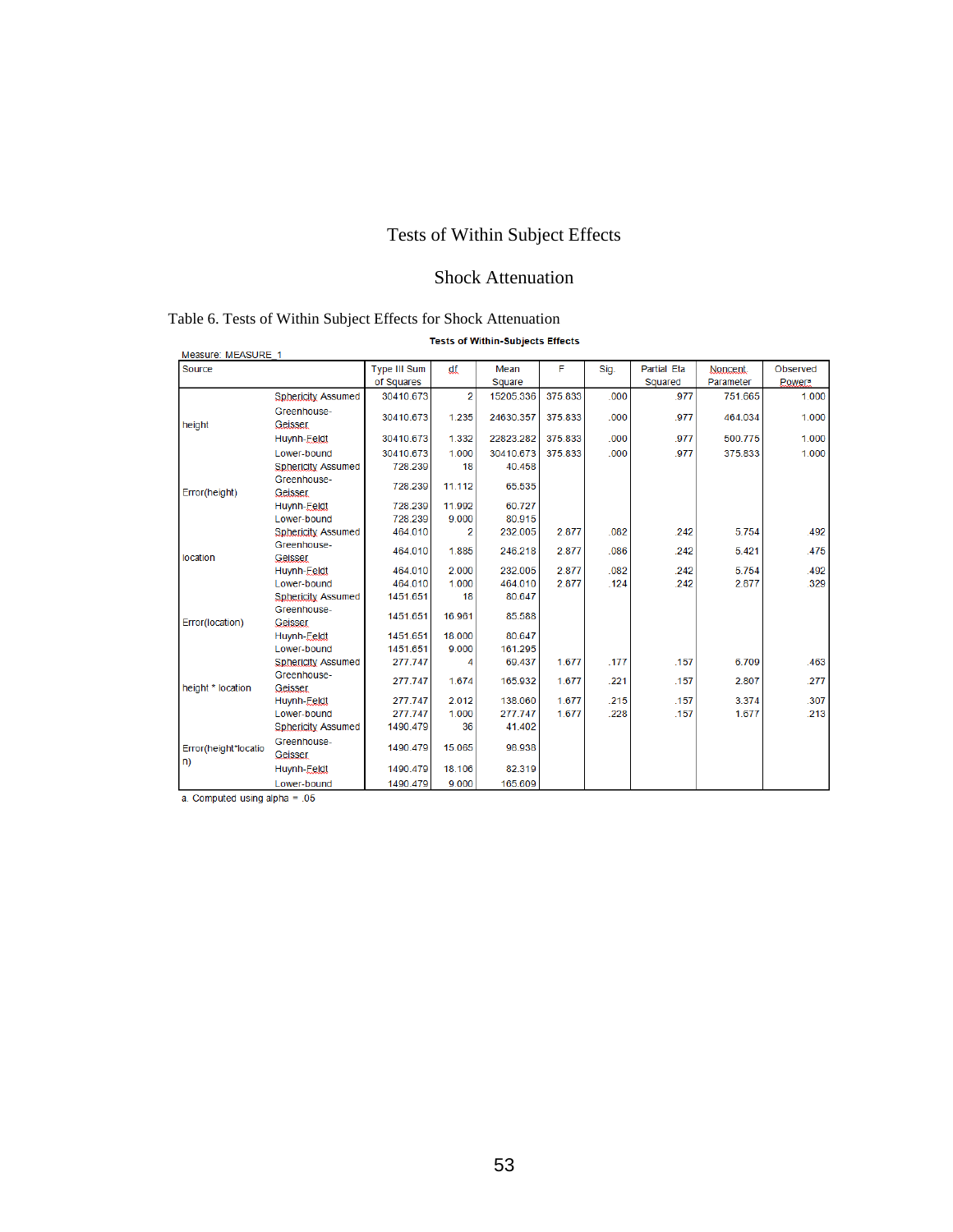# Tests of Within Subject Effects

## Shock Attenuation

Table 6. Tests of Within Subject Effects for Shock Attenuation

**Tests of Within-Subjects Effects**

Measure: MEASURE_1

| Source | | Type III Sum of Squares | df | Mean Square | F | Sig. | Partial Eta Squared | Noncent. Parameter | Observed Power[a] |
|---|---|---|---|---|---|---|---|---|---|
| height | Sphericity Assumed | 30410.673 | 2 | 15205.336 | 375.833 | .000 | .977 | 751.665 | 1.000 |
| | Greenhouse-Geisser | 30410.673 | 1.235 | 24630.357 | 375.833 | .000 | .977 | 464.034 | 1.000 |
| | Huynh-Feldt | 30410.673 | 1.332 | 22823.282 | 375.833 | .000 | .977 | 500.775 | 1.000 |
| | Lower-bound | 30410.673 | 1.000 | 30410.673 | 375.833 | .000 | .977 | 375.833 | 1.000 |
| Error(height) | Sphericity Assumed | 728.239 | 18 | 40.458 | | | | | |
| | Greenhouse-Geisser | 728.239 | 11.112 | 65.535 | | | | | |
| | Huynh-Feldt | 728.239 | 11.992 | 60.727 | | | | | |
| | Lower-bound | 728.239 | 9.000 | 80.915 | | | | | |
| location | Sphericity Assumed | 464.010 | 2 | 232.005 | 2.877 | .082 | .242 | 5.754 | .492 |
| | Greenhouse-Geisser | 464.010 | 1.885 | 246.218 | 2.877 | .086 | .242 | 5.421 | .475 |
| | Huynh-Feldt | 464.010 | 2.000 | 232.005 | 2.877 | .082 | .242 | 5.754 | .492 |
| | Lower-bound | 464.010 | 1.000 | 464.010 | 2.877 | .124 | .242 | 2.877 | .329 |
| Error(location) | Sphericity Assumed | 1451.651 | 18 | 80.647 | | | | | |
| | Greenhouse-Geisser | 1451.651 | 16.961 | 85.588 | | | | | |
| | Huynh-Feldt | 1451.651 | 18.000 | 80.647 | | | | | |
| | Lower-bound | 1451.651 | 9.000 | 161.295 | | | | | |
| height * location | Sphericity Assumed | 277.747 | 4 | 69.437 | 1.677 | .177 | .157 | 6.709 | .463 |
| | Greenhouse-Geisser | 277.747 | 1.674 | 165.932 | 1.677 | .221 | .157 | 2.807 | .277 |
| | Huynh-Feldt | 277.747 | 2.012 | 138.060 | 1.677 | .215 | .157 | 3.374 | .307 |
| | Lower-bound | 277.747 | 1.000 | 277.747 | 1.677 | .228 | .157 | 1.677 | .213 |
| Error(height*location) | Sphericity Assumed | 1490.479 | 36 | 41.402 | | | | | |
| | Greenhouse-Geisser | 1490.479 | 15.065 | 98.938 | | | | | |
| | Huynh-Feldt | 1490.479 | 18.106 | 82.319 | | | | | |
| | Lower-bound | 1490.479 | 9.000 | 165.609 | | | | | |

a. Computed using alpha = .05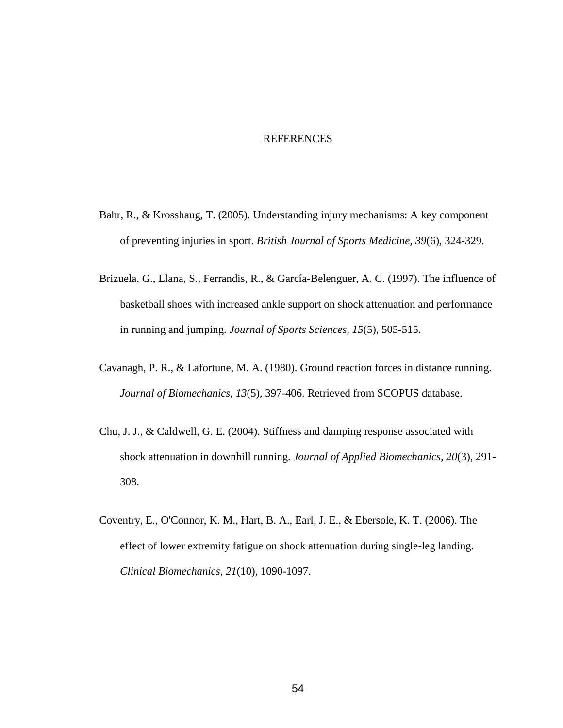# REFERENCES

Bahr, R., & Krosshaug, T. (2005). Understanding injury mechanisms: A key component of preventing injuries in sport. *British Journal of Sports Medicine, 39*(6), 324-329.

Brizuela, G., Llana, S., Ferrandis, R., & García-Belenguer, A. C. (1997). The influence of basketball shoes with increased ankle support on shock attenuation and performance in running and jumping. *Journal of Sports Sciences, 15*(5), 505-515.

Cavanagh, P. R., & Lafortune, M. A. (1980). Ground reaction forces in distance running. *Journal of Biomechanics, 13*(5), 397-406. Retrieved from SCOPUS database.

Chu, J. J., & Caldwell, G. E. (2004). Stiffness and damping response associated with shock attenuation in downhill running. *Journal of Applied Biomechanics, 20*(3), 291-308.

Coventry, E., O'Connor, K. M., Hart, B. A., Earl, J. E., & Ebersole, K. T. (2006). The effect of lower extremity fatigue on shock attenuation during single-leg landing. *Clinical Biomechanics, 21*(10), 1090-1097.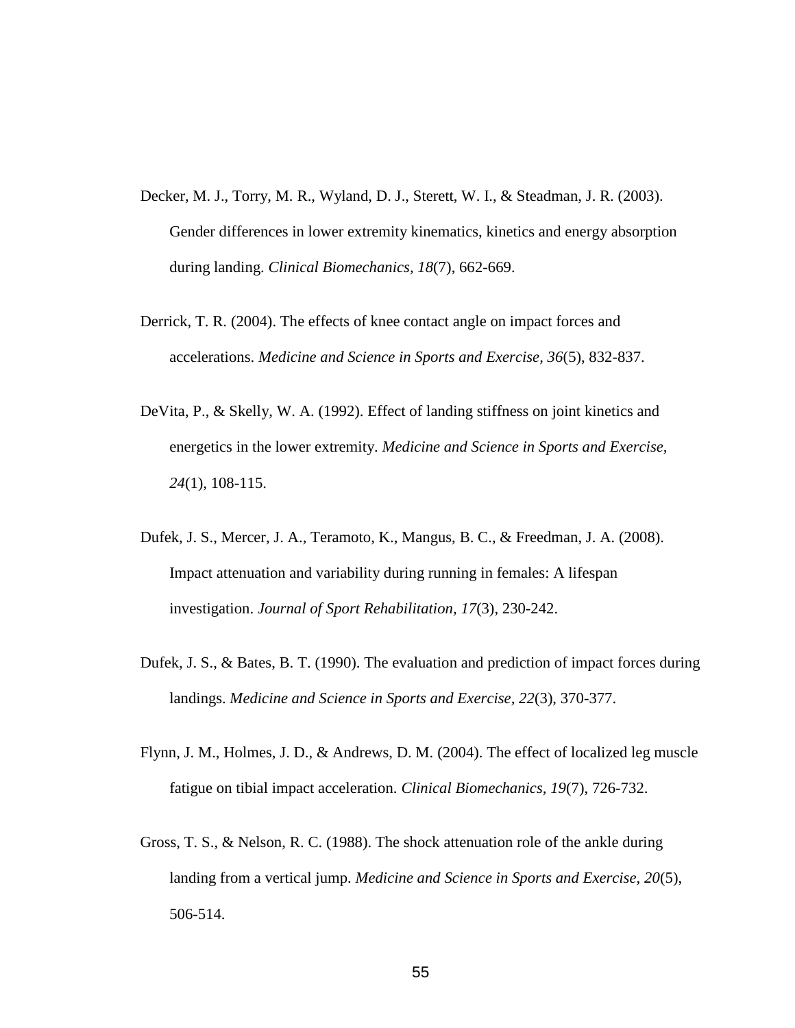Decker, M. J., Torry, M. R., Wyland, D. J., Sterett, W. I., & Steadman, J. R. (2003). Gender differences in lower extremity kinematics, kinetics and energy absorption during landing. *Clinical Biomechanics, 18*(7), 662-669.

Derrick, T. R. (2004). The effects of knee contact angle on impact forces and accelerations. *Medicine and Science in Sports and Exercise, 36*(5), 832-837.

DeVita, P., & Skelly, W. A. (1992). Effect of landing stiffness on joint kinetics and energetics in the lower extremity. *Medicine and Science in Sports and Exercise, 24*(1), 108-115.

Dufek, J. S., Mercer, J. A., Teramoto, K., Mangus, B. C., & Freedman, J. A. (2008). Impact attenuation and variability during running in females: A lifespan investigation. *Journal of Sport Rehabilitation, 17*(3), 230-242.

Dufek, J. S., & Bates, B. T. (1990). The evaluation and prediction of impact forces during landings. *Medicine and Science in Sports and Exercise, 22*(3), 370-377.

Flynn, J. M., Holmes, J. D., & Andrews, D. M. (2004). The effect of localized leg muscle fatigue on tibial impact acceleration. *Clinical Biomechanics, 19*(7), 726-732.

Gross, T. S., & Nelson, R. C. (1988). The shock attenuation role of the ankle during landing from a vertical jump. *Medicine and Science in Sports and Exercise, 20*(5), 506-514.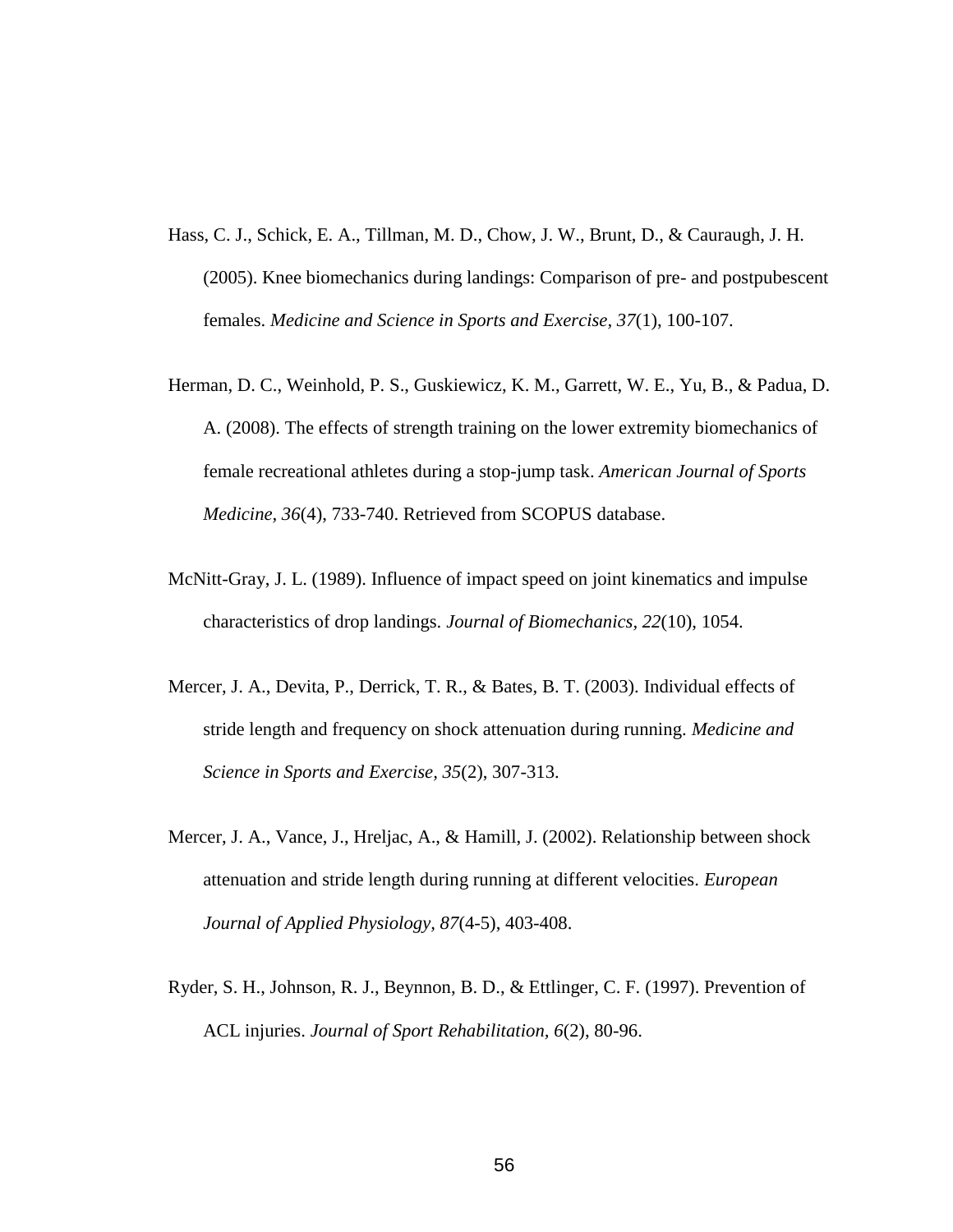Hass, C. J., Schick, E. A., Tillman, M. D., Chow, J. W., Brunt, D., & Cauraugh, J. H. (2005). Knee biomechanics during landings: Comparison of pre- and postpubescent females. *Medicine and Science in Sports and Exercise, 37*(1), 100-107.

Herman, D. C., Weinhold, P. S., Guskiewicz, K. M., Garrett, W. E., Yu, B., & Padua, D. A. (2008). The effects of strength training on the lower extremity biomechanics of female recreational athletes during a stop-jump task. *American Journal of Sports Medicine, 36*(4), 733-740. Retrieved from SCOPUS database.

McNitt-Gray, J. L. (1989). Influence of impact speed on joint kinematics and impulse characteristics of drop landings. *Journal of Biomechanics, 22*(10), 1054.

Mercer, J. A., Devita, P., Derrick, T. R., & Bates, B. T. (2003). Individual effects of stride length and frequency on shock attenuation during running. *Medicine and Science in Sports and Exercise, 35*(2), 307-313.

Mercer, J. A., Vance, J., Hreljac, A., & Hamill, J. (2002). Relationship between shock attenuation and stride length during running at different velocities. *European Journal of Applied Physiology, 87*(4-5), 403-408.

Ryder, S. H., Johnson, R. J., Beynnon, B. D., & Ettlinger, C. F. (1997). Prevention of ACL injuries. *Journal of Sport Rehabilitation, 6*(2), 80-96.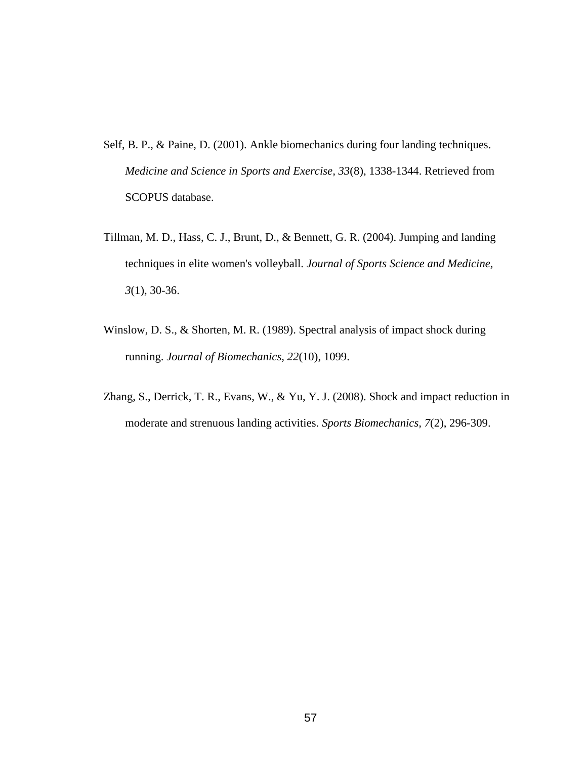Self, B. P., & Paine, D. (2001). Ankle biomechanics during four landing techniques. *Medicine and Science in Sports and Exercise*, *33*(8), 1338-1344. Retrieved from SCOPUS database.

Tillman, M. D., Hass, C. J., Brunt, D., & Bennett, G. R. (2004). Jumping and landing techniques in elite women's volleyball. *Journal of Sports Science and Medicine, 3*(1), 30-36.

Winslow, D. S., & Shorten, M. R. (1989). Spectral analysis of impact shock during running. *Journal of Biomechanics, 22*(10), 1099.

Zhang, S., Derrick, T. R., Evans, W., & Yu, Y. J. (2008). Shock and impact reduction in moderate and strenuous landing activities. *Sports Biomechanics, 7*(2), 296-309.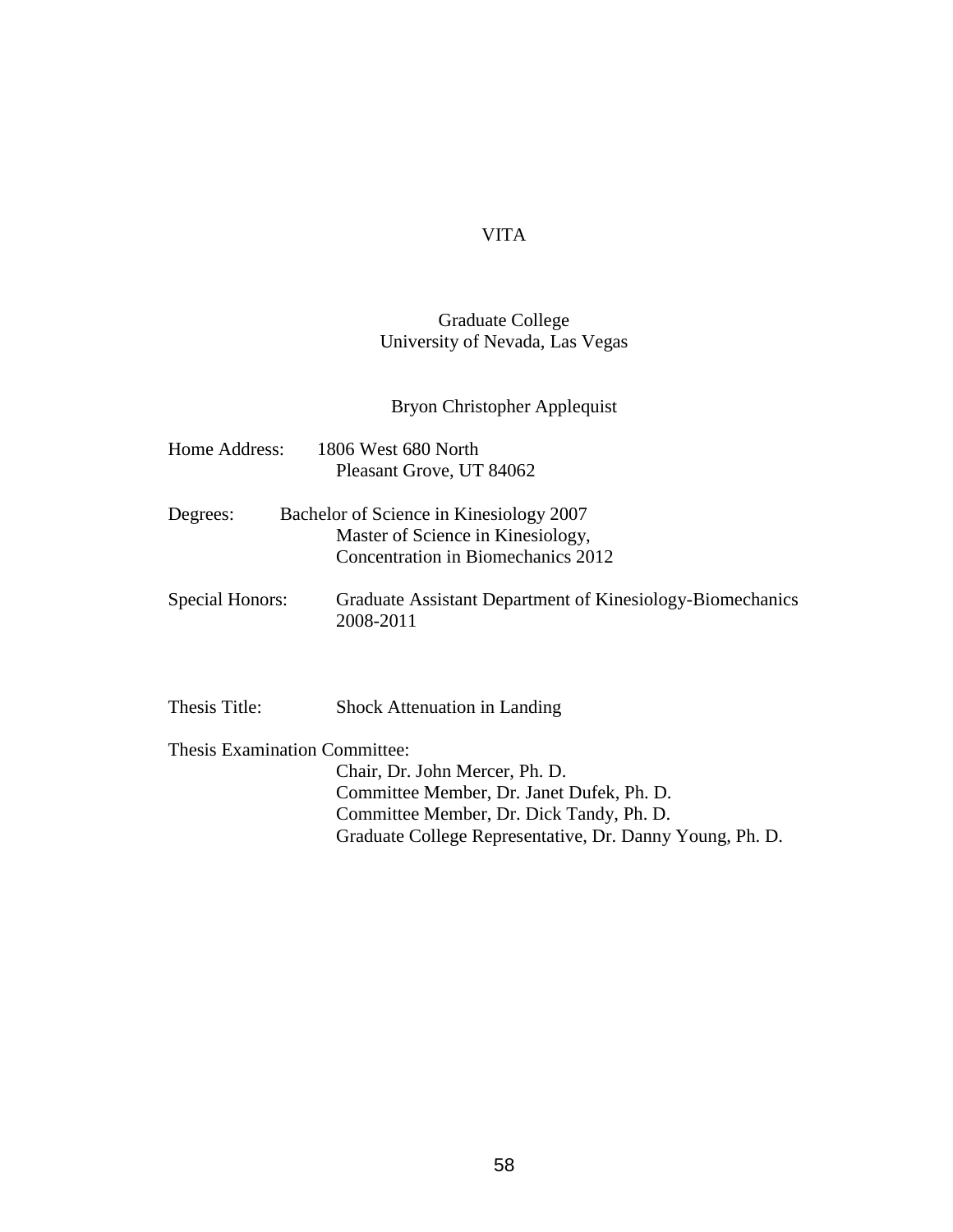# VITA

Graduate College
University of Nevada, Las Vegas

Bryon Christopher Applequist

Home Address: 1806 West 680 North
Pleasant Grove, UT 84062

Degrees: Bachelor of Science in Kinesiology 2007
Master of Science in Kinesiology,
Concentration in Biomechanics 2012

Special Honors: Graduate Assistant Department of Kinesiology-Biomechanics 2008-2011

Thesis Title: Shock Attenuation in Landing

Thesis Examination Committee:
Chair, Dr. John Mercer, Ph. D.
Committee Member, Dr. Janet Dufek, Ph. D.
Committee Member, Dr. Dick Tandy, Ph. D.
Graduate College Representative, Dr. Danny Young, Ph. D.